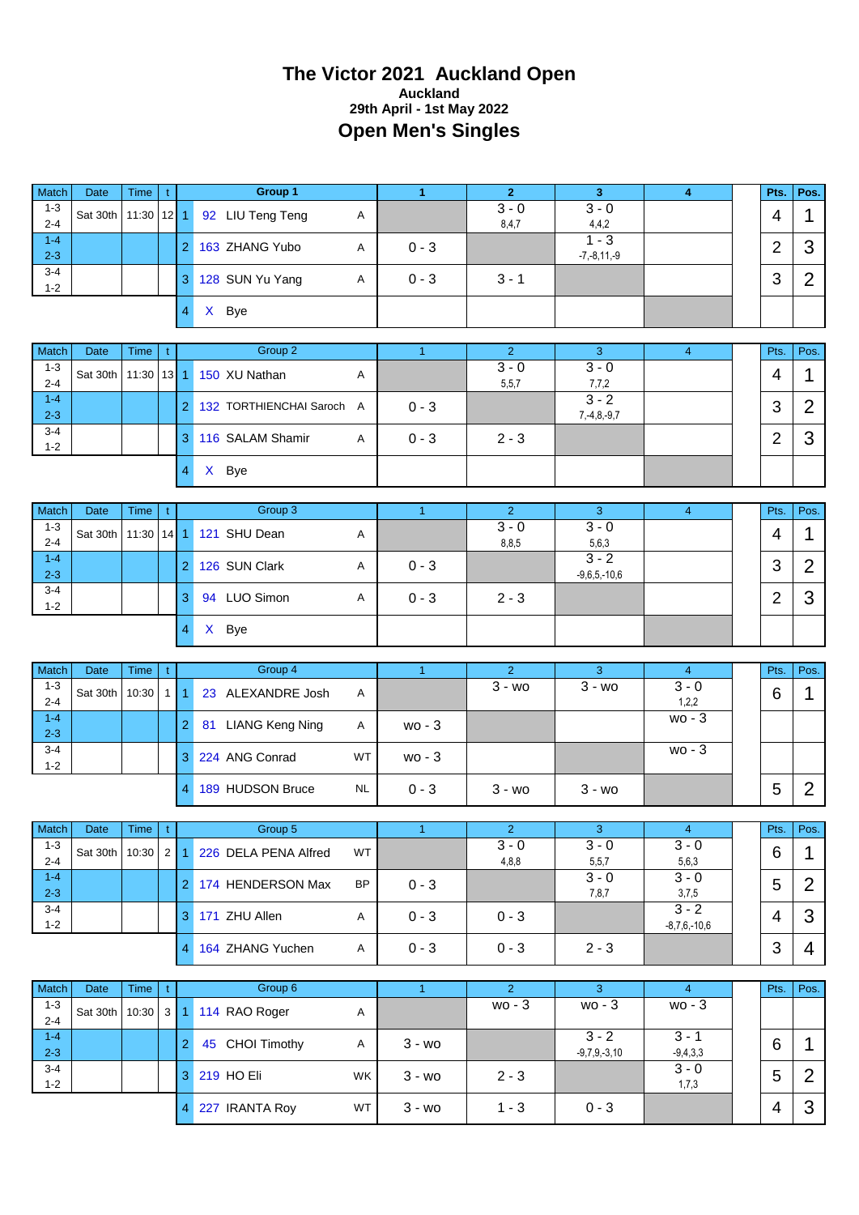# The Victor 2021 Auckland Open

**Auckland**

**29th April - 1st May 2022**

## Open Men's Singles

| Match | Date | Time | t | | Group 1 | | 1 | 2 | 3 | 4 | | Pts. | Pos. |
|---|---|---|---|---|---|---|---|---|---|---|---|---|---|
| 1-3 2-4 | Sat 30th | 11:30 | 12 | 1 | 92 LIU Teng Teng | A | | 3 - 0 8,4,7 | 3 - 0 4,4,2 | | | 4 | 1 |
| 1-4 2-3 | | | | 2 | 163 ZHANG Yubo | A | 0 - 3 | | 1 - 3 -7,-8,11,-9 | | | 2 | 3 |
| 3-4 1-2 | | | | 3 | 128 SUN Yu Yang | A | 0 - 3 | 3 - 1 | | | | 3 | 2 |
| | | | | 4 | X Bye | | | | | | | | |

| Match | Date | Time | t | | Group 2 | | 1 | 2 | 3 | 4 | | Pts. | Pos. |
|---|---|---|---|---|---|---|---|---|---|---|---|---|---|
| 1-3 2-4 | Sat 30th | 11:30 | 13 | 1 | 150 XU Nathan | A | | 3 - 0 5,5,7 | 3 - 0 7,7,2 | | | 4 | 1 |
| 1-4 2-3 | | | | 2 | 132 TORTHIENCHAI Saroch | A | 0 - 3 | | 3 - 2 7,-4,8,-9,7 | | | 3 | 2 |
| 3-4 1-2 | | | | 3 | 116 SALAM Shamir | A | 0 - 3 | 2 - 3 | | | | 2 | 3 |
| | | | | 4 | X Bye | | | | | | | | |

| Match | Date | Time | t | | Group 3 | | 1 | 2 | 3 | 4 | | Pts. | Pos. |
|---|---|---|---|---|---|---|---|---|---|---|---|---|---|
| 1-3 2-4 | Sat 30th | 11:30 | 14 | 1 | 121 SHU Dean | A | | 3 - 0 8,8,5 | 3 - 0 5,6,3 | | | 4 | 1 |
| 1-4 2-3 | | | | 2 | 126 SUN Clark | A | 0 - 3 | | 3 - 2 -9,6,5,-10,6 | | | 3 | 2 |
| 3-4 1-2 | | | | 3 | 94 LUO Simon | A | 0 - 3 | 2 - 3 | | | | 2 | 3 |
| | | | | 4 | X Bye | | | | | | | | |

| Match | Date | Time | t | | Group 4 | | 1 | 2 | 3 | 4 | | Pts. | Pos. |
|---|---|---|---|---|---|---|---|---|---|---|---|---|---|
| 1-3 2-4 | Sat 30th | 10:30 | 1 | 1 | 23 ALEXANDRE Josh | A | | 3 - wo | 3 - wo | 3 - 0 1,2,2 | | 6 | 1 |
| 1-4 2-3 | | | | 2 | 81 LIANG Keng Ning | A | wo - 3 | | | wo - 3 | | | |
| 3-4 1-2 | | | | 3 | 224 ANG Conrad | WT | wo - 3 | | | wo - 3 | | | |
| | | | | 4 | 189 HUDSON Bruce | NL | 0 - 3 | 3 - wo | 3 - wo | | | 5 | 2 |

| Match | Date | Time | t | | Group 5 | | 1 | 2 | 3 | 4 | | Pts. | Pos. |
|---|---|---|---|---|---|---|---|---|---|---|---|---|---|
| 1-3 2-4 | Sat 30th | 10:30 | 2 | 1 | 226 DELA PENA Alfred | WT | | 3 - 0 4,8,8 | 3 - 0 5,5,7 | 3 - 0 5,6,3 | | 6 | 1 |
| 1-4 2-3 | | | | 2 | 174 HENDERSON Max | BP | 0 - 3 | | 3 - 0 7,8,7 | 3 - 0 3,7,5 | | 5 | 2 |
| 3-4 1-2 | | | | 3 | 171 ZHU Allen | A | 0 - 3 | 0 - 3 | | 3 - 2 -8,7,6,-10,6 | | 4 | 3 |
| | | | | 4 | 164 ZHANG Yuchen | A | 0 - 3 | 0 - 3 | 2 - 3 | | | 3 | 4 |

| Match | Date | Time | t | | Group 6 | | 1 | 2 | 3 | 4 | | Pts. | Pos. |
|---|---|---|---|---|---|---|---|---|---|---|---|---|---|
| 1-3 2-4 | Sat 30th | 10:30 | 3 | 1 | 114 RAO Roger | A | | wo - 3 | wo - 3 | wo - 3 | | | |
| 1-4 2-3 | | | | 2 | 45 CHOI Timothy | A | 3 - wo | | 3 - 2 -9,7,9,-3,10 | 3 - 1 -9,4,3,3 | | 6 | 1 |
| 3-4 1-2 | | | | 3 | 219 HO Eli | WK | 3 - wo | 2 - 3 | | 3 - 0 1,7,3 | | 5 | 2 |
| | | | | 4 | 227 IRANTA Roy | WT | 3 - wo | 1 - 3 | 0 - 3 | | | 4 | 3 |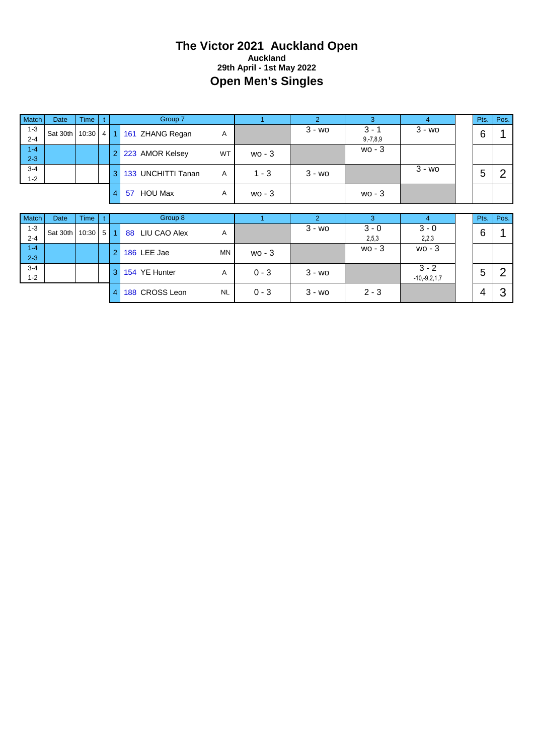# The Victor 2021 Auckland Open

**Auckland**

**29th April - 1st May 2022**

## Open Men's Singles

| Match | Date | Time | t | | Group 7 | | 1 | 2 | 3 | 4 | | Pts. | Pos. |
|---|---|---|---|---|---|---|---|---|---|---|---|---|---|
| 1-3<br>2-4 | Sat 30th | 10:30 | 4 | 1 | 161 ZHANG Regan | A | | 3 - wo | 3 - 1<br>9,-7,8,9 | 3 - wo | | 6 | 1 |
| 1-4<br>2-3 | | | | 2 | 223 AMOR Kelsey | WT | wo - 3 | | wo - 3 | | | | |
| 3-4<br>1-2 | | | | 3 | 133 UNCHITTI Tanan | A | 1 - 3 | 3 - wo | | 3 - wo | | 5 | 2 |
| | | | | 4 | 57 HOU Max | A | wo - 3 | | wo - 3 | | | | |

| Match | Date | Time | t | | Group 8 | | 1 | 2 | 3 | 4 | | Pts. | Pos. |
|---|---|---|---|---|---|---|---|---|---|---|---|---|---|
| 1-3<br>2-4 | Sat 30th | 10:30 | 5 | 1 | 88 LIU CAO Alex | A | | 3 - wo | 3 - 0<br>2,5,3 | 3 - 0<br>2,2,3 | | 6 | 1 |
| 1-4<br>2-3 | | | | 2 | 186 LEE Jae | MN | wo - 3 | | wo - 3 | wo - 3 | | | |
| 3-4<br>1-2 | | | | 3 | 154 YE Hunter | A | 0 - 3 | 3 - wo | | 3 - 2<br>-10,-9,2,1,7 | | 5 | 2 |
| | | | | 4 | 188 CROSS Leon | NL | 0 - 3 | 3 - wo | 2 - 3 | | | 4 | 3 |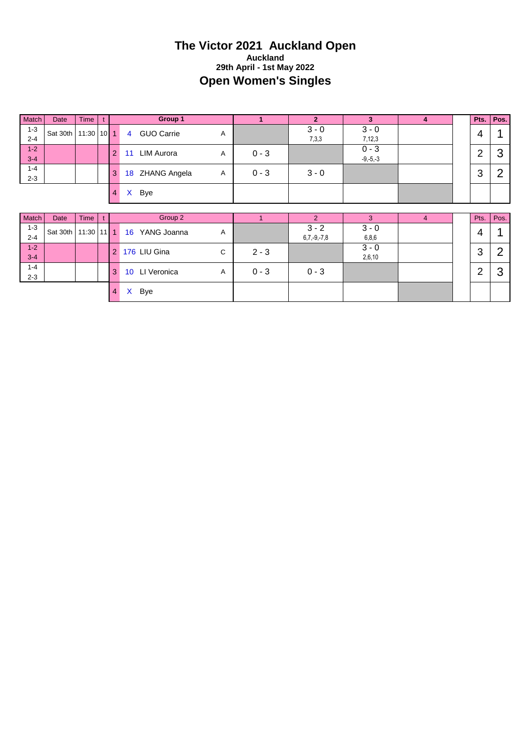# The Victor 2021 Auckland Open

**Auckland**

**29th April - 1st May 2022**

## Open Women's Singles

| Match | Date | Time | t | | Group 1 | | 1 | 2 | 3 | 4 | | Pts. | Pos. |
|---|---|---|---|---|---|---|---|---|---|---|---|---|---|
| 1-3<br>2-4 | Sat 30th | 11:30 | 10 | 1 | 4 GUO Carrie | A | | 3 - 0<br>7,3,3 | 3 - 0<br>7,12,3 | | | 4 | 1 |
| 1-2<br>3-4 | | | | 2 | 11 LIM Aurora | A | 0 - 3 | | 0 - 3<br>-9,-5,-3 | | | 2 | 3 |
| 1-4<br>2-3 | | | | 3 | 18 ZHANG Angela | A | 0 - 3 | 3 - 0 | | | | 3 | 2 |
| | | | | 4 | X Bye | | | | | | | | |

| Match | Date | Time | t | | Group 2 | | 1 | 2 | 3 | 4 | | Pts. | Pos. |
|---|---|---|---|---|---|---|---|---|---|---|---|---|---|
| 1-3<br>2-4 | Sat 30th | 11:30 | 11 | 1 | 16 YANG Joanna | A | | 3 - 2<br>6,7,-9,-7,8 | 3 - 0<br>6,8,6 | | | 4 | 1 |
| 1-2<br>3-4 | | | | 2 | 176 LIU Gina | C | 2 - 3 | | 3 - 0<br>2,6,10 | | | 3 | 2 |
| 1-4<br>2-3 | | | | 3 | 10 LI Veronica | A | 0 - 3 | 0 - 3 | | | | 2 | 3 |
| | | | | 4 | X Bye | | | | | | | | |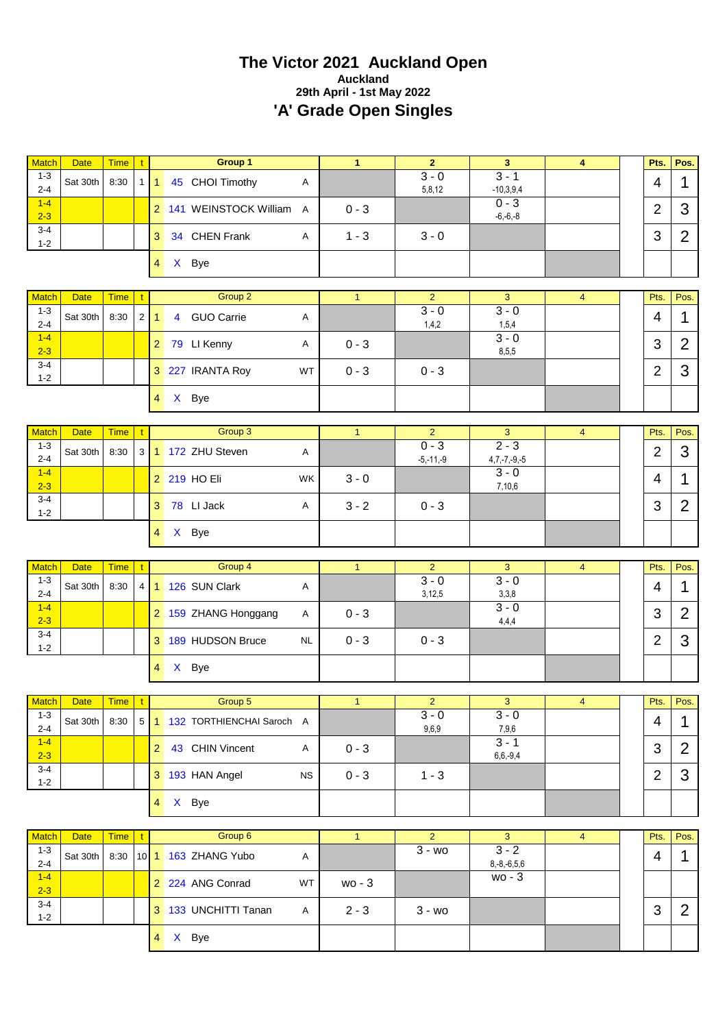# The Victor 2021 Auckland Open

### Auckland

### 29th April - 1st May 2022

## 'A' Grade Open Singles

| Match | Date | Time | t | | Group 1 | | 1 | 2 | 3 | 4 | | Pts. | Pos. |
|---|---|---|---|---|---|---|---|---|---|---|---|---|---|
| 1-3<br>2-4 | Sat 30th | 8:30 | 1 | 1 | 45 CHOI Timothy | A | | 3 - 0<br>5,8,12 | 3 - 1<br>-10,3,9,4 | | | 4 | 1 |
| 1-4<br>2-3 | | | | 2 | 141 WEINSTOCK William | A | 0 - 3 | | 0 - 3<br>-6,-6,-8 | | | 2 | 3 |
| 3-4<br>1-2 | | | | 3 | 34 CHEN Frank | A | 1 - 3 | 3 - 0 | | | | 3 | 2 |
| | | | | 4 | X Bye | | | | | | | | |

| Match | Date | Time | t | | Group 2 | | 1 | 2 | 3 | 4 | | Pts. | Pos. |
|---|---|---|---|---|---|---|---|---|---|---|---|---|---|
| 1-3<br>2-4 | Sat 30th | 8:30 | 2 | 1 | 4 GUO Carrie | A | | 3 - 0<br>1,4,2 | 3 - 0<br>1,5,4 | | | 4 | 1 |
| 1-4<br>2-3 | | | | 2 | 79 LI Kenny | A | 0 - 3 | | 3 - 0<br>8,5,5 | | | 3 | 2 |
| 3-4<br>1-2 | | | | 3 | 227 IRANTA Roy | WT | 0 - 3 | 0 - 3 | | | | 2 | 3 |
| | | | | 4 | X Bye | | | | | | | | |

| Match | Date | Time | t | | Group 3 | | 1 | 2 | 3 | 4 | | Pts. | Pos. |
|---|---|---|---|---|---|---|---|---|---|---|---|---|---|
| 1-3<br>2-4 | Sat 30th | 8:30 | 3 | 1 | 172 ZHU Steven | A | | 0 - 3<br>-5,-11,-9 | 2 - 3<br>4,7,-7,-9,-5 | | | 2 | 3 |
| 1-4<br>2-3 | | | | 2 | 219 HO Eli | WK | 3 - 0 | | 3 - 0<br>7,10,6 | | | 4 | 1 |
| 3-4<br>1-2 | | | | 3 | 78 LI Jack | A | 3 - 2 | 0 - 3 | | | | 3 | 2 |
| | | | | 4 | X Bye | | | | | | | | |

| Match | Date | Time | t | | Group 4 | | 1 | 2 | 3 | 4 | | Pts. | Pos. |
|---|---|---|---|---|---|---|---|---|---|---|---|---|---|
| 1-3<br>2-4 | Sat 30th | 8:30 | 4 | 1 | 126 SUN Clark | A | | 3 - 0<br>3,12,5 | 3 - 0<br>3,3,8 | | | 4 | 1 |
| 1-4<br>2-3 | | | | 2 | 159 ZHANG Honggang | A | 0 - 3 | | 3 - 0<br>4,4,4 | | | 3 | 2 |
| 3-4<br>1-2 | | | | 3 | 189 HUDSON Bruce | NL | 0 - 3 | 0 - 3 | | | | 2 | 3 |
| | | | | 4 | X Bye | | | | | | | | |

| Match | Date | Time | t | | Group 5 | | 1 | 2 | 3 | 4 | | Pts. | Pos. |
|---|---|---|---|---|---|---|---|---|---|---|---|---|---|
| 1-3<br>2-4 | Sat 30th | 8:30 | 5 | 1 | 132 TORTHIENCHAI Saroch | A | | 3 - 0<br>9,6,9 | 3 - 0<br>7,9,6 | | | 4 | 1 |
| 1-4<br>2-3 | | | | 2 | 43 CHIN Vincent | A | 0 - 3 | | 3 - 1<br>6,6,-9,4 | | | 3 | 2 |
| 3-4<br>1-2 | | | | 3 | 193 HAN Angel | NS | 0 - 3 | 1 - 3 | | | | 2 | 3 |
| | | | | 4 | X Bye | | | | | | | | |

| Match | Date | Time | t | | Group 6 | | 1 | 2 | 3 | 4 | | Pts. | Pos. |
|---|---|---|---|---|---|---|---|---|---|---|---|---|---|
| 1-3<br>2-4 | Sat 30th | 8:30 | 10 | 1 | 163 ZHANG Yubo | A | | 3 - wo | 3 - 2<br>8,-8,-6,5,6 | | | 4 | 1 |
| 1-4<br>2-3 | | | | 2 | 224 ANG Conrad | WT | wo - 3 | | wo - 3 | | | | |
| 3-4<br>1-2 | | | | 3 | 133 UNCHITTI Tanan | A | 2 - 3 | 3 - wo | | | | 3 | 2 |
| | | | | 4 | X Bye | | | | | | | | |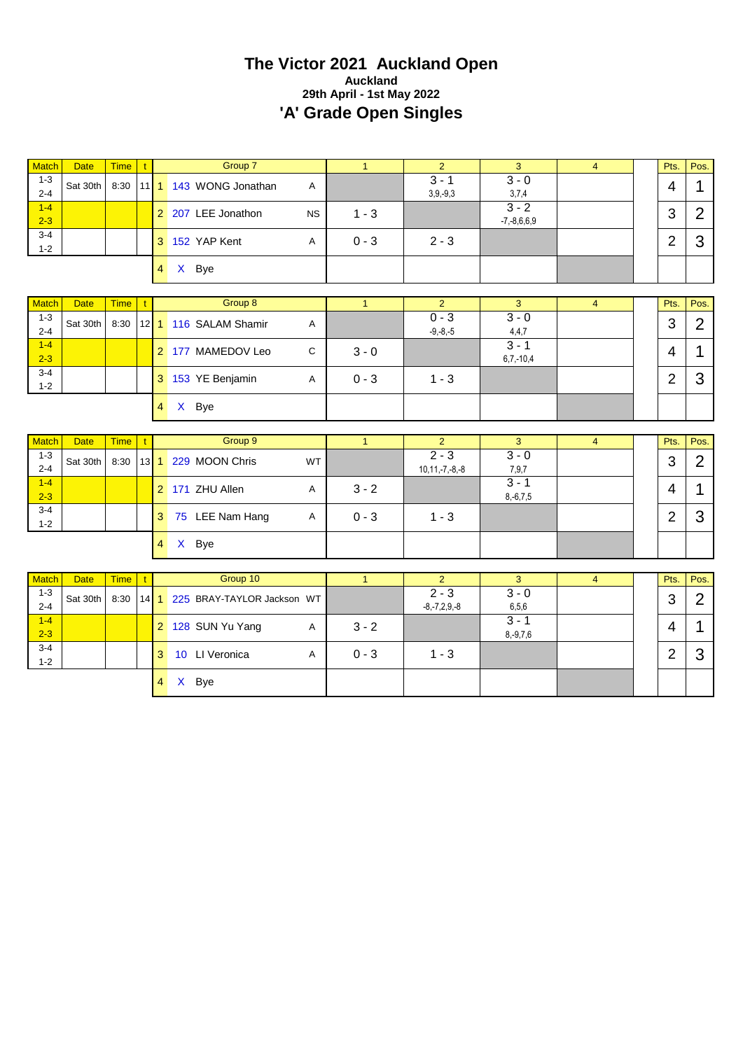# The Victor 2021 Auckland Open

**Auckland**

**29th April - 1st May 2022**

## 'A' Grade Open Singles

| Match | Date | Time | t | | Group 7 | | 1 | 2 | 3 | 4 | | Pts. | Pos. |
|---|---|---|---|---|---|---|---|---|---|---|---|---|---|
| 1-3<br>2-4 | Sat 30th | 8:30 | 11 | 1 | 143 WONG Jonathan | A | | 3 - 1<br>3,9,-9,3 | 3 - 0<br>3,7,4 | | | 4 | 1 |
| 1-4<br>2-3 | | | | 2 | 207 LEE Jonathon | NS | 1 - 3 | | 3 - 2<br>-7,-8,6,6,9 | | | 3 | 2 |
| 3-4<br>1-2 | | | | 3 | 152 YAP Kent | A | 0 - 3 | 2 - 3 | | | | 2 | 3 |
| | | | | 4 | X Bye | | | | | | | | |

| Match | Date | Time | t | | Group 8 | | 1 | 2 | 3 | 4 | | Pts. | Pos. |
|---|---|---|---|---|---|---|---|---|---|---|---|---|---|
| 1-3<br>2-4 | Sat 30th | 8:30 | 12 | 1 | 116 SALAM Shamir | A | | 0 - 3<br>-9,-8,-5 | 3 - 0<br>4,4,7 | | | 3 | 2 |
| 1-4<br>2-3 | | | | 2 | 177 MAMEDOV Leo | C | 3 - 0 | | 3 - 1<br>6,7,-10,4 | | | 4 | 1 |
| 3-4<br>1-2 | | | | 3 | 153 YE Benjamin | A | 0 - 3 | 1 - 3 | | | | 2 | 3 |
| | | | | 4 | X Bye | | | | | | | | |

| Match | Date | Time | t | | Group 9 | | 1 | 2 | 3 | 4 | | Pts. | Pos. |
|---|---|---|---|---|---|---|---|---|---|---|---|---|---|
| 1-3<br>2-4 | Sat 30th | 8:30 | 13 | 1 | 229 MOON Chris | WT | | 2 - 3<br>10,11,-7,-8,-8 | 3 - 0<br>7,9,7 | | | 3 | 2 |
| 1-4<br>2-3 | | | | 2 | 171 ZHU Allen | A | 3 - 2 | | 3 - 1<br>8,-6,7,5 | | | 4 | 1 |
| 3-4<br>1-2 | | | | 3 | 75 LEE Nam Hang | A | 0 - 3 | 1 - 3 | | | | 2 | 3 |
| | | | | 4 | X Bye | | | | | | | | |

| Match | Date | Time | t | | Group 10 | | 1 | 2 | 3 | 4 | | Pts. | Pos. |
|---|---|---|---|---|---|---|---|---|---|---|---|---|---|
| 1-3<br>2-4 | Sat 30th | 8:30 | 14 | 1 | 225 BRAY-TAYLOR Jackson | WT | | 2 - 3<br>-8,-7,2,9,-8 | 3 - 0<br>6,5,6 | | | 3 | 2 |
| 1-4<br>2-3 | | | | 2 | 128 SUN Yu Yang | A | 3 - 2 | | 3 - 1<br>8,-9,7,6 | | | 4 | 1 |
| 3-4<br>1-2 | | | | 3 | 10 LI Veronica | A | 0 - 3 | 1 - 3 | | | | 2 | 3 |
| | | | | 4 | X Bye | | | | | | | | |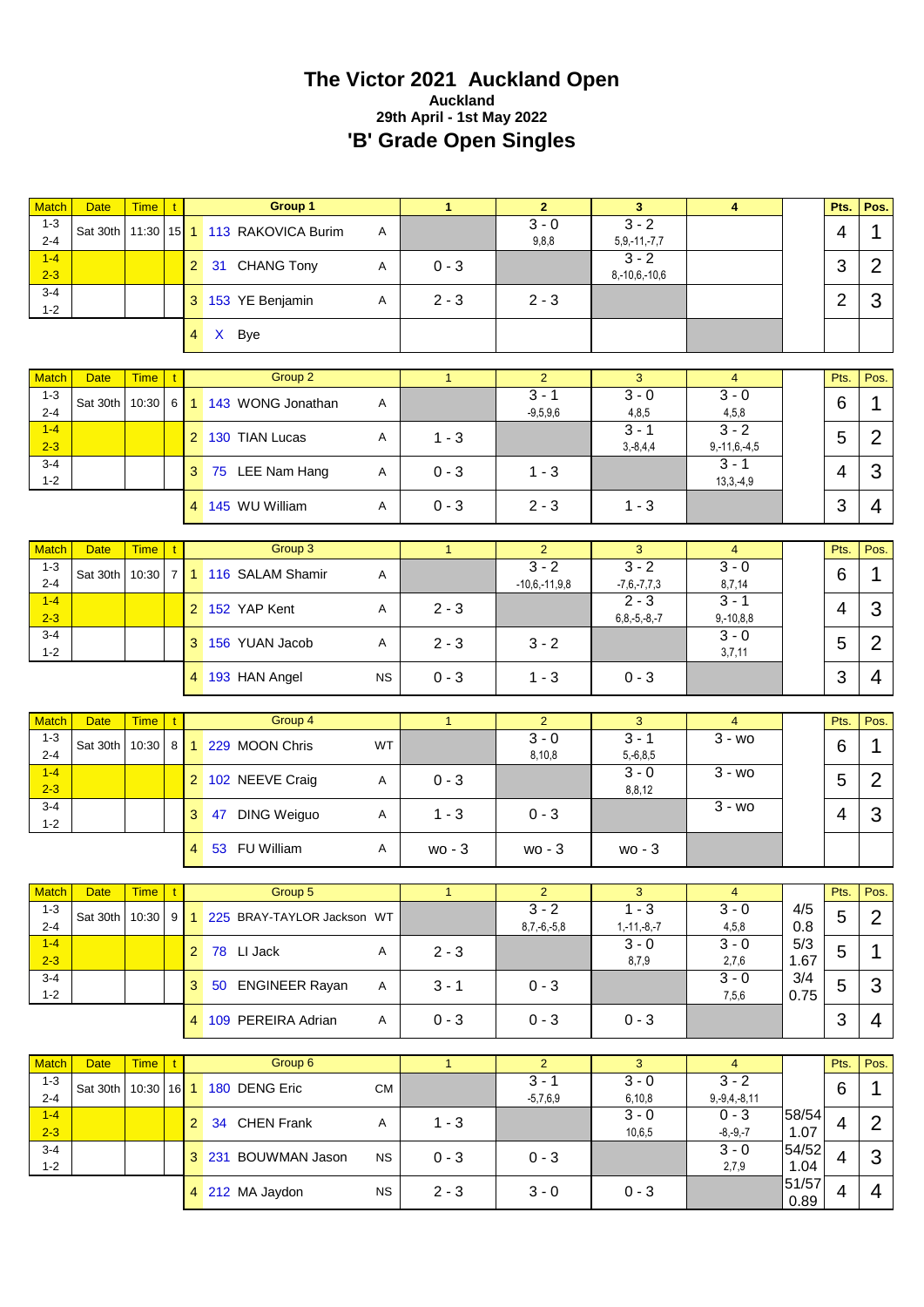# The Victor 2021 Auckland Open

**Auckland**

**29th April - 1st May 2022**

## 'B' Grade Open Singles

| Match | Date | Time | t | | Group 1 | | 1 | 2 | 3 | 4 | | Pts. | Pos. |
|---|---|---|---|---|---|---|---|---|---|---|---|---|---|
| 1-3<br>2-4 | Sat 30th | 11:30 | 15 | 1 | 113 RAKOVICA Burim | A | | 3 - 0<br>9,8,8 | 3 - 2<br>5,9,-11,-7,7 | | | 4 | 1 |
| 1-4<br>2-3 | | | | 2 | 31 CHANG Tony | A | 0 - 3 | | 3 - 2<br>8,-10,6,-10,6 | | | 3 | 2 |
| 3-4<br>1-2 | | | | 3 | 153 YE Benjamin | A | 2 - 3 | 2 - 3 | | | | 2 | 3 |
| | | | | 4 | X Bye | | | | | | | | |

| Match | Date | Time | t | | Group 2 | | 1 | 2 | 3 | 4 | | Pts. | Pos. |
|---|---|---|---|---|---|---|---|---|---|---|---|---|---|
| 1-3<br>2-4 | Sat 30th | 10:30 | 6 | 1 | 143 WONG Jonathan | A | | 3 - 1<br>-9,5,9,6 | 3 - 0<br>4,8,5 | 3 - 0<br>4,5,8 | | 6 | 1 |
| 1-4<br>2-3 | | | | 2 | 130 TIAN Lucas | A | 1 - 3 | | 3 - 1<br>3,-8,4,4 | 3 - 2<br>9,-11,6,-4,5 | | 5 | 2 |
| 3-4<br>1-2 | | | | 3 | 75 LEE Nam Hang | A | 0 - 3 | 1 - 3 | | 3 - 1<br>13,3,-4,9 | | 4 | 3 |
| | | | | 4 | 145 WU William | A | 0 - 3 | 2 - 3 | 1 - 3 | | | 3 | 4 |

| Match | Date | Time | t | | Group 3 | | 1 | 2 | 3 | 4 | | Pts. | Pos. |
|---|---|---|---|---|---|---|---|---|---|---|---|---|---|
| 1-3<br>2-4 | Sat 30th | 10:30 | 7 | 1 | 116 SALAM Shamir | A | | 3 - 2<br>-10,6,-11,9,8 | 3 - 2<br>-7,6,-7,7,3 | 3 - 0<br>8,7,14 | | 6 | 1 |
| 1-4<br>2-3 | | | | 2 | 152 YAP Kent | A | 2 - 3 | | 2 - 3<br>6,8,-5,-8,-7 | 3 - 1<br>9,-10,8,8 | | 4 | 3 |
| 3-4<br>1-2 | | | | 3 | 156 YUAN Jacob | A | 2 - 3 | 3 - 2 | | 3 - 0<br>3,7,11 | | 5 | 2 |
| | | | | 4 | 193 HAN Angel | NS | 0 - 3 | 1 - 3 | 0 - 3 | | | 3 | 4 |

| Match | Date | Time | t | | Group 4 | | 1 | 2 | 3 | 4 | | Pts. | Pos. |
|---|---|---|---|---|---|---|---|---|---|---|---|---|---|
| 1-3<br>2-4 | Sat 30th | 10:30 | 8 | 1 | 229 MOON Chris | WT | | 3 - 0<br>8,10,8 | 3 - 1<br>5,-6,8,5 | 3 - wo | | 6 | 1 |
| 1-4<br>2-3 | | | | 2 | 102 NEEVE Craig | A | 0 - 3 | | 3 - 0<br>8,8,12 | 3 - wo | | 5 | 2 |
| 3-4<br>1-2 | | | | 3 | 47 DING Weiguo | A | 1 - 3 | 0 - 3 | | 3 - wo | | 4 | 3 |
| | | | | 4 | 53 FU William | A | wo - 3 | wo - 3 | wo - 3 | | | | |

| Match | Date | Time | t | | Group 5 | | 1 | 2 | 3 | 4 | | Pts. | Pos. |
|---|---|---|---|---|---|---|---|---|---|---|---|---|---|
| 1-3<br>2-4 | Sat 30th | 10:30 | 9 | 1 | 225 BRAY-TAYLOR Jackson | WT | | 3 - 2<br>8,7,-6,-5,8 | 1 - 3<br>1,-11,-8,-7 | 3 - 0<br>4,5,8 | 4/5<br>0.8 | 5 | 2 |
| 1-4<br>2-3 | | | | 2 | 78 LI Jack | A | 2 - 3 | | 3 - 0<br>8,7,9 | 3 - 0<br>2,7,6 | 5/3<br>1.67 | 5 | 1 |
| 3-4<br>1-2 | | | | 3 | 50 ENGINEER Rayan | A | 3 - 1 | 0 - 3 | | 3 - 0<br>7,5,6 | 3/4<br>0.75 | 5 | 3 |
| | | | | 4 | 109 PEREIRA Adrian | A | 0 - 3 | 0 - 3 | 0 - 3 | | | 3 | 4 |

| Match | Date | Time | t | | Group 6 | | 1 | 2 | 3 | 4 | | Pts. | Pos. |
|---|---|---|---|---|---|---|---|---|---|---|---|---|---|
| 1-3<br>2-4 | Sat 30th | 10:30 | 16 | 1 | 180 DENG Eric | CM | | 3 - 1<br>-5,7,6,9 | 3 - 0<br>6,10,8 | 3 - 2<br>9,-9,4,-8,11 | | 6 | 1 |
| 1-4<br>2-3 | | | | 2 | 34 CHEN Frank | A | 1 - 3 | | 3 - 0<br>10,6,5 | 0 - 3<br>-8,-9,-7 | 58/54<br>1.07 | 4 | 2 |
| 3-4<br>1-2 | | | | 3 | 231 BOUWMAN Jason | NS | 0 - 3 | 0 - 3 | | 3 - 0<br>2,7,9 | 54/52<br>1.04 | 4 | 3 |
| | | | | 4 | 212 MA Jaydon | NS | 2 - 3 | 3 - 0 | 0 - 3 | | 51/57<br>0.89 | 4 | 4 |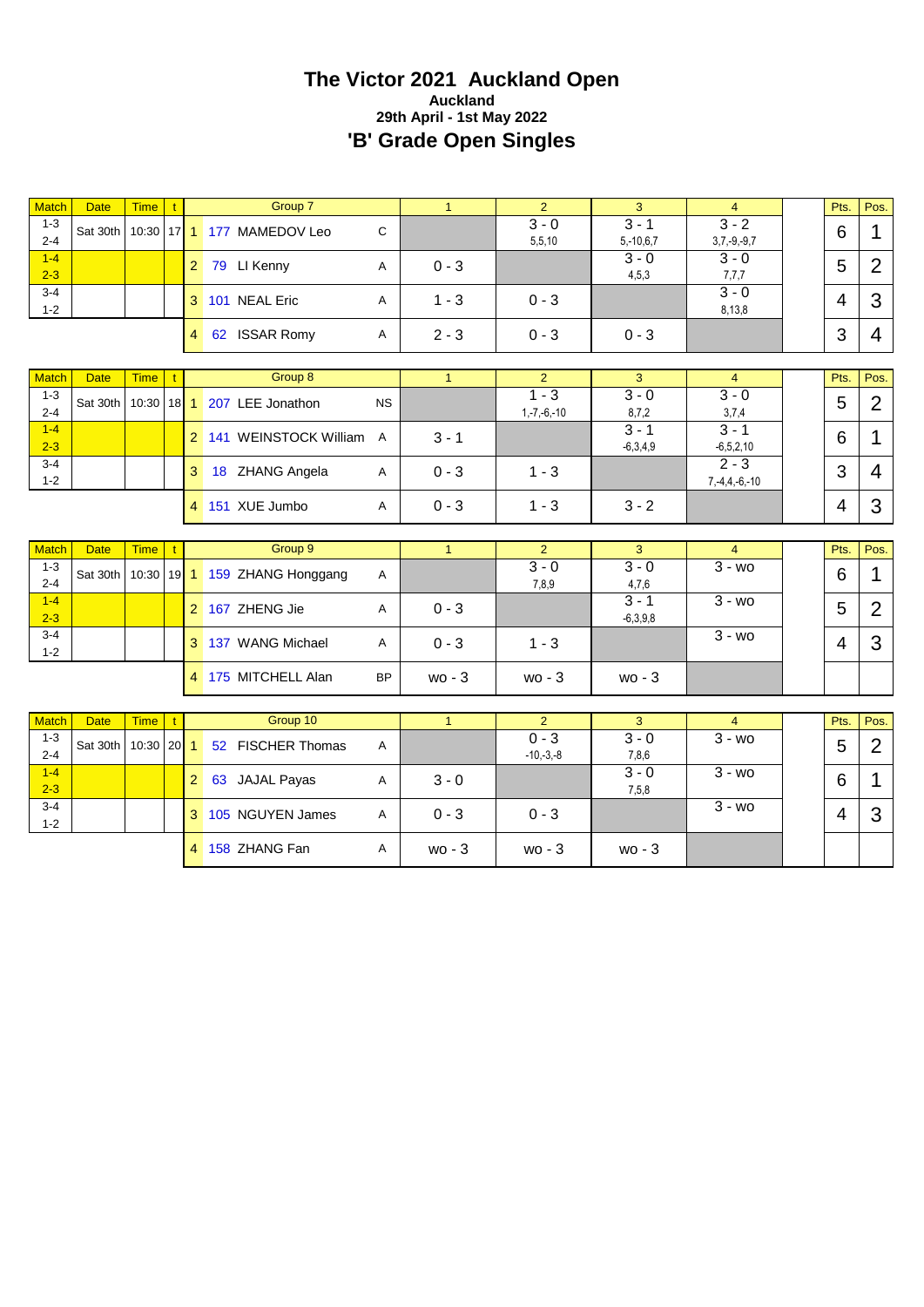# The Victor 2021 Auckland Open

**Auckland**

**29th April - 1st May 2022**

## 'B' Grade Open Singles

| Match | Date | Time | t | | Group 7 | | 1 | 2 | 3 | 4 | | Pts. | Pos. |
|---|---|---|---|---|---|---|---|---|---|---|---|---|---|
| 1-3<br>2-4 | Sat 30th | 10:30 | 17 | 1 | 177 MAMEDOV Leo | C | | 3 - 0<br>5,5,10 | 3 - 1<br>5,-10,6,7 | 3 - 2<br>3,7,-9,-9,7 | | 6 | 1 |
| 1-4<br>2-3 | | | | 2 | 79 LI Kenny | A | 0 - 3 | | 3 - 0<br>4,5,3 | 3 - 0<br>7,7,7 | | 5 | 2 |
| 3-4<br>1-2 | | | | 3 | 101 NEAL Eric | A | 1 - 3 | 0 - 3 | | 3 - 0<br>8,13,8 | | 4 | 3 |
| | | | | 4 | 62 ISSAR Romy | A | 2 - 3 | 0 - 3 | 0 - 3 | | | 3 | 4 |

| Match | Date | Time | t | | Group 8 | | 1 | 2 | 3 | 4 | | Pts. | Pos. |
|---|---|---|---|---|---|---|---|---|---|---|---|---|---|
| 1-3<br>2-4 | Sat 30th | 10:30 | 18 | 1 | 207 LEE Jonathon | NS | | 1 - 3<br>1,-7,-6,-10 | 3 - 0<br>8,7,2 | 3 - 0<br>3,7,4 | | 5 | 2 |
| 1-4<br>2-3 | | | | 2 | 141 WEINSTOCK William | A | 3 - 1 | | 3 - 1<br>-6,3,4,9 | 3 - 1<br>-6,5,2,10 | | 6 | 1 |
| 3-4<br>1-2 | | | | 3 | 18 ZHANG Angela | A | 0 - 3 | 1 - 3 | | 2 - 3<br>7,-4,4,-6,-10 | | 3 | 4 |
| | | | | 4 | 151 XUE Jumbo | A | 0 - 3 | 1 - 3 | 3 - 2 | | | 4 | 3 |

| Match | Date | Time | t | | Group 9 | | 1 | 2 | 3 | 4 | | Pts. | Pos. |
|---|---|---|---|---|---|---|---|---|---|---|---|---|---|
| 1-3<br>2-4 | Sat 30th | 10:30 | 19 | 1 | 159 ZHANG Honggang | A | | 3 - 0<br>7,8,9 | 3 - 0<br>4,7,6 | 3 - wo | | 6 | 1 |
| 1-4<br>2-3 | | | | 2 | 167 ZHENG Jie | A | 0 - 3 | | 3 - 1<br>-6,3,9,8 | 3 - wo | | 5 | 2 |
| 3-4<br>1-2 | | | | 3 | 137 WANG Michael | A | 0 - 3 | 1 - 3 | | 3 - wo | | 4 | 3 |
| | | | | 4 | 175 MITCHELL Alan | BP | wo - 3 | wo - 3 | wo - 3 | | | | |

| Match | Date | Time | t | | Group 10 | | 1 | 2 | 3 | 4 | | Pts. | Pos. |
|---|---|---|---|---|---|---|---|---|---|---|---|---|---|
| 1-3<br>2-4 | Sat 30th | 10:30 | 20 | 1 | 52 FISCHER Thomas | A | | 0 - 3<br>-10,-3,-8 | 3 - 0<br>7,8,6 | 3 - wo | | 5 | 2 |
| 1-4<br>2-3 | | | | 2 | 63 JAJAL Payas | A | 3 - 0 | | 3 - 0<br>7,5,8 | 3 - wo | | 6 | 1 |
| 3-4<br>1-2 | | | | 3 | 105 NGUYEN James | A | 0 - 3 | 0 - 3 | | 3 - wo | | 4 | 3 |
| | | | | 4 | 158 ZHANG Fan | A | wo - 3 | wo - 3 | wo - 3 | | | | |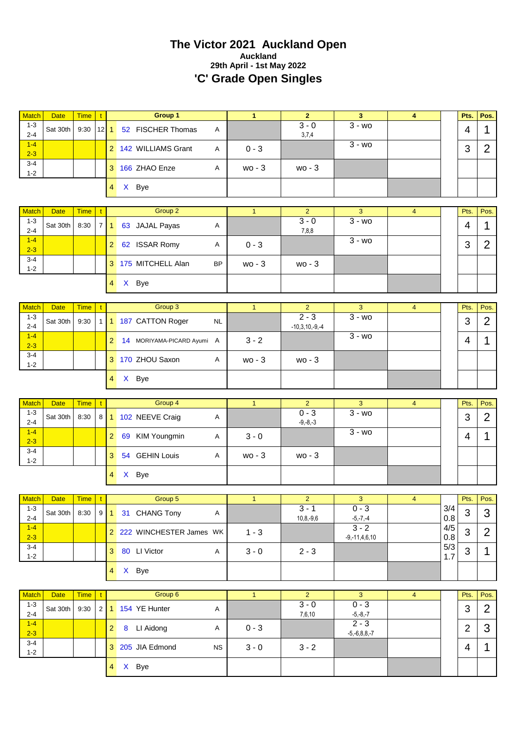# The Victor 2021 Auckland Open

### Auckland

### 29th April - 1st May 2022

## 'C' Grade Open Singles

| Match | Date | Time | t | | Group 1 | | 1 | 2 | 3 | 4 | | Pts. | Pos. |
|---|---|---|---|---|---|---|---|---|---|---|---|---|---|
| 1-3<br>2-4 | Sat 30th | 9:30 | 12 | 1 | 52 FISCHER Thomas | A | | 3 - 0<br>3,7,4 | 3 - wo | | | 4 | 1 |
| 1-4<br>2-3 | | | | 2 | 142 WILLIAMS Grant | A | 0 - 3 | | 3 - wo | | | 3 | 2 |
| 3-4<br>1-2 | | | | 3 | 166 ZHAO Enze | A | wo - 3 | wo - 3 | | | | | |
| | | | | 4 | X Bye | | | | | | | | |

| Match | Date | Time | t | | Group 2 | | 1 | 2 | 3 | 4 | | Pts. | Pos. |
|---|---|---|---|---|---|---|---|---|---|---|---|---|---|
| 1-3<br>2-4 | Sat 30th | 8:30 | 7 | 1 | 63 JAJAL Payas | A | | 3 - 0<br>7,8,8 | 3 - wo | | | 4 | 1 |
| 1-4<br>2-3 | | | | 2 | 62 ISSAR Romy | A | 0 - 3 | | 3 - wo | | | 3 | 2 |
| 3-4<br>1-2 | | | | 3 | 175 MITCHELL Alan | BP | wo - 3 | wo - 3 | | | | | |
| | | | | 4 | X Bye | | | | | | | | |

| Match | Date | Time | t | | Group 3 | | 1 | 2 | 3 | 4 | | Pts. | Pos. |
|---|---|---|---|---|---|---|---|---|---|---|---|---|---|
| 1-3<br>2-4 | Sat 30th | 9:30 | 1 | 1 | 187 CATTON Roger | NL | | 2 - 3<br>-10,3,10,-9,-4 | 3 - wo | | | 3 | 2 |
| 1-4<br>2-3 | | | | 2 | 14 MORIYAMA-PICARD Ayumi | A | 3 - 2 | | 3 - wo | | | 4 | 1 |
| 3-4<br>1-2 | | | | 3 | 170 ZHOU Saxon | A | wo - 3 | wo - 3 | | | | | |
| | | | | 4 | X Bye | | | | | | | | |

| Match | Date | Time | t | | Group 4 | | 1 | 2 | 3 | 4 | | Pts. | Pos. |
|---|---|---|---|---|---|---|---|---|---|---|---|---|---|
| 1-3<br>2-4 | Sat 30th | 8:30 | 8 | 1 | 102 NEEVE Craig | A | | 0 - 3<br>-9,-8,-3 | 3 - wo | | | 3 | 2 |
| 1-4<br>2-3 | | | | 2 | 69 KIM Youngmin | A | 3 - 0 | | 3 - wo | | | 4 | 1 |
| 3-4<br>1-2 | | | | 3 | 54 GEHIN Louis | A | wo - 3 | wo - 3 | | | | | |
| | | | | 4 | X Bye | | | | | | | | |

| Match | Date | Time | t | | Group 5 | | 1 | 2 | 3 | 4 | | Pts. | Pos. |
|---|---|---|---|---|---|---|---|---|---|---|---|---|---|
| 1-3<br>2-4 | Sat 30th | 8:30 | 9 | 1 | 31 CHANG Tony | A | | 3 - 1<br>10,8,-9,6 | 0 - 3<br>-5,-7,-4 | | 3/4<br>0.8 | 3 | 3 |
| 1-4<br>2-3 | | | | 2 | 222 WINCHESTER James | WK | 1 - 3 | | 3 - 2<br>-9,-11,4,6,10 | | 4/5<br>0.8 | 3 | 2 |
| 3-4<br>1-2 | | | | 3 | 80 LI Victor | A | 3 - 0 | 2 - 3 | | | 5/3<br>1.7 | 3 | 1 |
| | | | | 4 | X Bye | | | | | | | | |

| Match | Date | Time | t | | Group 6 | | 1 | 2 | 3 | 4 | | Pts. | Pos. |
|---|---|---|---|---|---|---|---|---|---|---|---|---|---|
| 1-3<br>2-4 | Sat 30th | 9:30 | 2 | 1 | 154 YE Hunter | A | | 3 - 0<br>7,6,10 | 0 - 3<br>-5,-8,-7 | | | 3 | 2 |
| 1-4<br>2-3 | | | | 2 | 8 LI Aidong | A | 0 - 3 | | 2 - 3<br>-5,-6,8,8,-7 | | | 2 | 3 |
| 3-4<br>1-2 | | | | 3 | 205 JIA Edmond | NS | 3 - 0 | 3 - 2 | | | | 4 | 1 |
| | | | | 4 | X Bye | | | | | | | | |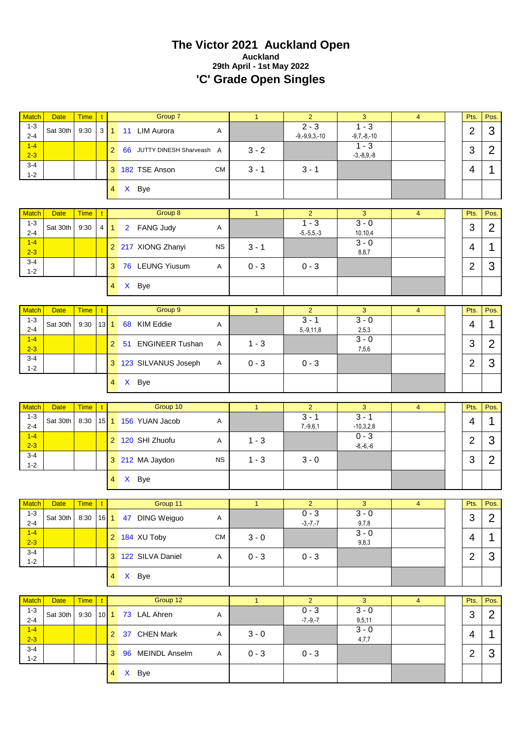# The Victor 2021 Auckland Open

**Auckland**

**29th April - 1st May 2022**

## 'C' Grade Open Singles

| Match | Date | Time | t | | Group 7 | | 1 | 2 | 3 | 4 | | Pts. | Pos. |
|---|---|---|---|---|---|---|---|---|---|---|---|---|---|
| 1-3 2-4 | Sat 30th | 9:30 | 3 | 1 | 11 LIM Aurora | A | | 2 - 3 -9,-9,9,3,-10 | 1 - 3 -9,7,-8,-10 | | | 2 | 3 |
| 1-4 2-3 | | | | 2 | 66 JUTTY DINESH Sharveash | A | 3 - 2 | | 1 - 3 -3,-8,9,-8 | | | 3 | 2 |
| 3-4 1-2 | | | | 3 | 182 TSE Anson | CM | 3 - 1 | 3 - 1 | | | | 4 | 1 |
| | | | | 4 | X Bye | | | | | | | | |

| Match | Date | Time | t | | Group 8 | | 1 | 2 | 3 | 4 | | Pts. | Pos. |
|---|---|---|---|---|---|---|---|---|---|---|---|---|---|
| 1-3 2-4 | Sat 30th | 9:30 | 4 | 1 | 2 FANG Judy | A | | 1 - 3 -5,-5,5,-3 | 3 - 0 10,10,4 | | | 3 | 2 |
| 1-4 2-3 | | | | 2 | 217 XIONG Zhanyi | NS | 3 - 1 | | 3 - 0 8,8,7 | | | 4 | 1 |
| 3-4 1-2 | | | | 3 | 76 LEUNG Yiusum | A | 0 - 3 | 0 - 3 | | | | 2 | 3 |
| | | | | 4 | X Bye | | | | | | | | |

| Match | Date | Time | t | | Group 9 | | 1 | 2 | 3 | 4 | | Pts. | Pos. |
|---|---|---|---|---|---|---|---|---|---|---|---|---|---|
| 1-3 2-4 | Sat 30th | 9:30 | 13 | 1 | 68 KIM Eddie | A | | 3 - 1 5,-9,11,8 | 3 - 0 2,5,3 | | | 4 | 1 |
| 1-4 2-3 | | | | 2 | 51 ENGINEER Tushan | A | 1 - 3 | | 3 - 0 7,5,6 | | | 3 | 2 |
| 3-4 1-2 | | | | 3 | 123 SILVANUS Joseph | A | 0 - 3 | 0 - 3 | | | | 2 | 3 |
| | | | | 4 | X Bye | | | | | | | | |

| Match | Date | Time | t | | Group 10 | | 1 | 2 | 3 | 4 | | Pts. | Pos. |
|---|---|---|---|---|---|---|---|---|---|---|---|---|---|
| 1-3 2-4 | Sat 30th | 8:30 | 15 | 1 | 156 YUAN Jacob | A | | 3 - 1 7,-9,6,1 | 3 - 1 -10,3,2,8 | | | 4 | 1 |
| 1-4 2-3 | | | | 2 | 120 SHI Zhuofu | A | 1 - 3 | | 0 - 3 -8,-6,-6 | | | 2 | 3 |
| 3-4 1-2 | | | | 3 | 212 MA Jaydon | NS | 1 - 3 | 3 - 0 | | | | 3 | 2 |
| | | | | 4 | X Bye | | | | | | | | |

| Match | Date | Time | t | | Group 11 | | 1 | 2 | 3 | 4 | | Pts. | Pos. |
|---|---|---|---|---|---|---|---|---|---|---|---|---|---|
| 1-3 2-4 | Sat 30th | 8:30 | 16 | 1 | 47 DING Weiguo | A | | 0 - 3 -3,-7,-7 | 3 - 0 9,7,8 | | | 3 | 2 |
| 1-4 2-3 | | | | 2 | 184 XU Toby | CM | 3 - 0 | | 3 - 0 9,8,3 | | | 4 | 1 |
| 3-4 1-2 | | | | 3 | 122 SILVA Daniel | A | 0 - 3 | 0 - 3 | | | | 2 | 3 |
| | | | | 4 | X Bye | | | | | | | | |

| Match | Date | Time | t | | Group 12 | | 1 | 2 | 3 | 4 | | Pts. | Pos. |
|---|---|---|---|---|---|---|---|---|---|---|---|---|---|
| 1-3 2-4 | Sat 30th | 9:30 | 10 | 1 | 73 LAL Ahren | A | | 0 - 3 -7,-9,-7 | 3 - 0 9,5,11 | | | 3 | 2 |
| 1-4 2-3 | | | | 2 | 37 CHEN Mark | A | 3 - 0 | | 3 - 0 4,7,7 | | | 4 | 1 |
| 3-4 1-2 | | | | 3 | 96 MEINDL Anselm | A | 0 - 3 | 0 - 3 | | | | 2 | 3 |
| | | | | 4 | X Bye | | | | | | | | |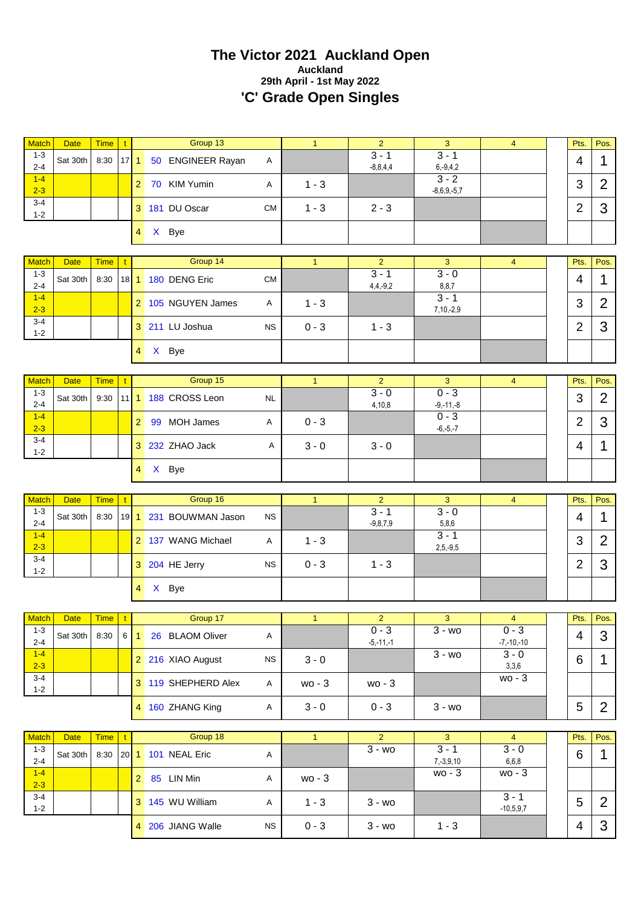# The Victor 2021 Auckland Open

**Auckland**

**29th April - 1st May 2022**

## 'C' Grade Open Singles

| Match | Date | Time | t | | Group 13 | | 1 | 2 | 3 | 4 | | Pts. | Pos. |
|---|---|---|---|---|---|---|---|---|---|---|---|---|---|
| 1-3 2-4 | Sat 30th | 8:30 | 17 | 1 | 50 ENGINEER Rayan | A | | 3 - 1 -8,8,4,4 | 3 - 1 6,-9,4,2 | | | 4 | 1 |
| 1-4 2-3 | | | | 2 | 70 KIM Yumin | A | 1 - 3 | | 3 - 2 -8,6,9,-5,7 | | | 3 | 2 |
| 3-4 1-2 | | | | 3 | 181 DU Oscar | CM | 1 - 3 | 2 - 3 | | | | 2 | 3 |
| | | | | 4 | X Bye | | | | | | | | |

| Match | Date | Time | t | | Group 14 | | 1 | 2 | 3 | 4 | | Pts. | Pos. |
|---|---|---|---|---|---|---|---|---|---|---|---|---|---|
| 1-3 2-4 | Sat 30th | 8:30 | 18 | 1 | 180 DENG Eric | CM | | 3 - 1 4,4,-9,2 | 3 - 0 8,8,7 | | | 4 | 1 |
| 1-4 2-3 | | | | 2 | 105 NGUYEN James | A | 1 - 3 | | 3 - 1 7,10,-2,9 | | | 3 | 2 |
| 3-4 1-2 | | | | 3 | 211 LU Joshua | NS | 0 - 3 | 1 - 3 | | | | 2 | 3 |
| | | | | 4 | X Bye | | | | | | | | |

| Match | Date | Time | t | | Group 15 | | 1 | 2 | 3 | 4 | | Pts. | Pos. |
|---|---|---|---|---|---|---|---|---|---|---|---|---|---|
| 1-3 2-4 | Sat 30th | 9:30 | 11 | 1 | 188 CROSS Leon | NL | | 3 - 0 4,10,8 | 0 - 3 -9,-11,-8 | | | 3 | 2 |
| 1-4 2-3 | | | | 2 | 99 MOH James | A | 0 - 3 | | 0 - 3 -6,-5,-7 | | | 2 | 3 |
| 3-4 1-2 | | | | 3 | 232 ZHAO Jack | A | 3 - 0 | 3 - 0 | | | | 4 | 1 |
| | | | | 4 | X Bye | | | | | | | | |

| Match | Date | Time | t | | Group 16 | | 1 | 2 | 3 | 4 | | Pts. | Pos. |
|---|---|---|---|---|---|---|---|---|---|---|---|---|---|
| 1-3 2-4 | Sat 30th | 8:30 | 19 | 1 | 231 BOUWMAN Jason | NS | | 3 - 1 -9,8,7,9 | 3 - 0 5,8,6 | | | 4 | 1 |
| 1-4 2-3 | | | | 2 | 137 WANG Michael | A | 1 - 3 | | 3 - 1 2,5,-9,5 | | | 3 | 2 |
| 3-4 1-2 | | | | 3 | 204 HE Jerry | NS | 0 - 3 | 1 - 3 | | | | 2 | 3 |
| | | | | 4 | X Bye | | | | | | | | |

| Match | Date | Time | t | | Group 17 | | 1 | 2 | 3 | 4 | | Pts. | Pos. |
|---|---|---|---|---|---|---|---|---|---|---|---|---|---|
| 1-3 2-4 | Sat 30th | 8:30 | 6 | 1 | 26 BLAOM Oliver | A | | 0 - 3 -5,-11,-1 | 3 - wo | 0 - 3 -7,-10,-10 | | 4 | 3 |
| 1-4 2-3 | | | | 2 | 216 XIAO August | NS | 3 - 0 | | 3 - wo | 3 - 0 3,3,6 | | 6 | 1 |
| 3-4 1-2 | | | | 3 | 119 SHEPHERD Alex | A | wo - 3 | wo - 3 | | wo - 3 | | | |
| | | | | 4 | 160 ZHANG King | A | 3 - 0 | 0 - 3 | 3 - wo | | | 5 | 2 |

| Match | Date | Time | t | | Group 18 | | 1 | 2 | 3 | 4 | | Pts. | Pos. |
|---|---|---|---|---|---|---|---|---|---|---|---|---|---|
| 1-3 2-4 | Sat 30th | 8:30 | 20 | 1 | 101 NEAL Eric | A | | 3 - wo | 3 - 1 7,-3,9,10 | 3 - 0 6,6,8 | | 6 | 1 |
| 1-4 2-3 | | | | 2 | 85 LIN Min | A | wo - 3 | | wo - 3 | wo - 3 | | | |
| 3-4 1-2 | | | | 3 | 145 WU William | A | 1 - 3 | 3 - wo | | 3 - 1 -10,5,9,7 | | 5 | 2 |
| | | | | 4 | 206 JIANG Walle | NS | 0 - 3 | 3 - wo | 1 - 3 | | | 4 | 3 |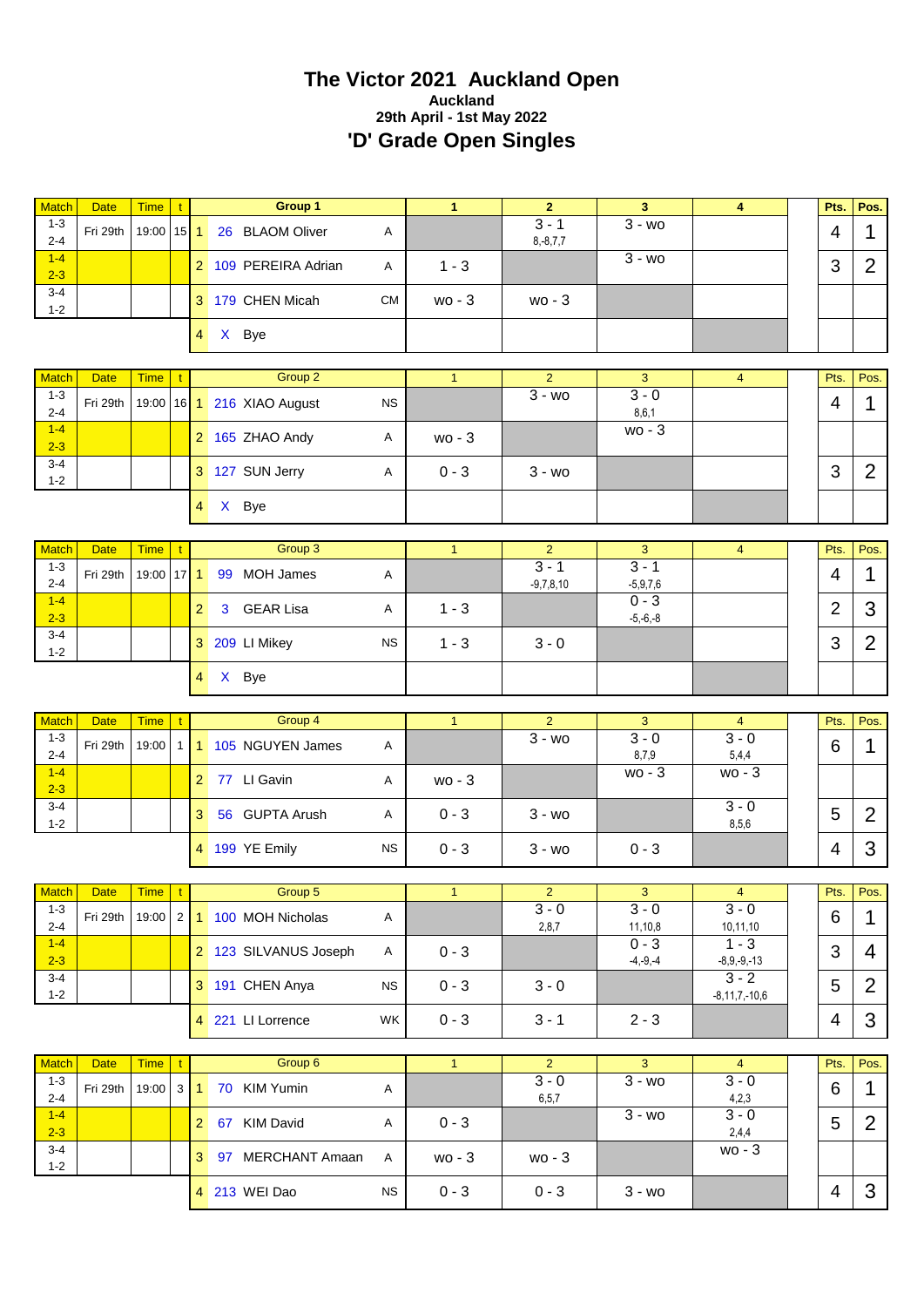# The Victor 2021 Auckland Open

**Auckland**

**29th April - 1st May 2022**

## 'D' Grade Open Singles

| Match | Date | Time | t | | Group 1 | | 1 | 2 | 3 | 4 | | Pts. | Pos. |
|---|---|---|---|---|---|---|---|---|---|---|---|---|---|
| 1-3<br>2-4 | Fri 29th | 19:00 | 15 | 1 | 26 BLAOM Oliver | A | | 3 - 1<br>8,-8,7,7 | 3 - wo | | | 4 | 1 |
| 1-4<br>2-3 | | | | 2 | 109 PEREIRA Adrian | A | 1 - 3 | | 3 - wo | | | 3 | 2 |
| 3-4<br>1-2 | | | | 3 | 179 CHEN Micah | CM | wo - 3 | wo - 3 | | | | | |
| | | | | 4 | X Bye | | | | | | | | |

| Match | Date | Time | t | | Group 2 | | 1 | 2 | 3 | 4 | | Pts. | Pos. |
|---|---|---|---|---|---|---|---|---|---|---|---|---|---|
| 1-3<br>2-4 | Fri 29th | 19:00 | 16 | 1 | 216 XIAO August | NS | | 3 - wo | 3 - 0<br>8,6,1 | | | 4 | 1 |
| 1-4<br>2-3 | | | | 2 | 165 ZHAO Andy | A | wo - 3 | | wo - 3 | | | | |
| 3-4<br>1-2 | | | | 3 | 127 SUN Jerry | A | 0 - 3 | 3 - wo | | | | 3 | 2 |
| | | | | 4 | X Bye | | | | | | | | |

| Match | Date | Time | t | | Group 3 | | 1 | 2 | 3 | 4 | | Pts. | Pos. |
|---|---|---|---|---|---|---|---|---|---|---|---|---|---|
| 1-3<br>2-4 | Fri 29th | 19:00 | 17 | 1 | 99 MOH James | A | | 3 - 1<br>-9,7,8,10 | 3 - 1<br>-5,9,7,6 | | | 4 | 1 |
| 1-4<br>2-3 | | | | 2 | 3 GEAR Lisa | A | 1 - 3 | | 0 - 3<br>-5,-6,-8 | | | 2 | 3 |
| 3-4<br>1-2 | | | | 3 | 209 LI Mikey | NS | 1 - 3 | 3 - 0 | | | | 3 | 2 |
| | | | | 4 | X Bye | | | | | | | | |

| Match | Date | Time | t | | Group 4 | | 1 | 2 | 3 | 4 | | Pts. | Pos. |
|---|---|---|---|---|---|---|---|---|---|---|---|---|---|
| 1-3<br>2-4 | Fri 29th | 19:00 | 1 | 1 | 105 NGUYEN James | A | | 3 - wo | 3 - 0<br>8,7,9 | 3 - 0<br>5,4,4 | | 6 | 1 |
| 1-4<br>2-3 | | | | 2 | 77 LI Gavin | A | wo - 3 | | wo - 3 | wo - 3 | | | |
| 3-4<br>1-2 | | | | 3 | 56 GUPTA Arush | A | 0 - 3 | 3 - wo | | 3 - 0<br>8,5,6 | | 5 | 2 |
| | | | | 4 | 199 YE Emily | NS | 0 - 3 | 3 - wo | 0 - 3 | | | 4 | 3 |

| Match | Date | Time | t | | Group 5 | | 1 | 2 | 3 | 4 | | Pts. | Pos. |
|---|---|---|---|---|---|---|---|---|---|---|---|---|---|
| 1-3<br>2-4 | Fri 29th | 19:00 | 2 | 1 | 100 MOH Nicholas | A | | 3 - 0<br>2,8,7 | 3 - 0<br>11,10,8 | 3 - 0<br>10,11,10 | | 6 | 1 |
| 1-4<br>2-3 | | | | 2 | 123 SILVANUS Joseph | A | 0 - 3 | | 0 - 3<br>-4,-9,-4 | 1 - 3<br>-8,9,-9,-13 | | 3 | 4 |
| 3-4<br>1-2 | | | | 3 | 191 CHEN Anya | NS | 0 - 3 | 3 - 0 | | 3 - 2<br>-8,11,7,-10,6 | | 5 | 2 |
| | | | | 4 | 221 LI Lorrence | WK | 0 - 3 | 3 - 1 | 2 - 3 | | | 4 | 3 |

| Match | Date | Time | t | | Group 6 | | 1 | 2 | 3 | 4 | | Pts. | Pos. |
|---|---|---|---|---|---|---|---|---|---|---|---|---|---|
| 1-3<br>2-4 | Fri 29th | 19:00 | 3 | 1 | 70 KIM Yumin | A | | 3 - 0<br>6,5,7 | 3 - wo | 3 - 0<br>4,2,3 | | 6 | 1 |
| 1-4<br>2-3 | | | | 2 | 67 KIM David | A | 0 - 3 | | 3 - wo | 3 - 0<br>2,4,4 | | 5 | 2 |
| 3-4<br>1-2 | | | | 3 | 97 MERCHANT Amaan | A | wo - 3 | wo - 3 | | wo - 3 | | | |
| | | | | 4 | 213 WEI Dao | NS | 0 - 3 | 0 - 3 | 3 - wo | | | 4 | 3 |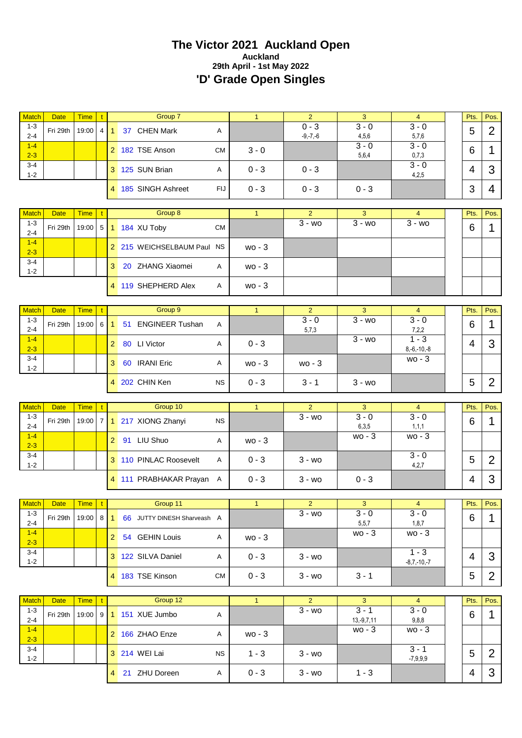# The Victor 2021 Auckland Open

### Auckland

### 29th April - 1st May 2022

## 'D' Grade Open Singles

| Match | Date | Time | t | Group 7 | | | 1 | 2 | 3 | 4 | | Pts. | Pos. |
|---|---|---|---|---|---|---|---|---|---|---|---|---|---|
| 1-3 2-4 | Fri 29th | 19:00 | 4 | 1 | 37 CHEN Mark | A | | 0 - 3 -9,-7,-6 | 3 - 0 4,5,6 | 3 - 0 5,7,6 | | 5 | 2 |
| 1-4 2-3 | | | | 2 | 182 TSE Anson | CM | 3 - 0 | | 3 - 0 5,6,4 | 3 - 0 0,7,3 | | 6 | 1 |
| 3-4 1-2 | | | | 3 | 125 SUN Brian | A | 0 - 3 | 0 - 3 | | 3 - 0 4,2,5 | | 4 | 3 |
| | | | | 4 | 185 SINGH Ashreet | FIJ | 0 - 3 | 0 - 3 | 0 - 3 | | | 3 | 4 |

| Match | Date | Time | t | Group 8 | | | 1 | 2 | 3 | 4 | | Pts. | Pos. |
|---|---|---|---|---|---|---|---|---|---|---|---|---|---|
| 1-3 2-4 | Fri 29th | 19:00 | 5 | 1 | 184 XU Toby | CM | | 3 - wo | 3 - wo | 3 - wo | | 6 | 1 |
| 1-4 2-3 | | | | 2 | 215 WEICHSELBAUM Paul | NS | wo - 3 | | | | | | |
| 3-4 1-2 | | | | 3 | 20 ZHANG Xiaomei | A | wo - 3 | | | | | | |
| | | | | 4 | 119 SHEPHERD Alex | A | wo - 3 | | | | | | |

| Match | Date | Time | t | Group 9 | | | 1 | 2 | 3 | 4 | | Pts. | Pos. |
|---|---|---|---|---|---|---|---|---|---|---|---|---|---|
| 1-3 2-4 | Fri 29th | 19:00 | 6 | 1 | 51 ENGINEER Tushan | A | | 3 - 0 5,7,3 | 3 - wo | 3 - 0 7,2,2 | | 6 | 1 |
| 1-4 2-3 | | | | 2 | 80 LI Victor | A | 0 - 3 | | 3 - wo | 1 - 3 8,-6,-10,-8 | | 4 | 3 |
| 3-4 1-2 | | | | 3 | 60 IRANI Eric | A | wo - 3 | wo - 3 | | wo - 3 | | | |
| | | | | 4 | 202 CHIN Ken | NS | 0 - 3 | 3 - 1 | 3 - wo | | | 5 | 2 |

| Match | Date | Time | t | Group 10 | | | 1 | 2 | 3 | 4 | | Pts. | Pos. |
|---|---|---|---|---|---|---|---|---|---|---|---|---|---|
| 1-3 2-4 | Fri 29th | 19:00 | 7 | 1 | 217 XIONG Zhanyi | NS | | 3 - wo | 3 - 0 6,3,5 | 3 - 0 1,1,1 | | 6 | 1 |
| 1-4 2-3 | | | | 2 | 91 LIU Shuo | A | wo - 3 | | wo - 3 | wo - 3 | | | |
| 3-4 1-2 | | | | 3 | 110 PINLAC Roosevelt | A | 0 - 3 | 3 - wo | | 3 - 0 4,2,7 | | 5 | 2 |
| | | | | 4 | 111 PRABHAKAR Prayan | A | 0 - 3 | 3 - wo | 0 - 3 | | | 4 | 3 |

| Match | Date | Time | t | Group 11 | | | 1 | 2 | 3 | 4 | | Pts. | Pos. |
|---|---|---|---|---|---|---|---|---|---|---|---|---|---|
| 1-3 2-4 | Fri 29th | 19:00 | 8 | 1 | 66 JUTTY DINESH Sharveash | A | | 3 - wo | 3 - 0 5,5,7 | 3 - 0 1,8,7 | | 6 | 1 |
| 1-4 2-3 | | | | 2 | 54 GEHIN Louis | A | wo - 3 | | wo - 3 | wo - 3 | | | |
| 3-4 1-2 | | | | 3 | 122 SILVA Daniel | A | 0 - 3 | 3 - wo | | 1 - 3 -8,7,-10,-7 | | 4 | 3 |
| | | | | 4 | 183 TSE Kinson | CM | 0 - 3 | 3 - wo | 3 - 1 | | | 5 | 2 |

| Match | Date | Time | t | Group 12 | | | 1 | 2 | 3 | 4 | | Pts. | Pos. |
|---|---|---|---|---|---|---|---|---|---|---|---|---|---|
| 1-3 2-4 | Fri 29th | 19:00 | 9 | 1 | 151 XUE Jumbo | A | | 3 - wo | 3 - 1 13,-9,7,11 | 3 - 0 9,8,8 | | 6 | 1 |
| 1-4 2-3 | | | | 2 | 166 ZHAO Enze | A | wo - 3 | | wo - 3 | wo - 3 | | | |
| 3-4 1-2 | | | | 3 | 214 WEI Lai | NS | 1 - 3 | 3 - wo | | 3 - 1 -7,9,9,9 | | 5 | 2 |
| | | | | 4 | 21 ZHU Doreen | A | 0 - 3 | 3 - wo | 1 - 3 | | | 4 | 3 |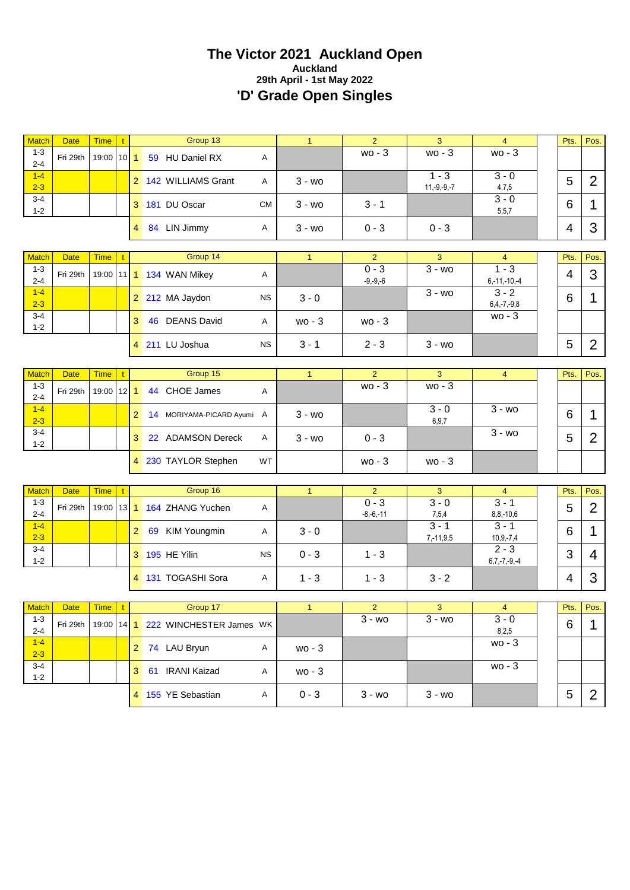# The Victor 2021 Auckland Open

**Auckland**

**29th April - 1st May 2022**

## 'D' Grade Open Singles

| Match | Date | Time | t | Group 13 | | | 1 | 2 | 3 | 4 | | Pts. | Pos. |
|---|---|---|---|---|---|---|---|---|---|---|---|---|---|
| 1-3<br>2-4 | Fri 29th | 19:00 | 10 | 1 | 59 HU Daniel RX | A | | wo - 3 | wo - 3 | wo - 3 | | | |
| 1-4<br>2-3 | | | | 2 | 142 WILLIAMS Grant | A | 3 - wo | | 1 - 3<br>11,-9,-9,-7 | 3 - 0<br>4,7,5 | | 5 | 2 |
| 3-4<br>1-2 | | | | 3 | 181 DU Oscar | CM | 3 - wo | 3 - 1 | | 3 - 0<br>5,5,7 | | 6 | 1 |
| | | | | 4 | 84 LIN Jimmy | A | 3 - wo | 0 - 3 | 0 - 3 | | | 4 | 3 |

| Match | Date | Time | t | Group 14 | | | 1 | 2 | 3 | 4 | | Pts. | Pos. |
|---|---|---|---|---|---|---|---|---|---|---|---|---|---|
| 1-3<br>2-4 | Fri 29th | 19:00 | 11 | 1 | 134 WAN Mikey | A | | 0 - 3<br>-9,-9,-6 | 3 - wo | 1 - 3<br>6,-11,-10,-4 | | 4 | 3 |
| 1-4<br>2-3 | | | | 2 | 212 MA Jaydon | NS | 3 - 0 | | 3 - wo | 3 - 2<br>6,4,-7,-9,8 | | 6 | 1 |
| 3-4<br>1-2 | | | | 3 | 46 DEANS David | A | wo - 3 | wo - 3 | | wo - 3 | | | |
| | | | | 4 | 211 LU Joshua | NS | 3 - 1 | 2 - 3 | 3 - wo | | | 5 | 2 |

| Match | Date | Time | t | Group 15 | | | 1 | 2 | 3 | 4 | | Pts. | Pos. |
|---|---|---|---|---|---|---|---|---|---|---|---|---|---|
| 1-3<br>2-4 | Fri 29th | 19:00 | 12 | 1 | 44 CHOE James | A | | wo - 3 | wo - 3 | | | | |
| 1-4<br>2-3 | | | | 2 | 14 MORIYAMA-PICARD Ayumi | A | 3 - wo | | 3 - 0<br>6,9,7 | 3 - wo | | 6 | 1 |
| 3-4<br>1-2 | | | | 3 | 22 ADAMSON Dereck | A | 3 - wo | 0 - 3 | | 3 - wo | | 5 | 2 |
| | | | | 4 | 230 TAYLOR Stephen | WT | | wo - 3 | wo - 3 | | | | |

| Match | Date | Time | t | Group 16 | | | 1 | 2 | 3 | 4 | | Pts. | Pos. |
|---|---|---|---|---|---|---|---|---|---|---|---|---|---|
| 1-3<br>2-4 | Fri 29th | 19:00 | 13 | 1 | 164 ZHANG Yuchen | A | | 0 - 3<br>-8,-6,-11 | 3 - 0<br>7,5,4 | 3 - 1<br>8,8,-10,6 | | 5 | 2 |
| 1-4<br>2-3 | | | | 2 | 69 KIM Youngmin | A | 3 - 0 | | 3 - 1<br>7,-11,9,5 | 3 - 1<br>10,9,-7,4 | | 6 | 1 |
| 3-4<br>1-2 | | | | 3 | 195 HE Yilin | NS | 0 - 3 | 1 - 3 | | 2 - 3<br>6,7,-7,-9,-4 | | 3 | 4 |
| | | | | 4 | 131 TOGASHI Sora | A | 1 - 3 | 1 - 3 | 3 - 2 | | | 4 | 3 |

| Match | Date | Time | t | Group 17 | | | 1 | 2 | 3 | 4 | | Pts. | Pos. |
|---|---|---|---|---|---|---|---|---|---|---|---|---|---|
| 1-3<br>2-4 | Fri 29th | 19:00 | 14 | 1 | 222 WINCHESTER James | WK | | 3 - wo | 3 - wo | 3 - 0<br>8,2,5 | | 6 | 1 |
| 1-4<br>2-3 | | | | 2 | 74 LAU Bryun | A | wo - 3 | | | wo - 3 | | | |
| 3-4<br>1-2 | | | | 3 | 61 IRANI Kaizad | A | wo - 3 | | | wo - 3 | | | |
| | | | | 4 | 155 YE Sebastian | A | 0 - 3 | 3 - wo | 3 - wo | | | 5 | 2 |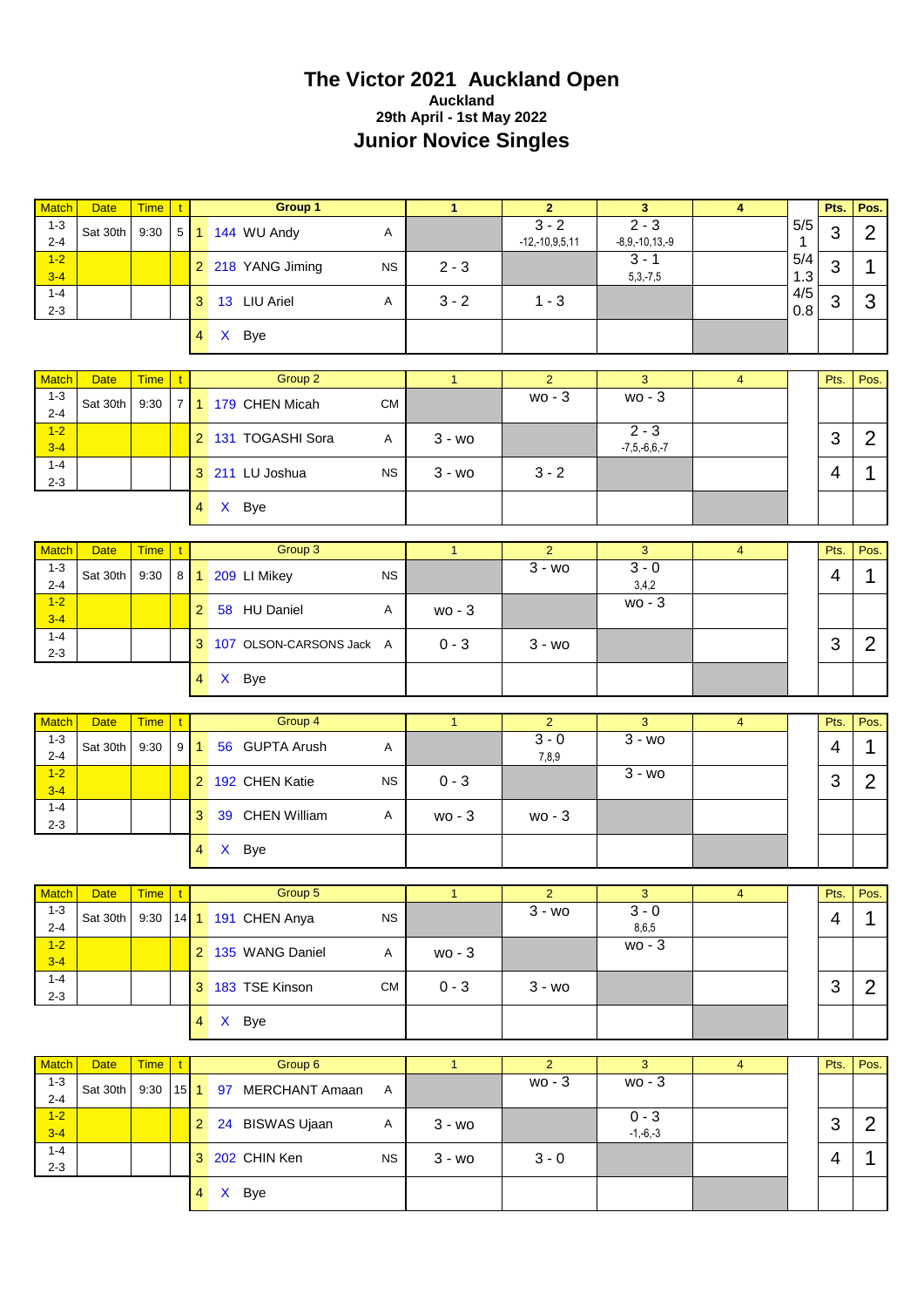# The Victor 2021 Auckland Open

**Auckland**

**29th April - 1st May 2022**

## Junior Novice Singles

| Match | Date | Time | t | | Group 1 | | 1 | 2 | 3 | 4 | | Pts. | Pos. |
|---|---|---|---|---|---|---|---|---|---|---|---|---|---|
| 1-3<br>2-4 | Sat 30th | 9:30 | 5 | 1 | 144 WU Andy | A | | 3 - 2<br>-12,-10,9,5,11 | 2 - 3<br>-8,9,-10,13,-9 | | 5/5<br>1 | 3 | 2 |
| 1-2<br>3-4 | | | | 2 | 218 YANG Jiming | NS | 2 - 3 | | 3 - 1<br>5,3,-7,5 | | 5/4<br>1.3 | 3 | 1 |
| 1-4<br>2-3 | | | | 3 | 13 LIU Ariel | A | 3 - 2 | 1 - 3 | | | 4/5<br>0.8 | 3 | 3 |
| | | | | 4 | X Bye | | | | | | | | |

| Match | Date | Time | t | | Group 2 | | 1 | 2 | 3 | 4 | | Pts. | Pos. |
|---|---|---|---|---|---|---|---|---|---|---|---|---|---|
| 1-3<br>2-4 | Sat 30th | 9:30 | 7 | 1 | 179 CHEN Micah | CM | | wo - 3 | wo - 3 | | | | |
| 1-2<br>3-4 | | | | 2 | 131 TOGASHI Sora | A | 3 - wo | | 2 - 3<br>-7,5,-6,6,-7 | | | 3 | 2 |
| 1-4<br>2-3 | | | | 3 | 211 LU Joshua | NS | 3 - wo | 3 - 2 | | | | 4 | 1 |
| | | | | 4 | X Bye | | | | | | | | |

| Match | Date | Time | t | | Group 3 | | 1 | 2 | 3 | 4 | | Pts. | Pos. |
|---|---|---|---|---|---|---|---|---|---|---|---|---|---|
| 1-3<br>2-4 | Sat 30th | 9:30 | 8 | 1 | 209 LI Mikey | NS | | 3 - wo | 3 - 0<br>3,4,2 | | | 4 | 1 |
| 1-2<br>3-4 | | | | 2 | 58 HU Daniel | A | wo - 3 | | wo - 3 | | | | |
| 1-4<br>2-3 | | | | 3 | 107 OLSON-CARSONS Jack | A | 0 - 3 | 3 - wo | | | | 3 | 2 |
| | | | | 4 | X Bye | | | | | | | | |

| Match | Date | Time | t | | Group 4 | | 1 | 2 | 3 | 4 | | Pts. | Pos. |
|---|---|---|---|---|---|---|---|---|---|---|---|---|---|
| 1-3<br>2-4 | Sat 30th | 9:30 | 9 | 1 | 56 GUPTA Arush | A | | 3 - 0<br>7,8,9 | 3 - wo | | | 4 | 1 |
| 1-2<br>3-4 | | | | 2 | 192 CHEN Katie | NS | 0 - 3 | | 3 - wo | | | 3 | 2 |
| 1-4<br>2-3 | | | | 3 | 39 CHEN William | A | wo - 3 | wo - 3 | | | | | |
| | | | | 4 | X Bye | | | | | | | | |

| Match | Date | Time | t | | Group 5 | | 1 | 2 | 3 | 4 | | Pts. | Pos. |
|---|---|---|---|---|---|---|---|---|---|---|---|---|---|
| 1-3<br>2-4 | Sat 30th | 9:30 | 14 | 1 | 191 CHEN Anya | NS | | 3 - wo | 3 - 0<br>8,6,5 | | | 4 | 1 |
| 1-2<br>3-4 | | | | 2 | 135 WANG Daniel | A | wo - 3 | | wo - 3 | | | | |
| 1-4<br>2-3 | | | | 3 | 183 TSE Kinson | CM | 0 - 3 | 3 - wo | | | | 3 | 2 |
| | | | | 4 | X Bye | | | | | | | | |

| Match | Date | Time | t | | Group 6 | | 1 | 2 | 3 | 4 | | Pts. | Pos. |
|---|---|---|---|---|---|---|---|---|---|---|---|---|---|
| 1-3<br>2-4 | Sat 30th | 9:30 | 15 | 1 | 97 MERCHANT Amaan | A | | wo - 3 | wo - 3 | | | | |
| 1-2<br>3-4 | | | | 2 | 24 BISWAS Ujaan | A | 3 - wo | | 0 - 3<br>-1,-6,-3 | | | 3 | 2 |
| 1-4<br>2-3 | | | | 3 | 202 CHIN Ken | NS | 3 - wo | 3 - 0 | | | | 4 | 1 |
| | | | | 4 | X Bye | | | | | | | | |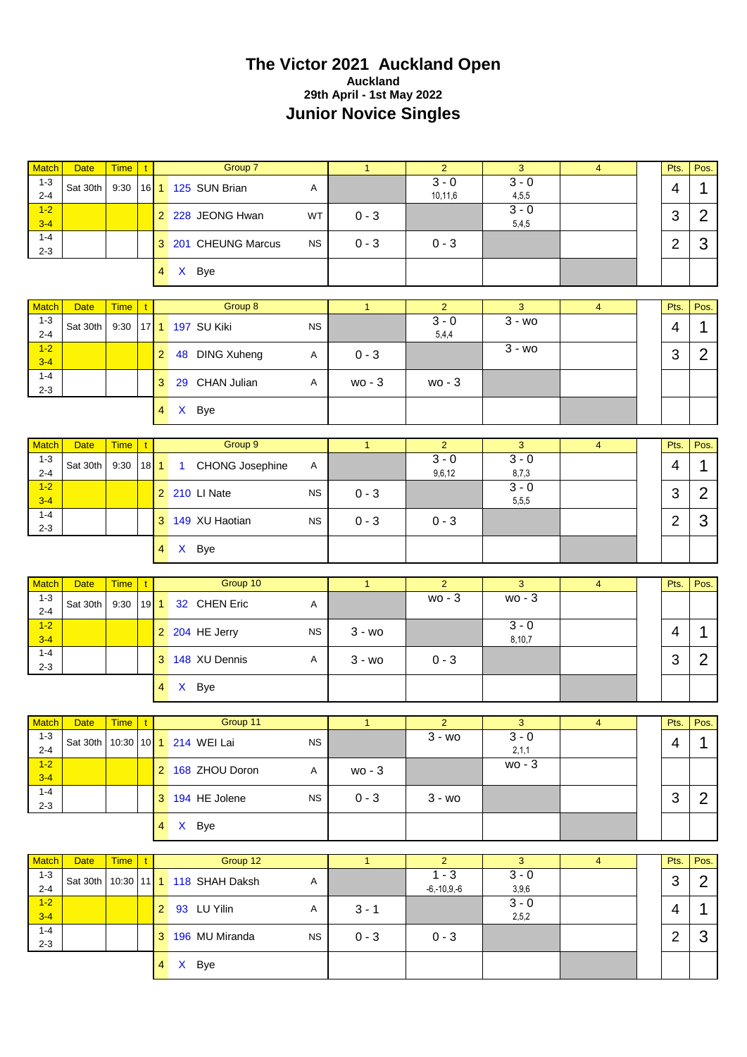# The Victor 2021 Auckland Open

**Auckland**

**29th April - 1st May 2022**

## Junior Novice Singles

| Match | Date | Time | t | | Group 7 | | 1 | 2 | 3 | 4 | | Pts. | Pos. |
|---|---|---|---|---|---|---|---|---|---|---|---|---|---|
| 1-3 2-4 | Sat 30th | 9:30 | 16 | 1 | 125 SUN Brian | A | | 3 - 0 10,11,6 | 3 - 0 4,5,5 | | | 4 | 1 |
| 1-2 3-4 | | | | 2 | 228 JEONG Hwan | WT | 0 - 3 | | 3 - 0 5,4,5 | | | 3 | 2 |
| 1-4 2-3 | | | | 3 | 201 CHEUNG Marcus | NS | 0 - 3 | 0 - 3 | | | | 2 | 3 |
| | | | | 4 | X Bye | | | | | | | | |

| Match | Date | Time | t | | Group 8 | | 1 | 2 | 3 | 4 | | Pts. | Pos. |
|---|---|---|---|---|---|---|---|---|---|---|---|---|---|
| 1-3 2-4 | Sat 30th | 9:30 | 17 | 1 | 197 SU Kiki | NS | | 3 - 0 5,4,4 | 3 - wo | | | 4 | 1 |
| 1-2 3-4 | | | | 2 | 48 DING Xuheng | A | 0 - 3 | | 3 - wo | | | 3 | 2 |
| 1-4 2-3 | | | | 3 | 29 CHAN Julian | A | wo - 3 | wo - 3 | | | | | |
| | | | | 4 | X Bye | | | | | | | | |

| Match | Date | Time | t | | Group 9 | | 1 | 2 | 3 | 4 | | Pts. | Pos. |
|---|---|---|---|---|---|---|---|---|---|---|---|---|---|
| 1-3 2-4 | Sat 30th | 9:30 | 18 | 1 | 1 CHONG Josephine | A | | 3 - 0 9,6,12 | 3 - 0 8,7,3 | | | 4 | 1 |
| 1-2 3-4 | | | | 2 | 210 LI Nate | NS | 0 - 3 | | 3 - 0 5,5,5 | | | 3 | 2 |
| 1-4 2-3 | | | | 3 | 149 XU Haotian | NS | 0 - 3 | 0 - 3 | | | | 2 | 3 |
| | | | | 4 | X Bye | | | | | | | | |

| Match | Date | Time | t | | Group 10 | | 1 | 2 | 3 | 4 | | Pts. | Pos. |
|---|---|---|---|---|---|---|---|---|---|---|---|---|---|
| 1-3 2-4 | Sat 30th | 9:30 | 19 | 1 | 32 CHEN Eric | A | | wo - 3 | wo - 3 | | | | |
| 1-2 3-4 | | | | 2 | 204 HE Jerry | NS | 3 - wo | | 3 - 0 8,10,7 | | | 4 | 1 |
| 1-4 2-3 | | | | 3 | 148 XU Dennis | A | 3 - wo | 0 - 3 | | | | 3 | 2 |
| | | | | 4 | X Bye | | | | | | | | |

| Match | Date | Time | t | | Group 11 | | 1 | 2 | 3 | 4 | | Pts. | Pos. |
|---|---|---|---|---|---|---|---|---|---|---|---|---|---|
| 1-3 2-4 | Sat 30th | 10:30 | 10 | 1 | 214 WEI Lai | NS | | 3 - wo | 3 - 0 2,1,1 | | | 4 | 1 |
| 1-2 3-4 | | | | 2 | 168 ZHOU Doron | A | wo - 3 | | wo - 3 | | | | |
| 1-4 2-3 | | | | 3 | 194 HE Jolene | NS | 0 - 3 | 3 - wo | | | | 3 | 2 |
| | | | | 4 | X Bye | | | | | | | | |

| Match | Date | Time | t | | Group 12 | | 1 | 2 | 3 | 4 | | Pts. | Pos. |
|---|---|---|---|---|---|---|---|---|---|---|---|---|---|
| 1-3 2-4 | Sat 30th | 10:30 | 11 | 1 | 118 SHAH Daksh | A | | 1 - 3 -6,-10,9,-6 | 3 - 0 3,9,6 | | | 3 | 2 |
| 1-2 3-4 | | | | 2 | 93 LU Yilin | A | 3 - 1 | | 3 - 0 2,5,2 | | | 4 | 1 |
| 1-4 2-3 | | | | 3 | 196 MU Miranda | NS | 0 - 3 | 0 - 3 | | | | 2 | 3 |
| | | | | 4 | X Bye | | | | | | | | |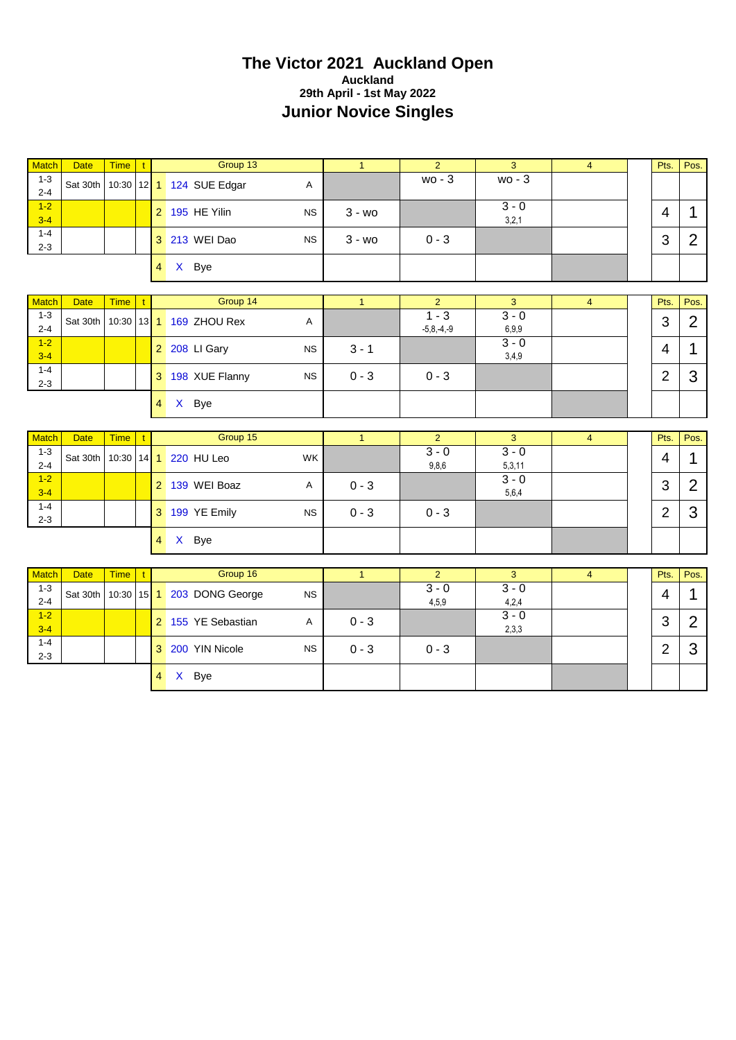# The Victor 2021 Auckland Open

**Auckland**

**29th April - 1st May 2022**

## Junior Novice Singles

| Match | Date | Time | t | | Group 13 | | 1 | 2 | 3 | 4 | | Pts. | Pos. |
|---|---|---|---|---|---|---|---|---|---|---|---|---|---|
| 1-3<br>2-4 | Sat 30th | 10:30 | 12 | 1 | 124 SUE Edgar | A | | wo - 3 | wo - 3 | | | | |
| 1-2<br>3-4 | | | | 2 | 195 HE Yilin | NS | 3 - wo | | 3 - 0<br>3,2,1 | | | 4 | 1 |
| 1-4<br>2-3 | | | | 3 | 213 WEI Dao | NS | 3 - wo | 0 - 3 | | | | 3 | 2 |
| | | | | 4 | X Bye | | | | | | | | |

| Match | Date | Time | t | | Group 14 | | 1 | 2 | 3 | 4 | | Pts. | Pos. |
|---|---|---|---|---|---|---|---|---|---|---|---|---|---|
| 1-3<br>2-4 | Sat 30th | 10:30 | 13 | 1 | 169 ZHOU Rex | A | | 1 - 3<br>-5,8,-4,-9 | 3 - 0<br>6,9,9 | | | 3 | 2 |
| 1-2<br>3-4 | | | | 2 | 208 LI Gary | NS | 3 - 1 | | 3 - 0<br>3,4,9 | | | 4 | 1 |
| 1-4<br>2-3 | | | | 3 | 198 XUE Flanny | NS | 0 - 3 | 0 - 3 | | | | 2 | 3 |
| | | | | 4 | X Bye | | | | | | | | |

| Match | Date | Time | t | | Group 15 | | 1 | 2 | 3 | 4 | | Pts. | Pos. |
|---|---|---|---|---|---|---|---|---|---|---|---|---|---|
| 1-3<br>2-4 | Sat 30th | 10:30 | 14 | 1 | 220 HU Leo | WK | | 3 - 0<br>9,8,6 | 3 - 0<br>5,3,11 | | | 4 | 1 |
| 1-2<br>3-4 | | | | 2 | 139 WEI Boaz | A | 0 - 3 | | 3 - 0<br>5,6,4 | | | 3 | 2 |
| 1-4<br>2-3 | | | | 3 | 199 YE Emily | NS | 0 - 3 | 0 - 3 | | | | 2 | 3 |
| | | | | 4 | X Bye | | | | | | | | |

| Match | Date | Time | t | | Group 16 | | 1 | 2 | 3 | 4 | | Pts. | Pos. |
|---|---|---|---|---|---|---|---|---|---|---|---|---|---|
| 1-3<br>2-4 | Sat 30th | 10:30 | 15 | 1 | 203 DONG George | NS | | 3 - 0<br>4,5,9 | 3 - 0<br>4,2,4 | | | 4 | 1 |
| 1-2<br>3-4 | | | | 2 | 155 YE Sebastian | A | 0 - 3 | | 3 - 0<br>2,3,3 | | | 3 | 2 |
| 1-4<br>2-3 | | | | 3 | 200 YIN Nicole | NS | 0 - 3 | 0 - 3 | | | | 2 | 3 |
| | | | | 4 | X Bye | | | | | | | | |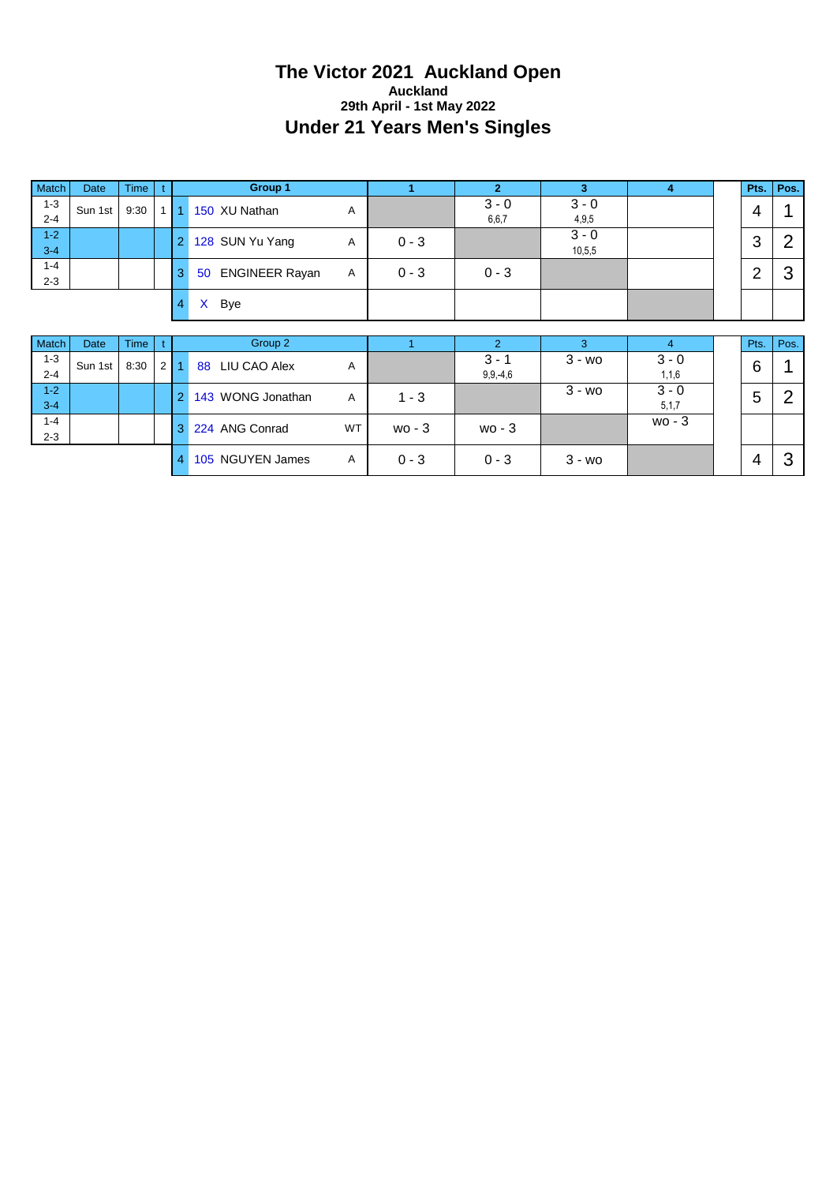# The Victor 2021 Auckland Open

**Auckland**

**29th April - 1st May 2022**

## Under 21 Years Men's Singles

| Match | Date | Time | t | | Group 1 | | 1 | 2 | 3 | 4 | | Pts. | Pos. |
|---|---|---|---|---|---|---|---|---|---|---|---|---|---|
| 1-3<br>2-4 | Sun 1st | 9:30 | 1 | 1 | 150 XU Nathan | A | | 3 - 0<br>6,6,7 | 3 - 0<br>4,9,5 | | | 4 | 1 |
| 1-2<br>3-4 | | | | 2 | 128 SUN Yu Yang | A | 0 - 3 | | 3 - 0<br>10,5,5 | | | 3 | 2 |
| 1-4<br>2-3 | | | | 3 | 50 ENGINEER Rayan | A | 0 - 3 | 0 - 3 | | | | 2 | 3 |
| | | | | 4 | X Bye | | | | | | | | |

| Match | Date | Time | t | | Group 2 | | 1 | 2 | 3 | 4 | | Pts. | Pos. |
|---|---|---|---|---|---|---|---|---|---|---|---|---|---|
| 1-3<br>2-4 | Sun 1st | 8:30 | 2 | 1 | 88 LIU CAO Alex | A | | 3 - 1<br>9,9,-4,6 | 3 - wo | 3 - 0<br>1,1,6 | | 6 | 1 |
| 1-2<br>3-4 | | | | 2 | 143 WONG Jonathan | A | 1 - 3 | | 3 - wo | 3 - 0<br>5,1,7 | | 5 | 2 |
| 1-4<br>2-3 | | | | 3 | 224 ANG Conrad | WT | wo - 3 | wo - 3 | | wo - 3 | | | |
| | | | | 4 | 105 NGUYEN James | A | 0 - 3 | 0 - 3 | 3 - wo | | | 4 | 3 |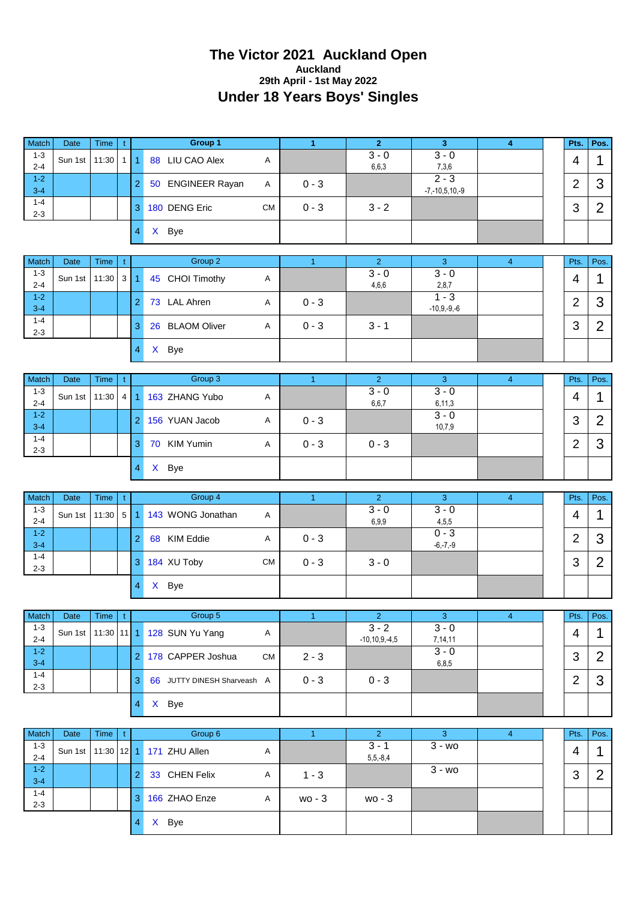# The Victor 2021 Auckland Open

**Auckland**

**29th April - 1st May 2022**

## Under 18 Years Boys' Singles

| Match | Date | Time | t | | Group 1 | | 1 | 2 | 3 | 4 | | Pts. | Pos. |
|---|---|---|---|---|---|---|---|---|---|---|---|---|---|
| 1-3 2-4 | Sun 1st | 11:30 | 1 | 1 | 88 LIU CAO Alex | A | | 3 - 0 6,6,3 | 3 - 0 7,3,6 | | | 4 | 1 |
| 1-2 3-4 | | | | 2 | 50 ENGINEER Rayan | A | 0 - 3 | | 2 - 3 -7,-10,5,10,-9 | | | 2 | 3 |
| 1-4 2-3 | | | | 3 | 180 DENG Eric | CM | 0 - 3 | 3 - 2 | | | | 3 | 2 |
| | | | | 4 | X Bye | | | | | | | | |

| Match | Date | Time | t | | Group 2 | | 1 | 2 | 3 | 4 | | Pts. | Pos. |
|---|---|---|---|---|---|---|---|---|---|---|---|---|---|
| 1-3 2-4 | Sun 1st | 11:30 | 3 | 1 | 45 CHOI Timothy | A | | 3 - 0 4,6,6 | 3 - 0 2,8,7 | | | 4 | 1 |
| 1-2 3-4 | | | | 2 | 73 LAL Ahren | A | 0 - 3 | | 1 - 3 -10,9,-9,-6 | | | 2 | 3 |
| 1-4 2-3 | | | | 3 | 26 BLAOM Oliver | A | 0 - 3 | 3 - 1 | | | | 3 | 2 |
| | | | | 4 | X Bye | | | | | | | | |

| Match | Date | Time | t | | Group 3 | | 1 | 2 | 3 | 4 | | Pts. | Pos. |
|---|---|---|---|---|---|---|---|---|---|---|---|---|---|
| 1-3 2-4 | Sun 1st | 11:30 | 4 | 1 | 163 ZHANG Yubo | A | | 3 - 0 6,6,7 | 3 - 0 6,11,3 | | | 4 | 1 |
| 1-2 3-4 | | | | 2 | 156 YUAN Jacob | A | 0 - 3 | | 3 - 0 10,7,9 | | | 3 | 2 |
| 1-4 2-3 | | | | 3 | 70 KIM Yumin | A | 0 - 3 | 0 - 3 | | | | 2 | 3 |
| | | | | 4 | X Bye | | | | | | | | |

| Match | Date | Time | t | | Group 4 | | 1 | 2 | 3 | 4 | | Pts. | Pos. |
|---|---|---|---|---|---|---|---|---|---|---|---|---|---|
| 1-3 2-4 | Sun 1st | 11:30 | 5 | 1 | 143 WONG Jonathan | A | | 3 - 0 6,9,9 | 3 - 0 4,5,5 | | | 4 | 1 |
| 1-2 3-4 | | | | 2 | 68 KIM Eddie | A | 0 - 3 | | 0 - 3 -6,-7,-9 | | | 2 | 3 |
| 1-4 2-3 | | | | 3 | 184 XU Toby | CM | 0 - 3 | 3 - 0 | | | | 3 | 2 |
| | | | | 4 | X Bye | | | | | | | | |

| Match | Date | Time | t | | Group 5 | | 1 | 2 | 3 | 4 | | Pts. | Pos. |
|---|---|---|---|---|---|---|---|---|---|---|---|---|---|
| 1-3 2-4 | Sun 1st | 11:30 | 11 | 1 | 128 SUN Yu Yang | A | | 3 - 2 -10,10,9,-4,5 | 3 - 0 7,14,11 | | | 4 | 1 |
| 1-2 3-4 | | | | 2 | 178 CAPPER Joshua | CM | 2 - 3 | | 3 - 0 6,8,5 | | | 3 | 2 |
| 1-4 2-3 | | | | 3 | 66 JUTTY DINESH Sharveash | A | 0 - 3 | 0 - 3 | | | | 2 | 3 |
| | | | | 4 | X Bye | | | | | | | | |

| Match | Date | Time | t | | Group 6 | | 1 | 2 | 3 | 4 | | Pts. | Pos. |
|---|---|---|---|---|---|---|---|---|---|---|---|---|---|
| 1-3 2-4 | Sun 1st | 11:30 | 12 | 1 | 171 ZHU Allen | A | | 3 - 1 5,5,-8,4 | 3 - wo | | | 4 | 1 |
| 1-2 3-4 | | | | 2 | 33 CHEN Felix | A | 1 - 3 | | 3 - wo | | | 3 | 2 |
| 1-4 2-3 | | | | 3 | 166 ZHAO Enze | A | wo - 3 | wo - 3 | | | | | |
| | | | | 4 | X Bye | | | | | | | | |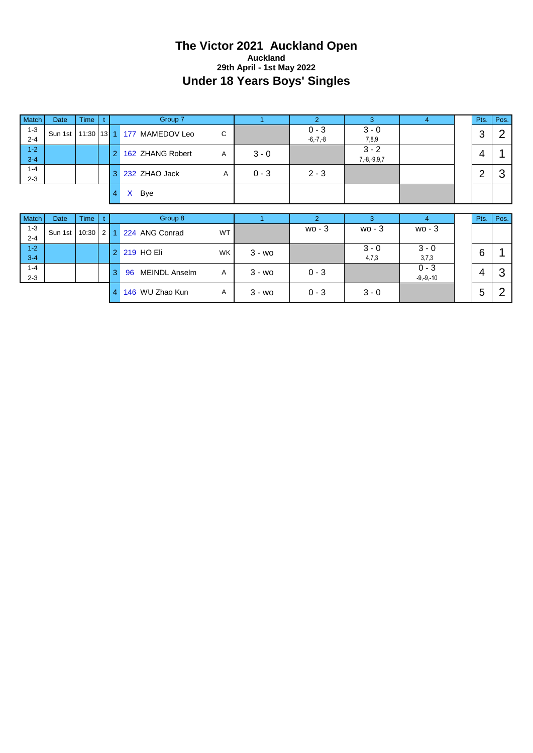# The Victor 2021 Auckland Open

**Auckland**

**29th April - 1st May 2022**

## Under 18 Years Boys' Singles

| Match | Date | Time | t | | Group 7 | | 1 | 2 | 3 | 4 | | Pts. | Pos. |
|---|---|---|---|---|---|---|---|---|---|---|---|---|---|
| 1-3<br>2-4 | Sun 1st | 11:30 | 13 | 1 | 177 MAMEDOV Leo | C | | 0 - 3<br>-6,-7,-8 | 3 - 0<br>7,8,9 | | | 3 | 2 |
| 1-2<br>3-4 | | | | 2 | 162 ZHANG Robert | A | 3 - 0 | | 3 - 2<br>7,-8,-9,9,7 | | | 4 | 1 |
| 1-4<br>2-3 | | | | 3 | 232 ZHAO Jack | A | 0 - 3 | 2 - 3 | | | | 2 | 3 |
| | | | | 4 | X Bye | | | | | | | | |

| Match | Date | Time | t | | Group 8 | | 1 | 2 | 3 | 4 | | Pts. | Pos. |
|---|---|---|---|---|---|---|---|---|---|---|---|---|---|
| 1-3<br>2-4 | Sun 1st | 10:30 | 2 | 1 | 224 ANG Conrad | WT | | wo - 3 | wo - 3 | wo - 3 | | | |
| 1-2<br>3-4 | | | | 2 | 219 HO Eli | WK | 3 - wo | | 3 - 0<br>4,7,3 | 3 - 0<br>3,7,3 | | 6 | 1 |
| 1-4<br>2-3 | | | | 3 | 96 MEINDL Anselm | A | 3 - wo | 0 - 3 | | 0 - 3<br>-9,-9,-10 | | 4 | 3 |
| | | | | 4 | 146 WU Zhao Kun | A | 3 - wo | 0 - 3 | 3 - 0 | | | 5 | 2 |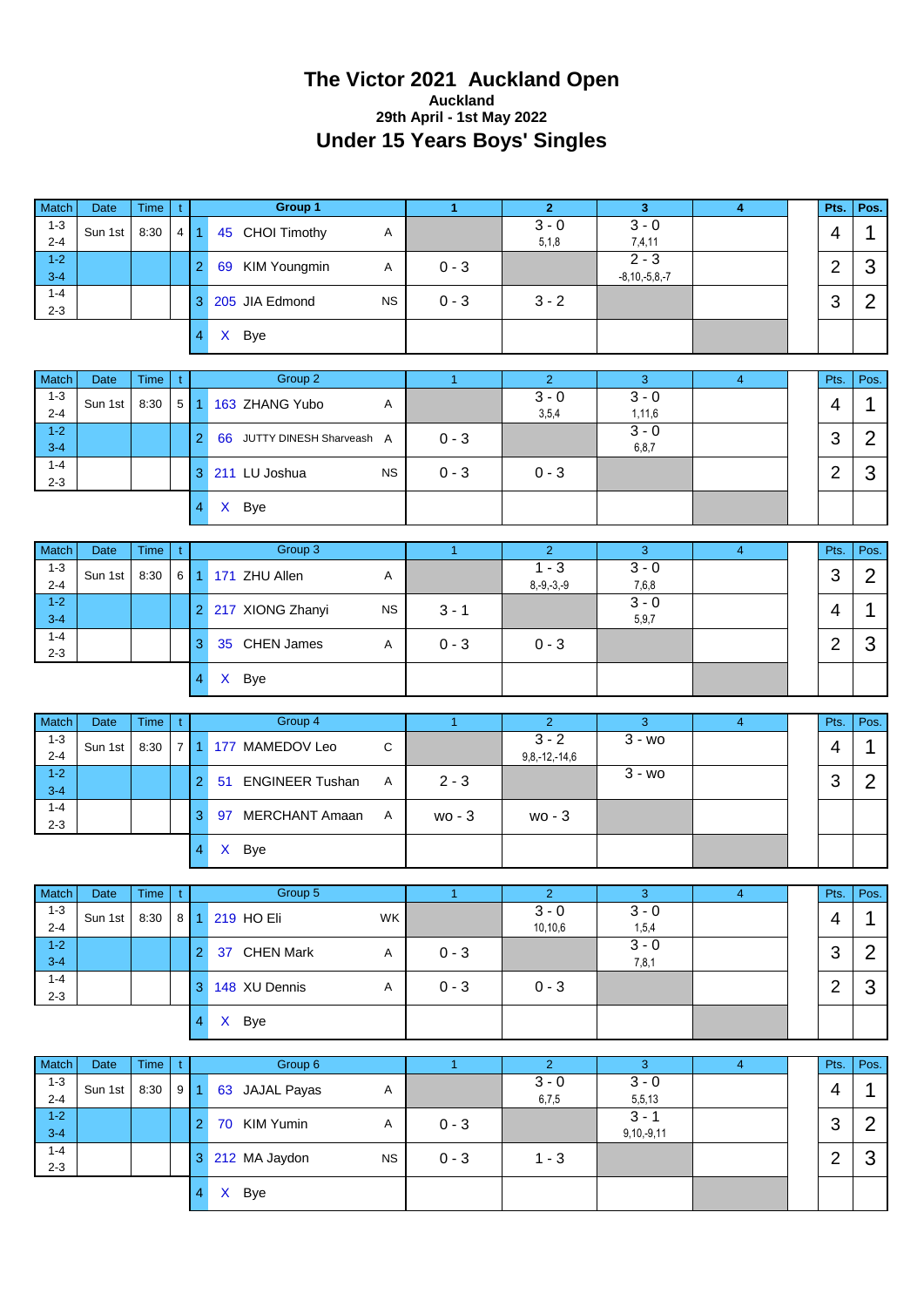# The Victor 2021 Auckland Open

**Auckland**

**29th April - 1st May 2022**

## Under 15 Years Boys' Singles

| Match | Date | Time | t | | Group 1 | | 1 | 2 | 3 | 4 | | Pts. | Pos. |
|---|---|---|---|---|---|---|---|---|---|---|---|---|---|
| 1-3 2-4 | Sun 1st | 8:30 | 4 | 1 | 45 CHOI Timothy | A | | 3 - 0 5,1,8 | 3 - 0 7,4,11 | | | 4 | 1 |
| 1-2 3-4 | | | | 2 | 69 KIM Youngmin | A | 0 - 3 | | 2 - 3 -8,10,-5,8,-7 | | | 2 | 3 |
| 1-4 2-3 | | | | 3 | 205 JIA Edmond | NS | 0 - 3 | 3 - 2 | | | | 3 | 2 |
| | | | | 4 | X Bye | | | | | | | | |

| Match | Date | Time | t | | Group 2 | | 1 | 2 | 3 | 4 | | Pts. | Pos. |
|---|---|---|---|---|---|---|---|---|---|---|---|---|---|
| 1-3 2-4 | Sun 1st | 8:30 | 5 | 1 | 163 ZHANG Yubo | A | | 3 - 0 3,5,4 | 3 - 0 1,11,6 | | | 4 | 1 |
| 1-2 3-4 | | | | 2 | 66 JUTTY DINESH Sharveash | A | 0 - 3 | | 3 - 0 6,8,7 | | | 3 | 2 |
| 1-4 2-3 | | | | 3 | 211 LU Joshua | NS | 0 - 3 | 0 - 3 | | | | 2 | 3 |
| | | | | 4 | X Bye | | | | | | | | |

| Match | Date | Time | t | | Group 3 | | 1 | 2 | 3 | 4 | | Pts. | Pos. |
|---|---|---|---|---|---|---|---|---|---|---|---|---|---|
| 1-3 2-4 | Sun 1st | 8:30 | 6 | 1 | 171 ZHU Allen | A | | 1 - 3 8,-9,-3,-9 | 3 - 0 7,6,8 | | | 3 | 2 |
| 1-2 3-4 | | | | 2 | 217 XIONG Zhanyi | NS | 3 - 1 | | 3 - 0 5,9,7 | | | 4 | 1 |
| 1-4 2-3 | | | | 3 | 35 CHEN James | A | 0 - 3 | 0 - 3 | | | | 2 | 3 |
| | | | | 4 | X Bye | | | | | | | | |

| Match | Date | Time | t | | Group 4 | | 1 | 2 | 3 | 4 | | Pts. | Pos. |
|---|---|---|---|---|---|---|---|---|---|---|---|---|---|
| 1-3 2-4 | Sun 1st | 8:30 | 7 | 1 | 177 MAMEDOV Leo | C | | 3 - 2 9,8,-12,-14,6 | 3 - wo | | | 4 | 1 |
| 1-2 3-4 | | | | 2 | 51 ENGINEER Tushan | A | 2 - 3 | | 3 - wo | | | 3 | 2 |
| 1-4 2-3 | | | | 3 | 97 MERCHANT Amaan | A | wo - 3 | wo - 3 | | | | | |
| | | | | 4 | X Bye | | | | | | | | |

| Match | Date | Time | t | | Group 5 | | 1 | 2 | 3 | 4 | | Pts. | Pos. |
|---|---|---|---|---|---|---|---|---|---|---|---|---|---|
| 1-3 2-4 | Sun 1st | 8:30 | 8 | 1 | 219 HO Eli | WK | | 3 - 0 10,10,6 | 3 - 0 1,5,4 | | | 4 | 1 |
| 1-2 3-4 | | | | 2 | 37 CHEN Mark | A | 0 - 3 | | 3 - 0 7,8,1 | | | 3 | 2 |
| 1-4 2-3 | | | | 3 | 148 XU Dennis | A | 0 - 3 | 0 - 3 | | | | 2 | 3 |
| | | | | 4 | X Bye | | | | | | | | |

| Match | Date | Time | t | | Group 6 | | 1 | 2 | 3 | 4 | | Pts. | Pos. |
|---|---|---|---|---|---|---|---|---|---|---|---|---|---|
| 1-3 2-4 | Sun 1st | 8:30 | 9 | 1 | 63 JAJAL Payas | A | | 3 - 0 6,7,5 | 3 - 0 5,5,13 | | | 4 | 1 |
| 1-2 3-4 | | | | 2 | 70 KIM Yumin | A | 0 - 3 | | 3 - 1 9,10,-9,11 | | | 3 | 2 |
| 1-4 2-3 | | | | 3 | 212 MA Jaydon | NS | 0 - 3 | 1 - 3 | | | | 2 | 3 |
| | | | | 4 | X Bye | | | | | | | | |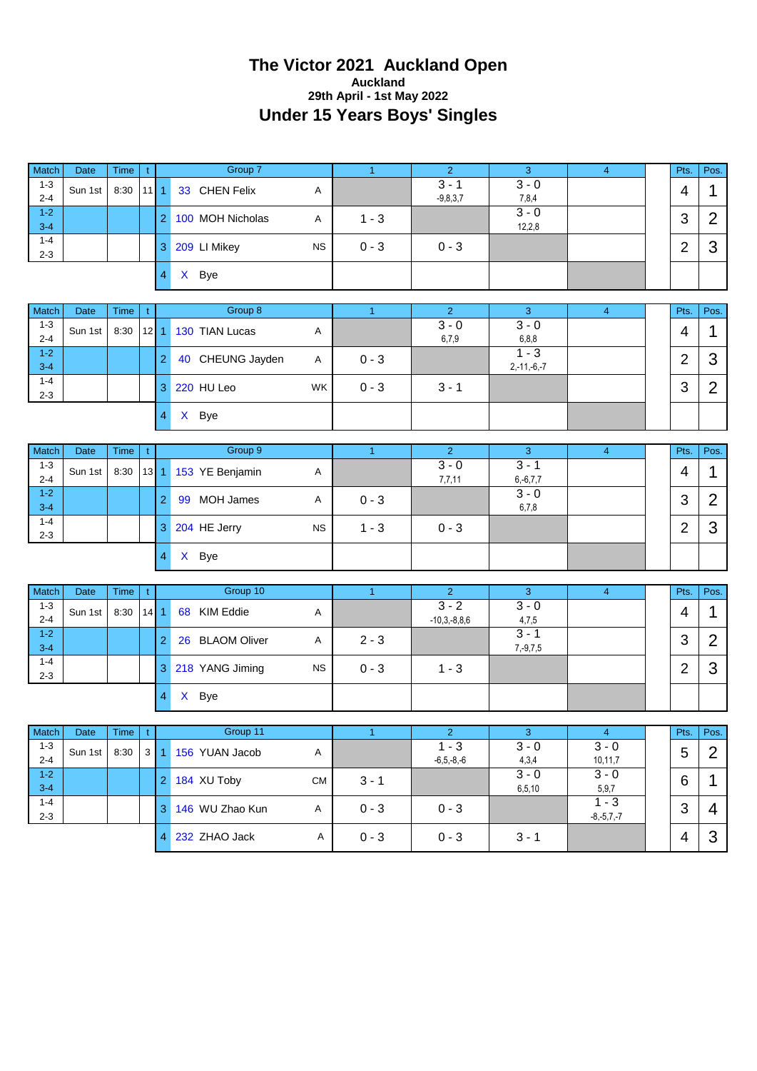# The Victor 2021 Auckland Open

### Auckland

### 29th April - 1st May 2022

## Under 15 Years Boys' Singles

| Match | Date | Time | t | | Group 7 | | 1 | 2 | 3 | 4 | | Pts. | Pos. |
|---|---|---|---|---|---|---|---|---|---|---|---|---|---|
| 1-3<br>2-4 | Sun 1st | 8:30 | 11 | 1 | 33 CHEN Felix | A | | 3 - 1<br>-9,8,3,7 | 3 - 0<br>7,8,4 | | | 4 | 1 |
| 1-2<br>3-4 | | | | 2 | 100 MOH Nicholas | A | 1 - 3 | | 3 - 0<br>12,2,8 | | | 3 | 2 |
| 1-4<br>2-3 | | | | 3 | 209 LI Mikey | NS | 0 - 3 | 0 - 3 | | | | 2 | 3 |
| | | | | 4 | X Bye | | | | | | | | |

| Match | Date | Time | t | | Group 8 | | 1 | 2 | 3 | 4 | | Pts. | Pos. |
|---|---|---|---|---|---|---|---|---|---|---|---|---|---|
| 1-3<br>2-4 | Sun 1st | 8:30 | 12 | 1 | 130 TIAN Lucas | A | | 3 - 0<br>6,7,9 | 3 - 0<br>6,8,8 | | | 4 | 1 |
| 1-2<br>3-4 | | | | 2 | 40 CHEUNG Jayden | A | 0 - 3 | | 1 - 3<br>2,-11,-6,-7 | | | 2 | 3 |
| 1-4<br>2-3 | | | | 3 | 220 HU Leo | WK | 0 - 3 | 3 - 1 | | | | 3 | 2 |
| | | | | 4 | X Bye | | | | | | | | |

| Match | Date | Time | t | | Group 9 | | 1 | 2 | 3 | 4 | | Pts. | Pos. |
|---|---|---|---|---|---|---|---|---|---|---|---|---|---|
| 1-3<br>2-4 | Sun 1st | 8:30 | 13 | 1 | 153 YE Benjamin | A | | 3 - 0<br>7,7,11 | 3 - 1<br>6,-6,7,7 | | | 4 | 1 |
| 1-2<br>3-4 | | | | 2 | 99 MOH James | A | 0 - 3 | | 3 - 0<br>6,7,8 | | | 3 | 2 |
| 1-4<br>2-3 | | | | 3 | 204 HE Jerry | NS | 1 - 3 | 0 - 3 | | | | 2 | 3 |
| | | | | 4 | X Bye | | | | | | | | |

| Match | Date | Time | t | | Group 10 | | 1 | 2 | 3 | 4 | | Pts. | Pos. |
|---|---|---|---|---|---|---|---|---|---|---|---|---|---|
| 1-3<br>2-4 | Sun 1st | 8:30 | 14 | 1 | 68 KIM Eddie | A | | 3 - 2<br>-10,3,-8,8,6 | 3 - 0<br>4,7,5 | | | 4 | 1 |
| 1-2<br>3-4 | | | | 2 | 26 BLAOM Oliver | A | 2 - 3 | | 3 - 1<br>7,-9,7,5 | | | 3 | 2 |
| 1-4<br>2-3 | | | | 3 | 218 YANG Jiming | NS | 0 - 3 | 1 - 3 | | | | 2 | 3 |
| | | | | 4 | X Bye | | | | | | | | |

| Match | Date | Time | t | | Group 11 | | 1 | 2 | 3 | 4 | | Pts. | Pos. |
|---|---|---|---|---|---|---|---|---|---|---|---|---|---|
| 1-3<br>2-4 | Sun 1st | 8:30 | 3 | 1 | 156 YUAN Jacob | A | | 1 - 3<br>-6,5,-8,-6 | 3 - 0<br>4,3,4 | 3 - 0<br>10,11,7 | | 5 | 2 |
| 1-2<br>3-4 | | | | 2 | 184 XU Toby | CM | 3 - 1 | | 3 - 0<br>6,5,10 | 3 - 0<br>5,9,7 | | 6 | 1 |
| 1-4<br>2-3 | | | | 3 | 146 WU Zhao Kun | A | 0 - 3 | 0 - 3 | | 1 - 3<br>-8,-5,7,-7 | | 3 | 4 |
| | | | | 4 | 232 ZHAO Jack | A | 0 - 3 | 0 - 3 | 3 - 1 | | | 4 | 3 |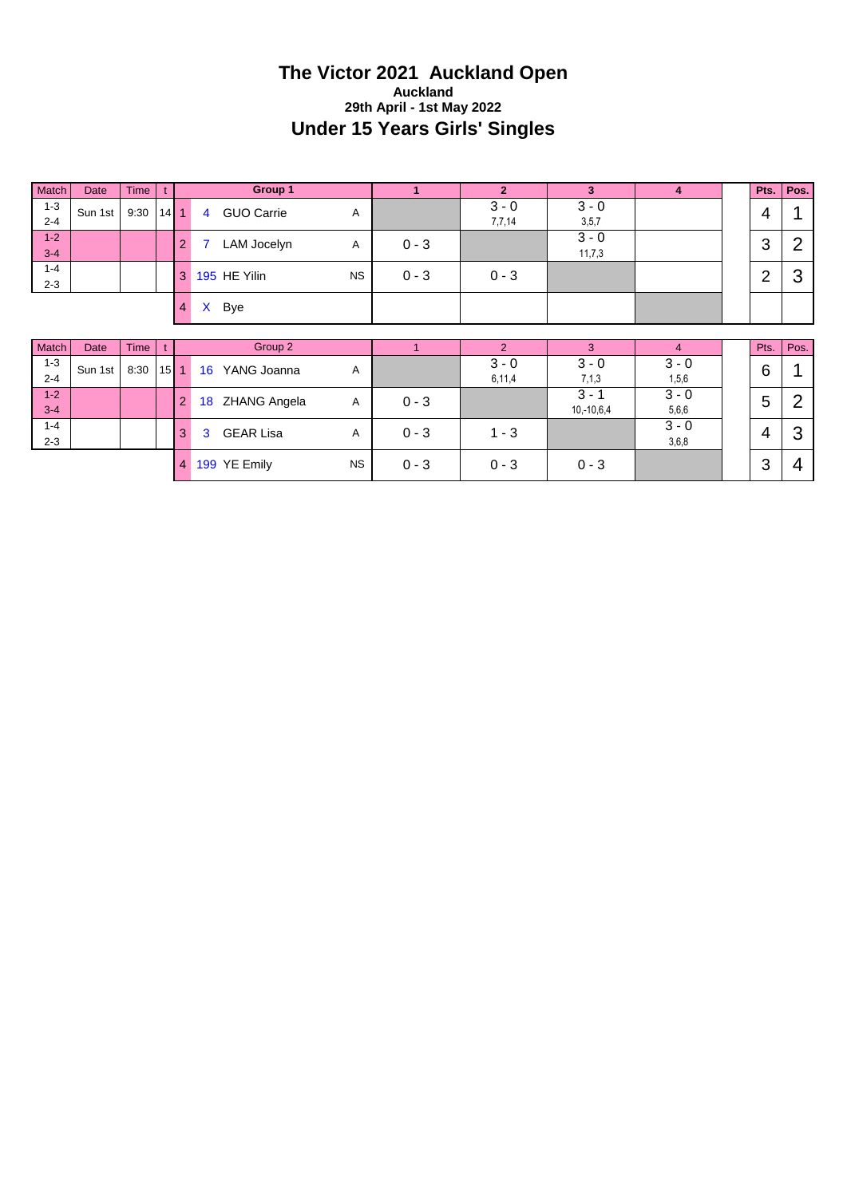# The Victor 2021 Auckland Open

**Auckland**

**29th April - 1st May 2022**

## Under 15 Years Girls' Singles

| Match | Date | Time | t | | Group 1 | | 1 | 2 | 3 | 4 | | Pts. | Pos. |
|---|---|---|---|---|---|---|---|---|---|---|---|---|---|
| 1-3<br>2-4 | Sun 1st | 9:30 | 14 | 1 | 4 GUO Carrie | A | | 3 - 0<br>7,7,14 | 3 - 0<br>3,5,7 | | | 4 | 1 |
| 1-2<br>3-4 | | | | 2 | 7 LAM Jocelyn | A | 0 - 3 | | 3 - 0<br>11,7,3 | | | 3 | 2 |
| 1-4<br>2-3 | | | | 3 | 195 HE Yilin | NS | 0 - 3 | 0 - 3 | | | | 2 | 3 |
| | | | | 4 | X Bye | | | | | | | | |

| Match | Date | Time | t | | Group 2 | | 1 | 2 | 3 | 4 | | Pts. | Pos. |
|---|---|---|---|---|---|---|---|---|---|---|---|---|---|
| 1-3<br>2-4 | Sun 1st | 8:30 | 15 | 1 | 16 YANG Joanna | A | | 3 - 0<br>6,11,4 | 3 - 0<br>7,1,3 | 3 - 0<br>1,5,6 | | 6 | 1 |
| 1-2<br>3-4 | | | | 2 | 18 ZHANG Angela | A | 0 - 3 | | 3 - 1<br>10,-10,6,4 | 3 - 0<br>5,6,6 | | 5 | 2 |
| 1-4<br>2-3 | | | | 3 | 3 GEAR Lisa | A | 0 - 3 | 1 - 3 | | 3 - 0<br>3,6,8 | | 4 | 3 |
| | | | | 4 | 199 YE Emily | NS | 0 - 3 | 0 - 3 | 0 - 3 | | | 3 | 4 |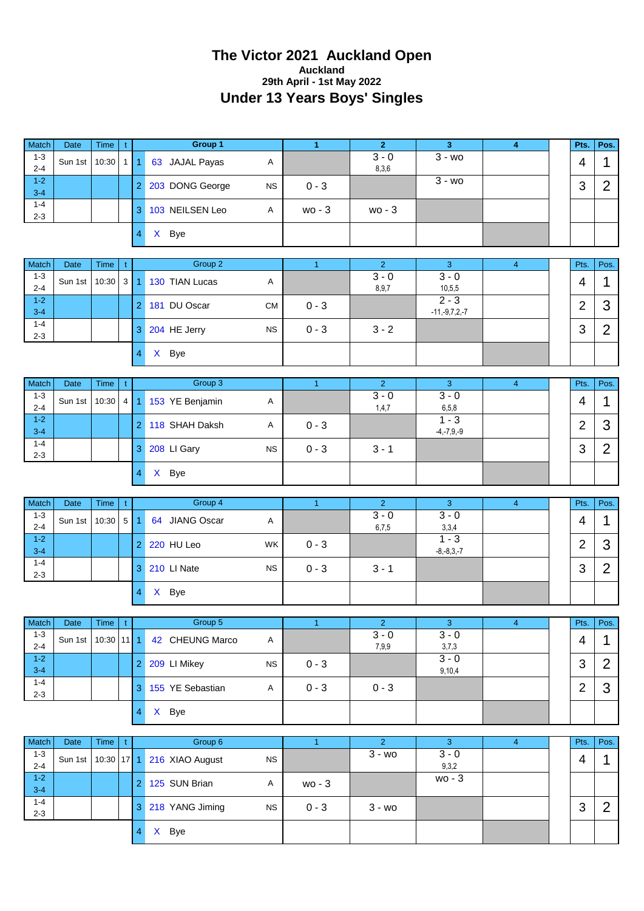# The Victor 2021 Auckland Open

**Auckland**

**29th April - 1st May 2022**

## Under 13 Years Boys' Singles

| Match | Date | Time | t | | Group 1 | | 1 | 2 | 3 | 4 | | Pts. | Pos. |
|---|---|---|---|---|---|---|---|---|---|---|---|---|---|
| 1-3 2-4 | Sun 1st | 10:30 | 1 | 1 | 63 JAJAL Payas | A | | 3 - 0 8,3,6 | 3 - wo | | | 4 | 1 |
| 1-2 3-4 | | | | 2 | 203 DONG George | NS | 0 - 3 | | 3 - wo | | | 3 | 2 |
| 1-4 2-3 | | | | 3 | 103 NEILSEN Leo | A | wo - 3 | wo - 3 | | | | | |
| | | | | 4 | X Bye | | | | | | | | |

| Match | Date | Time | t | | Group 2 | | 1 | 2 | 3 | 4 | | Pts. | Pos. |
|---|---|---|---|---|---|---|---|---|---|---|---|---|---|
| 1-3 2-4 | Sun 1st | 10:30 | 3 | 1 | 130 TIAN Lucas | A | | 3 - 0 8,9,7 | 3 - 0 10,5,5 | | | 4 | 1 |
| 1-2 3-4 | | | | 2 | 181 DU Oscar | CM | 0 - 3 | | 2 - 3 -11,-9,7,2,-7 | | | 2 | 3 |
| 1-4 2-3 | | | | 3 | 204 HE Jerry | NS | 0 - 3 | 3 - 2 | | | | 3 | 2 |
| | | | | 4 | X Bye | | | | | | | | |

| Match | Date | Time | t | | Group 3 | | 1 | 2 | 3 | 4 | | Pts. | Pos. |
|---|---|---|---|---|---|---|---|---|---|---|---|---|---|
| 1-3 2-4 | Sun 1st | 10:30 | 4 | 1 | 153 YE Benjamin | A | | 3 - 0 1,4,7 | 3 - 0 6,5,8 | | | 4 | 1 |
| 1-2 3-4 | | | | 2 | 118 SHAH Daksh | A | 0 - 3 | | 1 - 3 -4,-7,9,-9 | | | 2 | 3 |
| 1-4 2-3 | | | | 3 | 208 LI Gary | NS | 0 - 3 | 3 - 1 | | | | 3 | 2 |
| | | | | 4 | X Bye | | | | | | | | |

| Match | Date | Time | t | | Group 4 | | 1 | 2 | 3 | 4 | | Pts. | Pos. |
|---|---|---|---|---|---|---|---|---|---|---|---|---|---|
| 1-3 2-4 | Sun 1st | 10:30 | 5 | 1 | 64 JIANG Oscar | A | | 3 - 0 6,7,5 | 3 - 0 3,3,4 | | | 4 | 1 |
| 1-2 3-4 | | | | 2 | 220 HU Leo | WK | 0 - 3 | | 1 - 3 -8,-8,3,-7 | | | 2 | 3 |
| 1-4 2-3 | | | | 3 | 210 LI Nate | NS | 0 - 3 | 3 - 1 | | | | 3 | 2 |
| | | | | 4 | X Bye | | | | | | | | |

| Match | Date | Time | t | | Group 5 | | 1 | 2 | 3 | 4 | | Pts. | Pos. |
|---|---|---|---|---|---|---|---|---|---|---|---|---|---|
| 1-3 2-4 | Sun 1st | 10:30 | 11 | 1 | 42 CHEUNG Marco | A | | 3 - 0 7,9,9 | 3 - 0 3,7,3 | | | 4 | 1 |
| 1-2 3-4 | | | | 2 | 209 LI Mikey | NS | 0 - 3 | | 3 - 0 9,10,4 | | | 3 | 2 |
| 1-4 2-3 | | | | 3 | 155 YE Sebastian | A | 0 - 3 | 0 - 3 | | | | 2 | 3 |
| | | | | 4 | X Bye | | | | | | | | |

| Match | Date | Time | t | | Group 6 | | 1 | 2 | 3 | 4 | | Pts. | Pos. |
|---|---|---|---|---|---|---|---|---|---|---|---|---|---|
| 1-3 2-4 | Sun 1st | 10:30 | 17 | 1 | 216 XIAO August | NS | | 3 - wo | 3 - 0 9,3,2 | | | 4 | 1 |
| 1-2 3-4 | | | | 2 | 125 SUN Brian | A | wo - 3 | | wo - 3 | | | | |
| 1-4 2-3 | | | | 3 | 218 YANG Jiming | NS | 0 - 3 | 3 - wo | | | | 3 | 2 |
| | | | | 4 | X Bye | | | | | | | | |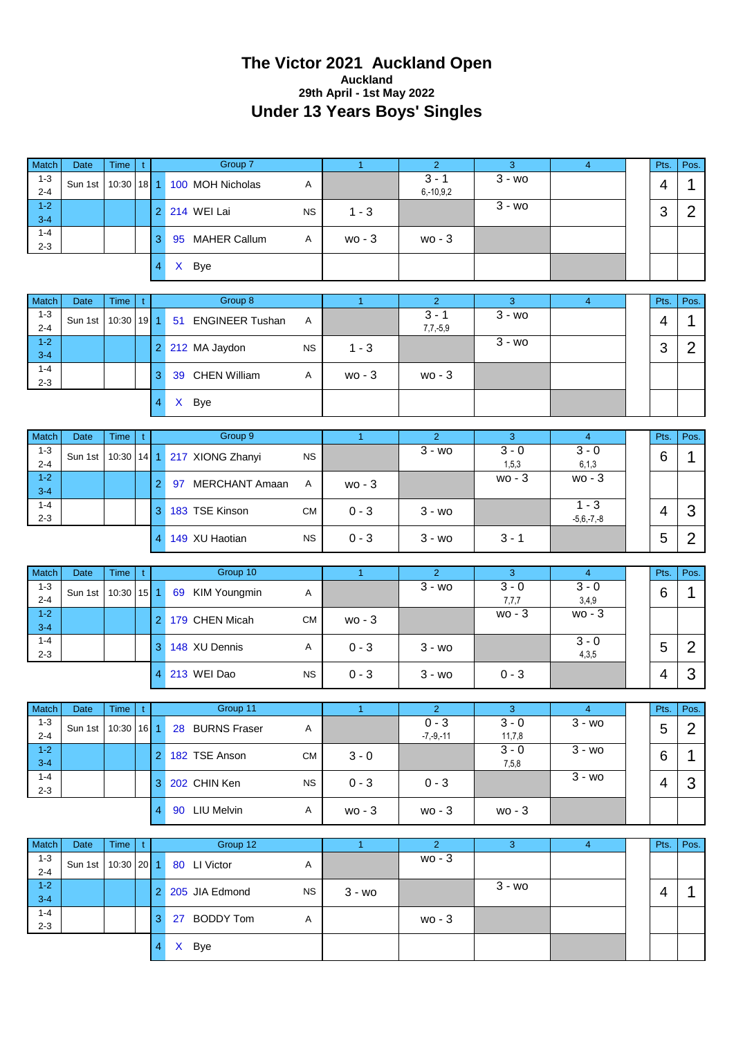# The Victor 2021 Auckland Open

**Auckland**

**29th April - 1st May 2022**

## Under 13 Years Boys' Singles

| Match | Date | Time | t | | Group 7 | | 1 | 2 | 3 | 4 | | Pts. | Pos. |
|---|---|---|---|---|---|---|---|---|---|---|---|---|---|
| 1-3 2-4 | Sun 1st | 10:30 | 18 | 1 | 100 MOH Nicholas | A | | 3 - 1 6,-10,9,2 | 3 - wo | | | 4 | 1 |
| 1-2 3-4 | | | | 2 | 214 WEI Lai | NS | 1 - 3 | | 3 - wo | | | 3 | 2 |
| 1-4 2-3 | | | | 3 | 95 MAHER Callum | A | wo - 3 | wo - 3 | | | | | |
| | | | | 4 | X Bye | | | | | | | | |

| Match | Date | Time | t | | Group 8 | | 1 | 2 | 3 | 4 | | Pts. | Pos. |
|---|---|---|---|---|---|---|---|---|---|---|---|---|---|
| 1-3 2-4 | Sun 1st | 10:30 | 19 | 1 | 51 ENGINEER Tushan | A | | 3 - 1 7,7,-5,9 | 3 - wo | | | 4 | 1 |
| 1-2 3-4 | | | | 2 | 212 MA Jaydon | NS | 1 - 3 | | 3 - wo | | | 3 | 2 |
| 1-4 2-3 | | | | 3 | 39 CHEN William | A | wo - 3 | wo - 3 | | | | | |
| | | | | 4 | X Bye | | | | | | | | |

| Match | Date | Time | t | | Group 9 | | 1 | 2 | 3 | 4 | | Pts. | Pos. |
|---|---|---|---|---|---|---|---|---|---|---|---|---|---|
| 1-3 2-4 | Sun 1st | 10:30 | 14 | 1 | 217 XIONG Zhanyi | NS | | 3 - wo | 3 - 0 1,5,3 | 3 - 0 6,1,3 | | 6 | 1 |
| 1-2 3-4 | | | | 2 | 97 MERCHANT Amaan | A | wo - 3 | | wo - 3 | wo - 3 | | | |
| 1-4 2-3 | | | | 3 | 183 TSE Kinson | CM | 0 - 3 | 3 - wo | | 1 - 3 -5,6,-7,-8 | | 4 | 3 |
| | | | | 4 | 149 XU Haotian | NS | 0 - 3 | 3 - wo | 3 - 1 | | | 5 | 2 |

| Match | Date | Time | t | | Group 10 | | 1 | 2 | 3 | 4 | | Pts. | Pos. |
|---|---|---|---|---|---|---|---|---|---|---|---|---|---|
| 1-3 2-4 | Sun 1st | 10:30 | 15 | 1 | 69 KIM Youngmin | A | | 3 - wo | 3 - 0 7,7,7 | 3 - 0 3,4,9 | | 6 | 1 |
| 1-2 3-4 | | | | 2 | 179 CHEN Micah | CM | wo - 3 | | wo - 3 | wo - 3 | | | |
| 1-4 2-3 | | | | 3 | 148 XU Dennis | A | 0 - 3 | 3 - wo | | 3 - 0 4,3,5 | | 5 | 2 |
| | | | | 4 | 213 WEI Dao | NS | 0 - 3 | 3 - wo | 0 - 3 | | | 4 | 3 |

| Match | Date | Time | t | | Group 11 | | 1 | 2 | 3 | 4 | | Pts. | Pos. |
|---|---|---|---|---|---|---|---|---|---|---|---|---|---|
| 1-3 2-4 | Sun 1st | 10:30 | 16 | 1 | 28 BURNS Fraser | A | | 0 - 3 -7,-9,-11 | 3 - 0 11,7,8 | 3 - wo | | 5 | 2 |
| 1-2 3-4 | | | | 2 | 182 TSE Anson | CM | 3 - 0 | | 3 - 0 7,5,8 | 3 - wo | | 6 | 1 |
| 1-4 2-3 | | | | 3 | 202 CHIN Ken | NS | 0 - 3 | 0 - 3 | | 3 - wo | | 4 | 3 |
| | | | | 4 | 90 LIU Melvin | A | wo - 3 | wo - 3 | wo - 3 | | | | |

| Match | Date | Time | t | | Group 12 | | 1 | 2 | 3 | 4 | | Pts. | Pos. |
|---|---|---|---|---|---|---|---|---|---|---|---|---|---|
| 1-3 2-4 | Sun 1st | 10:30 | 20 | 1 | 80 LI Victor | A | | wo - 3 | | | | | |
| 1-2 3-4 | | | | 2 | 205 JIA Edmond | NS | 3 - wo | | 3 - wo | | | 4 | 1 |
| 1-4 2-3 | | | | 3 | 27 BODDY Tom | A | | wo - 3 | | | | | |
| | | | | 4 | X Bye | | | | | | | | |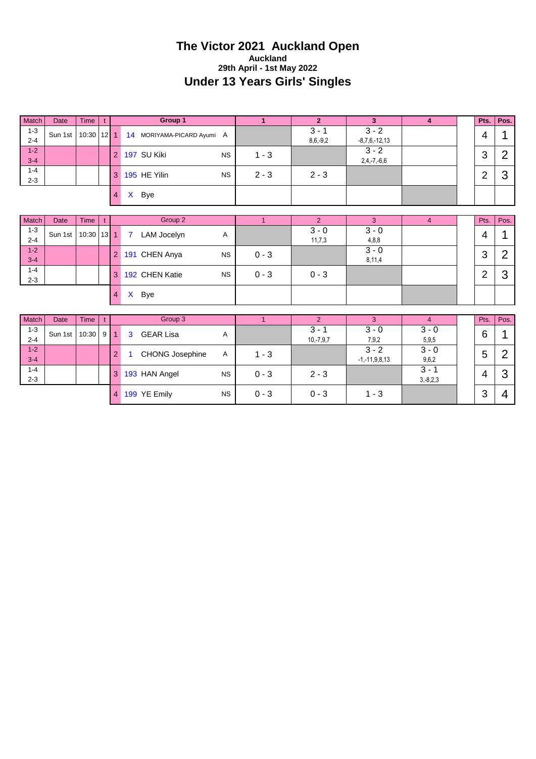# The Victor 2021 Auckland Open

**Auckland**

**29th April - 1st May 2022**

## Under 13 Years Girls' Singles

| Match | Date | Time | t | | Group 1 | | 1 | 2 | 3 | 4 | | Pts. | Pos. |
|---|---|---|---|---|---|---|---|---|---|---|---|---|---|
| 1-3<br>2-4 | Sun 1st | 10:30 | 12 | 1 | 14 MORIYAMA-PICARD Ayumi | A | | 3 - 1<br>8,6,-9,2 | 3 - 2<br>-8,7,6,-12,13 | | | 4 | 1 |
| 1-2<br>3-4 | | | | 2 | 197 SU Kiki | NS | 1 - 3 | | 3 - 2<br>2,4,-7,-6,6 | | | 3 | 2 |
| 1-4<br>2-3 | | | | 3 | 195 HE Yilin | NS | 2 - 3 | 2 - 3 | | | | 2 | 3 |
| | | | | 4 | X Bye | | | | | | | | |

| Match | Date | Time | t | | Group 2 | | 1 | 2 | 3 | 4 | | Pts. | Pos. |
|---|---|---|---|---|---|---|---|---|---|---|---|---|---|
| 1-3<br>2-4 | Sun 1st | 10:30 | 13 | 1 | 7 LAM Jocelyn | A | | 3 - 0<br>11,7,3 | 3 - 0<br>4,8,8 | | | 4 | 1 |
| 1-2<br>3-4 | | | | 2 | 191 CHEN Anya | NS | 0 - 3 | | 3 - 0<br>8,11,4 | | | 3 | 2 |
| 1-4<br>2-3 | | | | 3 | 192 CHEN Katie | NS | 0 - 3 | 0 - 3 | | | | 2 | 3 |
| | | | | 4 | X Bye | | | | | | | | |

| Match | Date | Time | t | | Group 3 | | 1 | 2 | 3 | 4 | | Pts. | Pos. |
|---|---|---|---|---|---|---|---|---|---|---|---|---|---|
| 1-3<br>2-4 | Sun 1st | 10:30 | 9 | 1 | 3 GEAR Lisa | A | | 3 - 1<br>10,-7,9,7 | 3 - 0<br>7,9,2 | 3 - 0<br>5,9,5 | | 6 | 1 |
| 1-2<br>3-4 | | | | 2 | 1 CHONG Josephine | A | 1 - 3 | | 3 - 2<br>-1,-11,9,8,13 | 3 - 0<br>9,6,2 | | 5 | 2 |
| 1-4<br>2-3 | | | | 3 | 193 HAN Angel | NS | 0 - 3 | 2 - 3 | | 3 - 1<br>3,-8,2,3 | | 4 | 3 |
| | | | | 4 | 199 YE Emily | NS | 0 - 3 | 0 - 3 | 1 - 3 | | | 3 | 4 |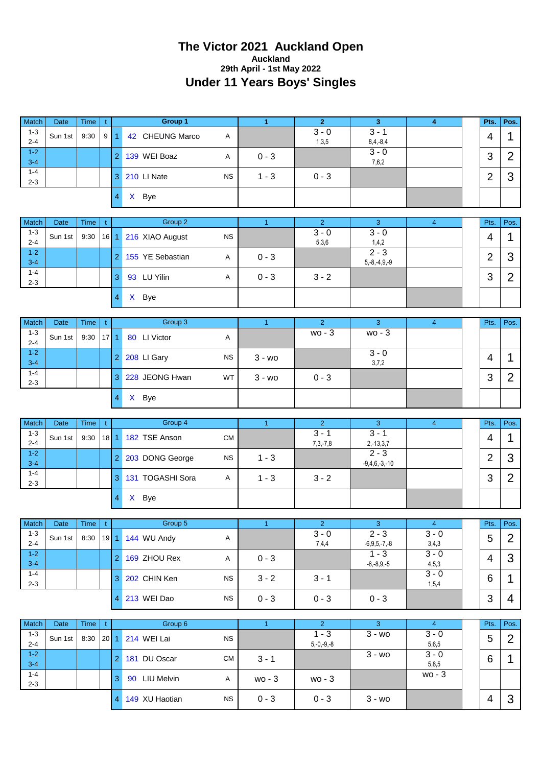# The Victor 2021 Auckland Open

### Auckland

### 29th April - 1st May 2022

## Under 11 Years Boys' Singles

| Match | Date | Time | t | | Group 1 | | 1 | 2 | 3 | 4 | | Pts. | Pos. |
|---|---|---|---|---|---|---|---|---|---|---|---|---|---|
| 1-3 2-4 | Sun 1st | 9:30 | 9 | 1 | 42 CHEUNG Marco | A | | 3 - 0 1,3,5 | 3 - 1 8,4,-8,4 | | | 4 | 1 |
| 1-2 3-4 | | | | 2 | 139 WEI Boaz | A | 0 - 3 | | 3 - 0 7,6,2 | | | 3 | 2 |
| 1-4 2-3 | | | | 3 | 210 LI Nate | NS | 1 - 3 | 0 - 3 | | | | 2 | 3 |
| | | | | 4 | X Bye | | | | | | | | |

| Match | Date | Time | t | | Group 2 | | 1 | 2 | 3 | 4 | | Pts. | Pos. |
|---|---|---|---|---|---|---|---|---|---|---|---|---|---|
| 1-3 2-4 | Sun 1st | 9:30 | 16 | 1 | 216 XIAO August | NS | | 3 - 0 5,3,6 | 3 - 0 1,4,2 | | | 4 | 1 |
| 1-2 3-4 | | | | 2 | 155 YE Sebastian | A | 0 - 3 | | 2 - 3 5,-8,-4,9,-9 | | | 2 | 3 |
| 1-4 2-3 | | | | 3 | 93 LU Yilin | A | 0 - 3 | 3 - 2 | | | | 3 | 2 |
| | | | | 4 | X Bye | | | | | | | | |

| Match | Date | Time | t | | Group 3 | | 1 | 2 | 3 | 4 | | Pts. | Pos. |
|---|---|---|---|---|---|---|---|---|---|---|---|---|---|
| 1-3 2-4 | Sun 1st | 9:30 | 17 | 1 | 80 LI Victor | A | | wo - 3 | wo - 3 | | | | |
| 1-2 3-4 | | | | 2 | 208 LI Gary | NS | 3 - wo | | 3 - 0 3,7,2 | | | 4 | 1 |
| 1-4 2-3 | | | | 3 | 228 JEONG Hwan | WT | 3 - wo | 0 - 3 | | | | 3 | 2 |
| | | | | 4 | X Bye | | | | | | | | |

| Match | Date | Time | t | | Group 4 | | 1 | 2 | 3 | 4 | | Pts. | Pos. |
|---|---|---|---|---|---|---|---|---|---|---|---|---|---|
| 1-3 2-4 | Sun 1st | 9:30 | 18 | 1 | 182 TSE Anson | CM | | 3 - 1 7,3,-7,8 | 3 - 1 2,-13,3,7 | | | 4 | 1 |
| 1-2 3-4 | | | | 2 | 203 DONG George | NS | 1 - 3 | | 2 - 3 -9,4,6,-3,-10 | | | 2 | 3 |
| 1-4 2-3 | | | | 3 | 131 TOGASHI Sora | A | 1 - 3 | 3 - 2 | | | | 3 | 2 |
| | | | | 4 | X Bye | | | | | | | | |

| Match | Date | Time | t | | Group 5 | | 1 | 2 | 3 | 4 | | Pts. | Pos. |
|---|---|---|---|---|---|---|---|---|---|---|---|---|---|
| 1-3 2-4 | Sun 1st | 8:30 | 19 | 1 | 144 WU Andy | A | | 3 - 0 7,4,4 | 2 - 3 -6,9,5,-7,-8 | 3 - 0 3,4,3 | | 5 | 2 |
| 1-2 3-4 | | | | 2 | 169 ZHOU Rex | A | 0 - 3 | | 1 - 3 -8,-8,9,-5 | 3 - 0 4,5,3 | | 4 | 3 |
| 1-4 2-3 | | | | 3 | 202 CHIN Ken | NS | 3 - 2 | 3 - 1 | | 3 - 0 1,5,4 | | 6 | 1 |
| | | | | 4 | 213 WEI Dao | NS | 0 - 3 | 0 - 3 | 0 - 3 | | | 3 | 4 |

| Match | Date | Time | t | | Group 6 | | 1 | 2 | 3 | 4 | | Pts. | Pos. |
|---|---|---|---|---|---|---|---|---|---|---|---|---|---|
| 1-3 2-4 | Sun 1st | 8:30 | 20 | 1 | 214 WEI Lai | NS | | 1 - 3 5,-0,-9,-8 | 3 - wo | 3 - 0 5,6,5 | | 5 | 2 |
| 1-2 3-4 | | | | 2 | 181 DU Oscar | CM | 3 - 1 | | 3 - wo | 3 - 0 5,8,5 | | 6 | 1 |
| 1-4 2-3 | | | | 3 | 90 LIU Melvin | A | wo - 3 | wo - 3 | | wo - 3 | | | |
| | | | | 4 | 149 XU Haotian | NS | 0 - 3 | 0 - 3 | 3 - wo | | | 4 | 3 |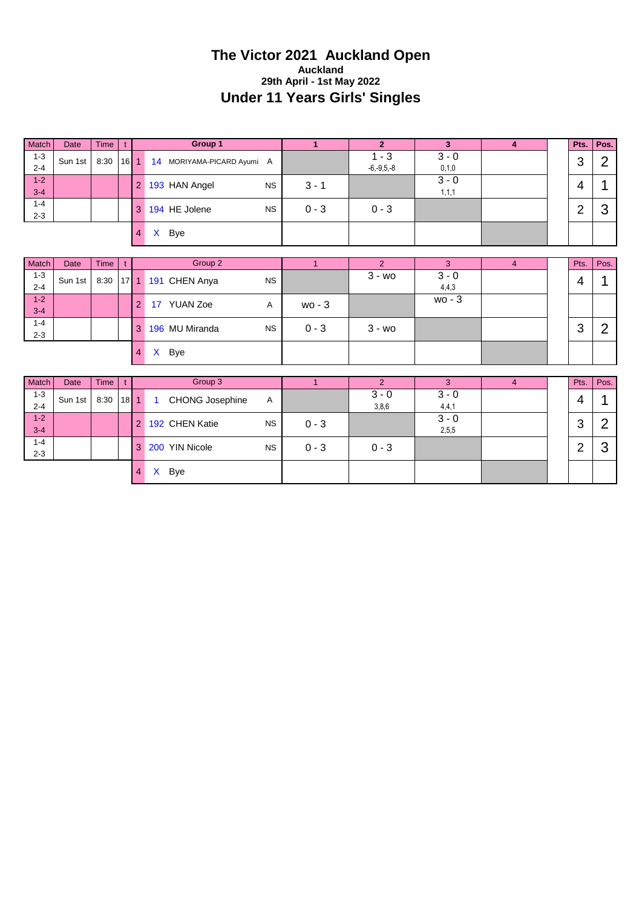# The Victor 2021 Auckland Open

**Auckland**

**29th April - 1st May 2022**

## Under 11 Years Girls' Singles

| Match | Date | Time | t | | Group 1 | | 1 | 2 | 3 | 4 | | Pts. | Pos. |
|---|---|---|---|---|---|---|---|---|---|---|---|---|---|
| 1-3 / 2-4 | Sun 1st | 8:30 | 16 | 1 | 14 MORIYAMA-PICARD Ayumi | A | | 1 - 3 -6,-9,5,-8 | 3 - 0 0,1,0 | | | 3 | 2 |
| 1-2 / 3-4 | | | | 2 | 193 HAN Angel | NS | 3 - 1 | | 3 - 0 1,1,1 | | | 4 | 1 |
| 1-4 / 2-3 | | | | 3 | 194 HE Jolene | NS | 0 - 3 | 0 - 3 | | | | 2 | 3 |
| | | | | 4 | X Bye | | | | | | | | |

| Match | Date | Time | t | | Group 2 | | 1 | 2 | 3 | 4 | | Pts. | Pos. |
|---|---|---|---|---|---|---|---|---|---|---|---|---|---|
| 1-3 / 2-4 | Sun 1st | 8:30 | 17 | 1 | 191 CHEN Anya | NS | | 3 - wo | 3 - 0 4,4,3 | | | 4 | 1 |
| 1-2 / 3-4 | | | | 2 | 17 YUAN Zoe | A | wo - 3 | | wo - 3 | | | | |
| 1-4 / 2-3 | | | | 3 | 196 MU Miranda | NS | 0 - 3 | 3 - wo | | | | 3 | 2 |
| | | | | 4 | X Bye | | | | | | | | |

| Match | Date | Time | t | | Group 3 | | 1 | 2 | 3 | 4 | | Pts. | Pos. |
|---|---|---|---|---|---|---|---|---|---|---|---|---|---|
| 1-3 / 2-4 | Sun 1st | 8:30 | 18 | 1 | 1 CHONG Josephine | A | | 3 - 0 3,8,6 | 3 - 0 4,4,1 | | | 4 | 1 |
| 1-2 / 3-4 | | | | 2 | 192 CHEN Katie | NS | 0 - 3 | | 3 - 0 2,5,5 | | | 3 | 2 |
| 1-4 / 2-3 | | | | 3 | 200 YIN Nicole | NS | 0 - 3 | 0 - 3 | | | | 2 | 3 |
| | | | | 4 | X Bye | | | | | | | | |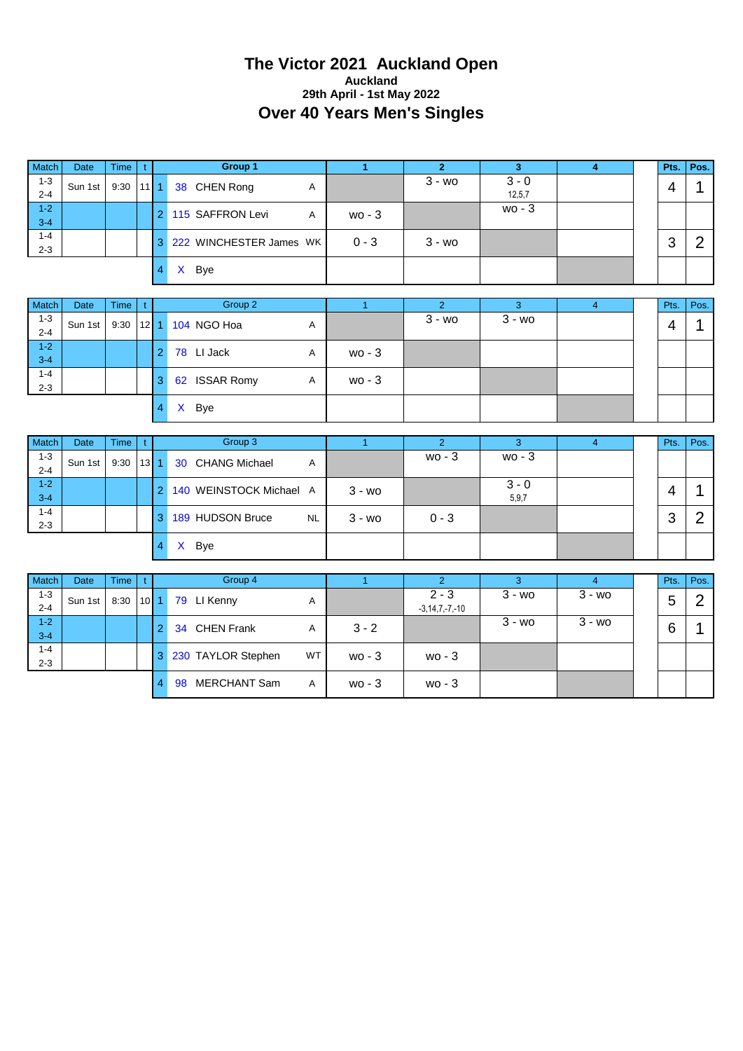# The Victor 2021 Auckland Open

**Auckland**

**29th April - 1st May 2022**

## Over 40 Years Men's Singles

| Match | Date | Time | t | | Group 1 | | 1 | 2 | 3 | 4 | | Pts. | Pos. |
|---|---|---|---|---|---|---|---|---|---|---|---|---|---|
| 1-3 2-4 | Sun 1st | 9:30 | 11 | 1 | 38 CHEN Rong | A | | 3 - wo | 3 - 0 12,5,7 | | | 4 | 1 |
| 1-2 3-4 | | | | 2 | 115 SAFFRON Levi | A | wo - 3 | | wo - 3 | | | | |
| 1-4 2-3 | | | | 3 | 222 WINCHESTER James | WK | 0 - 3 | 3 - wo | | | | 3 | 2 |
| | | | | 4 | X Bye | | | | | | | | |

| Match | Date | Time | t | | Group 2 | | 1 | 2 | 3 | 4 | | Pts. | Pos. |
|---|---|---|---|---|---|---|---|---|---|---|---|---|---|
| 1-3 2-4 | Sun 1st | 9:30 | 12 | 1 | 104 NGO Hoa | A | | 3 - wo | 3 - wo | | | 4 | 1 |
| 1-2 3-4 | | | | 2 | 78 LI Jack | A | wo - 3 | | | | | | |
| 1-4 2-3 | | | | 3 | 62 ISSAR Romy | A | wo - 3 | | | | | | |
| | | | | 4 | X Bye | | | | | | | | |

| Match | Date | Time | t | | Group 3 | | 1 | 2 | 3 | 4 | | Pts. | Pos. |
|---|---|---|---|---|---|---|---|---|---|---|---|---|---|
| 1-3 2-4 | Sun 1st | 9:30 | 13 | 1 | 30 CHANG Michael | A | | wo - 3 | wo - 3 | | | | |
| 1-2 3-4 | | | | 2 | 140 WEINSTOCK Michael | A | 3 - wo | | 3 - 0 5,9,7 | | | 4 | 1 |
| 1-4 2-3 | | | | 3 | 189 HUDSON Bruce | NL | 3 - wo | 0 - 3 | | | | 3 | 2 |
| | | | | 4 | X Bye | | | | | | | | |

| Match | Date | Time | t | | Group 4 | | 1 | 2 | 3 | 4 | | Pts. | Pos. |
|---|---|---|---|---|---|---|---|---|---|---|---|---|---|
| 1-3 2-4 | Sun 1st | 8:30 | 10 | 1 | 79 LI Kenny | A | | 2 - 3 -3,14,7,-7,-10 | 3 - wo | 3 - wo | | 5 | 2 |
| 1-2 3-4 | | | | 2 | 34 CHEN Frank | A | 3 - 2 | | 3 - wo | 3 - wo | | 6 | 1 |
| 1-4 2-3 | | | | 3 | 230 TAYLOR Stephen | WT | wo - 3 | wo - 3 | | | | | |
| | | | | 4 | 98 MERCHANT Sam | A | wo - 3 | wo - 3 | | | | | |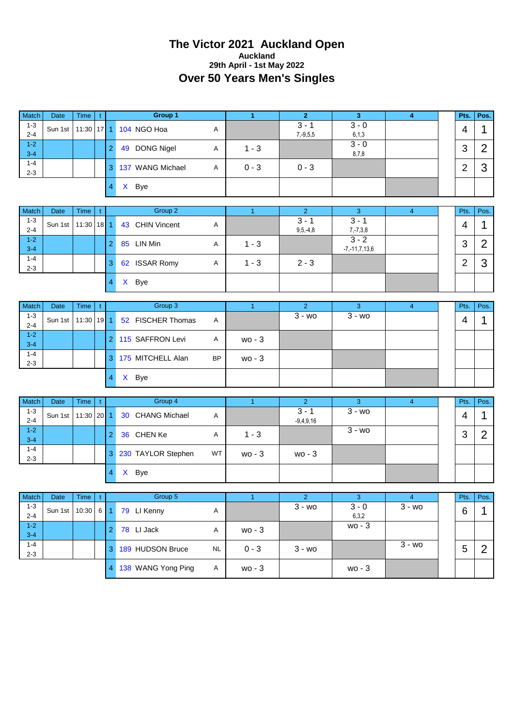# The Victor 2021 Auckland Open

**Auckland**

**29th April - 1st May 2022**

## Over 50 Years Men's Singles

| Match | Date | Time | t | | Group 1 | | 1 | 2 | 3 | 4 | | Pts. | Pos. |
|---|---|---|---|---|---|---|---|---|---|---|---|---|---|
| 1-3 2-4 | Sun 1st | 11:30 | 17 | 1 | 104 NGO Hoa | A | | 3 - 1 7,-9,5,5 | 3 - 0 6,1,3 | | | 4 | 1 |
| 1-2 3-4 | | | | 2 | 49 DONG Nigel | A | 1 - 3 | | 3 - 0 8,7,8 | | | 3 | 2 |
| 1-4 2-3 | | | | 3 | 137 WANG Michael | A | 0 - 3 | 0 - 3 | | | | 2 | 3 |
| | | | | 4 | X Bye | | | | | | | | |

| Match | Date | Time | t | | Group 2 | | 1 | 2 | 3 | 4 | | Pts. | Pos. |
|---|---|---|---|---|---|---|---|---|---|---|---|---|---|
| 1-3 2-4 | Sun 1st | 11:30 | 18 | 1 | 43 CHIN Vincent | A | | 3 - 1 9,5,-4,8 | 3 - 1 7,-7,3,8 | | | 4 | 1 |
| 1-2 3-4 | | | | 2 | 85 LIN Min | A | 1 - 3 | | 3 - 2 -7,-11,7,13,6 | | | 3 | 2 |
| 1-4 2-3 | | | | 3 | 62 ISSAR Romy | A | 1 - 3 | 2 - 3 | | | | 2 | 3 |
| | | | | 4 | X Bye | | | | | | | | |

| Match | Date | Time | t | | Group 3 | | 1 | 2 | 3 | 4 | | Pts. | Pos. |
|---|---|---|---|---|---|---|---|---|---|---|---|---|---|
| 1-3 2-4 | Sun 1st | 11:30 | 19 | 1 | 52 FISCHER Thomas | A | | 3 - wo | 3 - wo | | | 4 | 1 |
| 1-2 3-4 | | | | 2 | 115 SAFFRON Levi | A | wo - 3 | | | | | | |
| 1-4 2-3 | | | | 3 | 175 MITCHELL Alan | BP | wo - 3 | | | | | | |
| | | | | 4 | X Bye | | | | | | | | |

| Match | Date | Time | t | | Group 4 | | 1 | 2 | 3 | 4 | | Pts. | Pos. |
|---|---|---|---|---|---|---|---|---|---|---|---|---|---|
| 1-3 2-4 | Sun 1st | 11:30 | 20 | 1 | 30 CHANG Michael | A | | 3 - 1 -9,4,9,16 | 3 - wo | | | 4 | 1 |
| 1-2 3-4 | | | | 2 | 36 CHEN Ke | A | 1 - 3 | | 3 - wo | | | 3 | 2 |
| 1-4 2-3 | | | | 3 | 230 TAYLOR Stephen | WT | wo - 3 | wo - 3 | | | | | |
| | | | | 4 | X Bye | | | | | | | | |

| Match | Date | Time | t | | Group 5 | | 1 | 2 | 3 | 4 | | Pts. | Pos. |
|---|---|---|---|---|---|---|---|---|---|---|---|---|---|
| 1-3 2-4 | Sun 1st | 10:30 | 6 | 1 | 79 LI Kenny | A | | 3 - wo | 3 - 0 6,3,2 | 3 - wo | | 6 | 1 |
| 1-2 3-4 | | | | 2 | 78 LI Jack | A | wo - 3 | | wo - 3 | | | | |
| 1-4 2-3 | | | | 3 | 189 HUDSON Bruce | NL | 0 - 3 | 3 - wo | | 3 - wo | | 5 | 2 |
| | | | | 4 | 138 WANG Yong Ping | A | wo - 3 | | wo - 3 | | | | |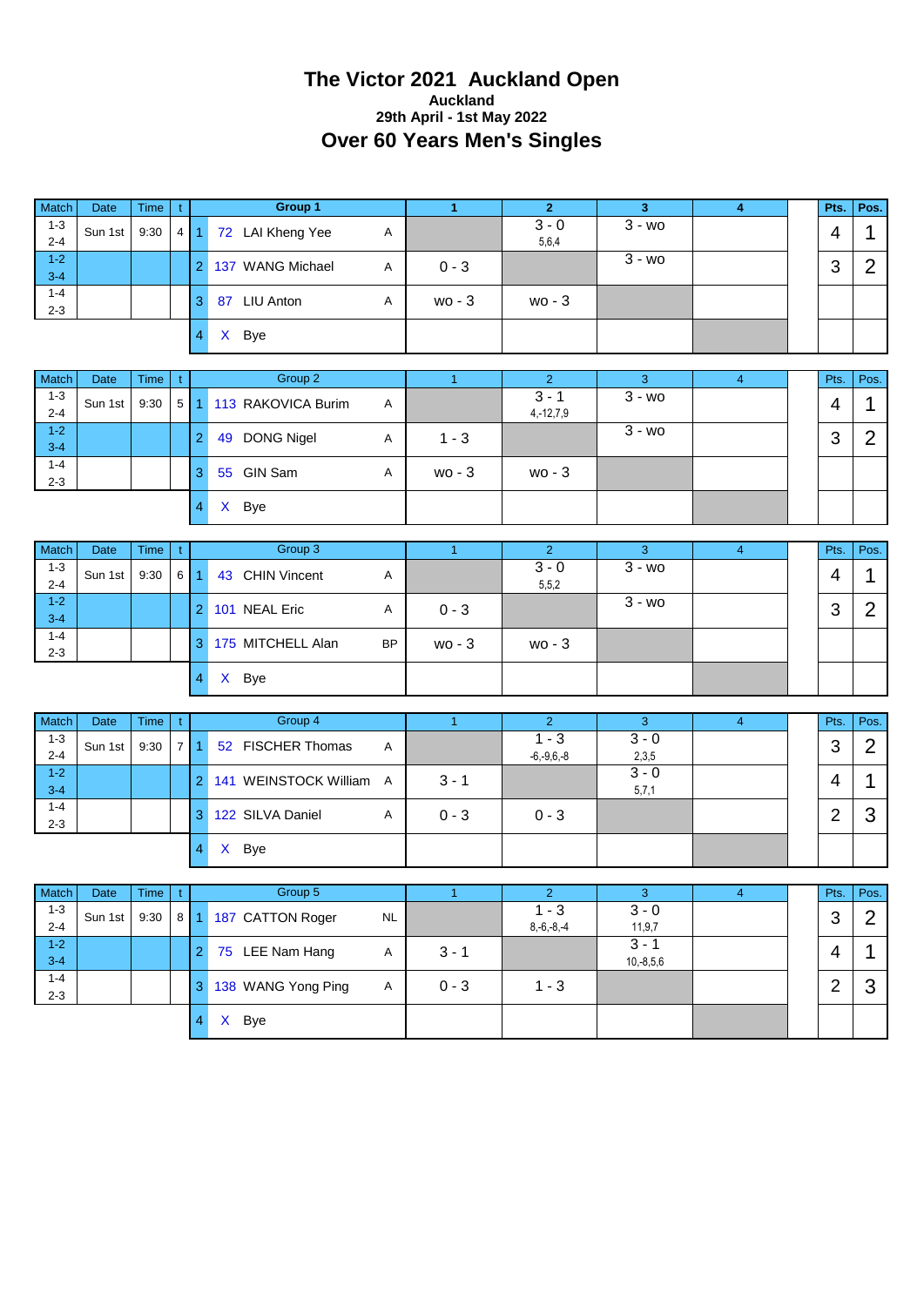# The Victor 2021 Auckland Open

### Auckland

### 29th April - 1st May 2022

## Over 60 Years Men's Singles

| Match | Date | Time | t | | Group 1 | | 1 | 2 | 3 | 4 | | Pts. | Pos. |
|---|---|---|---|---|---|---|---|---|---|---|---|---|---|
| 1-3<br>2-4 | Sun 1st | 9:30 | 4 | 1 | 72 LAI Kheng Yee | A | | 3 - 0<br>5,6,4 | 3 - wo | | | 4 | 1 |
| 1-2<br>3-4 | | | | 2 | 137 WANG Michael | A | 0 - 3 | | 3 - wo | | | 3 | 2 |
| 1-4<br>2-3 | | | | 3 | 87 LIU Anton | A | wo - 3 | wo - 3 | | | | | |
| | | | | 4 | X Bye | | | | | | | | |

| Match | Date | Time | t | | Group 2 | | 1 | 2 | 3 | 4 | | Pts. | Pos. |
|---|---|---|---|---|---|---|---|---|---|---|---|---|---|
| 1-3<br>2-4 | Sun 1st | 9:30 | 5 | 1 | 113 RAKOVICA Burim | A | | 3 - 1<br>4,-12,7,9 | 3 - wo | | | 4 | 1 |
| 1-2<br>3-4 | | | | 2 | 49 DONG Nigel | A | 1 - 3 | | 3 - wo | | | 3 | 2 |
| 1-4<br>2-3 | | | | 3 | 55 GIN Sam | A | wo - 3 | wo - 3 | | | | | |
| | | | | 4 | X Bye | | | | | | | | |

| Match | Date | Time | t | | Group 3 | | 1 | 2 | 3 | 4 | | Pts. | Pos. |
|---|---|---|---|---|---|---|---|---|---|---|---|---|---|
| 1-3<br>2-4 | Sun 1st | 9:30 | 6 | 1 | 43 CHIN Vincent | A | | 3 - 0<br>5,5,2 | 3 - wo | | | 4 | 1 |
| 1-2<br>3-4 | | | | 2 | 101 NEAL Eric | A | 0 - 3 | | 3 - wo | | | 3 | 2 |
| 1-4<br>2-3 | | | | 3 | 175 MITCHELL Alan | BP | wo - 3 | wo - 3 | | | | | |
| | | | | 4 | X Bye | | | | | | | | |

| Match | Date | Time | t | | Group 4 | | 1 | 2 | 3 | 4 | | Pts. | Pos. |
|---|---|---|---|---|---|---|---|---|---|---|---|---|---|
| 1-3<br>2-4 | Sun 1st | 9:30 | 7 | 1 | 52 FISCHER Thomas | A | | 1 - 3<br>-6,-9,6,-8 | 3 - 0<br>2,3,5 | | | 3 | 2 |
| 1-2<br>3-4 | | | | 2 | 141 WEINSTOCK William | A | 3 - 1 | | 3 - 0<br>5,7,1 | | | 4 | 1 |
| 1-4<br>2-3 | | | | 3 | 122 SILVA Daniel | A | 0 - 3 | 0 - 3 | | | | 2 | 3 |
| | | | | 4 | X Bye | | | | | | | | |

| Match | Date | Time | t | | Group 5 | | 1 | 2 | 3 | 4 | | Pts. | Pos. |
|---|---|---|---|---|---|---|---|---|---|---|---|---|---|
| 1-3<br>2-4 | Sun 1st | 9:30 | 8 | 1 | 187 CATTON Roger | NL | | 1 - 3<br>8,-6,-8,-4 | 3 - 0<br>11,9,7 | | | 3 | 2 |
| 1-2<br>3-4 | | | | 2 | 75 LEE Nam Hang | A | 3 - 1 | | 3 - 1<br>10,-8,5,6 | | | 4 | 1 |
| 1-4<br>2-3 | | | | 3 | 138 WANG Yong Ping | A | 0 - 3 | 1 - 3 | | | | 2 | 3 |
| | | | | 4 | X Bye | | | | | | | | |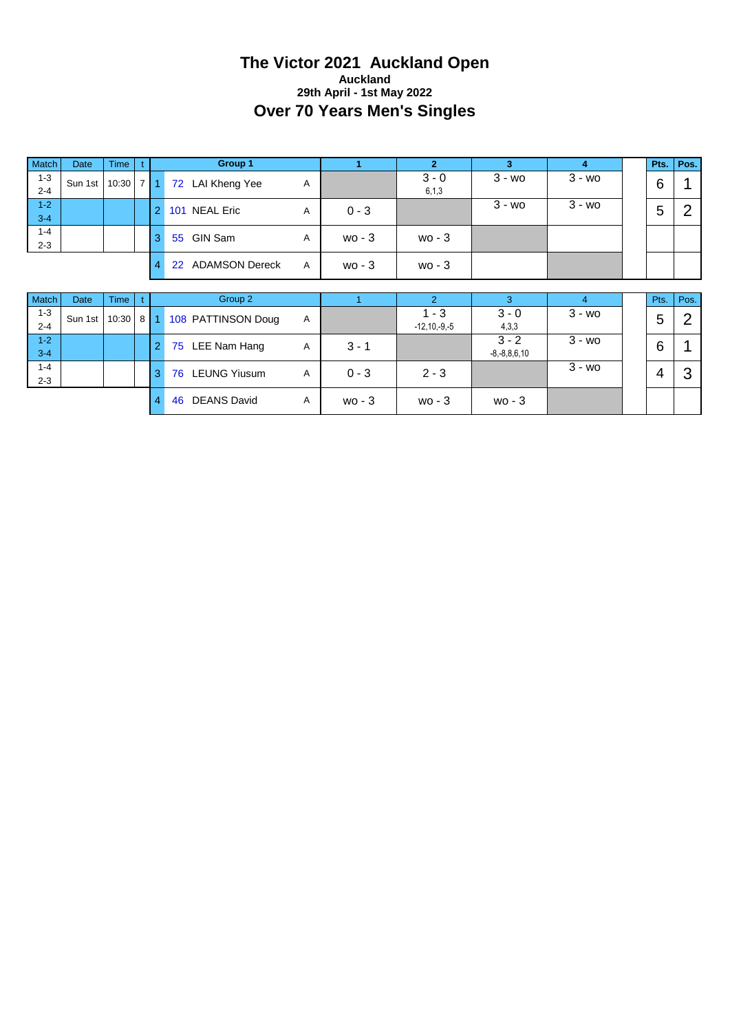# The Victor 2021 Auckland Open

**Auckland**

**29th April - 1st May 2022**

## Over 70 Years Men's Singles

| Match | Date | Time | t | | Group 1 | | 1 | 2 | 3 | 4 | | Pts. | Pos. |
|---|---|---|---|---|---|---|---|---|---|---|---|---|---|
| 1-3<br>2-4 | Sun 1st | 10:30 | 7 | 1 | 72 LAI Kheng Yee | A | | 3 - 0<br>6,1,3 | 3 - wo | 3 - wo | | 6 | 1 |
| 1-2<br>3-4 | | | | 2 | 101 NEAL Eric | A | 0 - 3 | | 3 - wo | 3 - wo | | 5 | 2 |
| 1-4<br>2-3 | | | | 3 | 55 GIN Sam | A | wo - 3 | wo - 3 | | | | | |
| | | | | 4 | 22 ADAMSON Dereck | A | wo - 3 | wo - 3 | | | | | |

| Match | Date | Time | t | | Group 2 | | 1 | 2 | 3 | 4 | | Pts. | Pos. |
|---|---|---|---|---|---|---|---|---|---|---|---|---|---|
| 1-3<br>2-4 | Sun 1st | 10:30 | 8 | 1 | 108 PATTINSON Doug | A | | 1 - 3<br>-12,10,-9,-5 | 3 - 0<br>4,3,3 | 3 - wo | | 5 | 2 |
| 1-2<br>3-4 | | | | 2 | 75 LEE Nam Hang | A | 3 - 1 | | 3 - 2<br>-8,-8,8,6,10 | 3 - wo | | 6 | 1 |
| 1-4<br>2-3 | | | | 3 | 76 LEUNG Yiusum | A | 0 - 3 | 2 - 3 | | 3 - wo | | 4 | 3 |
| | | | | 4 | 46 DEANS David | A | wo - 3 | wo - 3 | wo - 3 | | | | |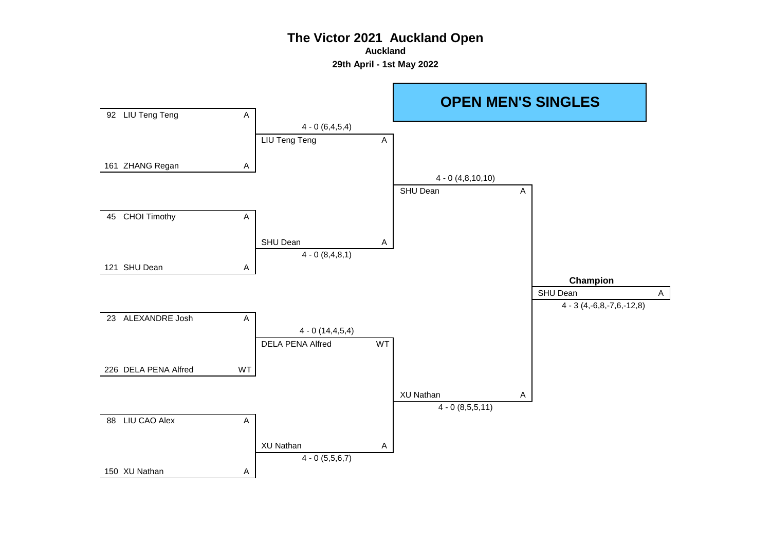# The Victor 2021 Auckland Open

**Auckland**

**29th April - 1st May 2022**

## OPEN MEN'S SINGLES

### Round 1

| Seed | Player | Assoc |
|---|---|---|
| 92 | LIU Teng Teng | A |
| 161 | ZHANG Regan | A |
| 45 | CHOI Timothy | A |
| 121 | SHU Dean | A |
| 23 | ALEXANDRE Josh | A |
| 226 | DELA PENA Alfred | WT |
| 88 | LIU CAO Alex | A |
| 150 | XU Nathan | A |

### Semi-finals

| Winner | Assoc | Score |
|---|---|---|
| LIU Teng Teng | A | 4 - 0 (6,4,5,4) |
| SHU Dean | A | 4 - 0 (8,4,8,1) |
| DELA PENA Alfred | WT | 4 - 0 (14,4,5,4) |
| XU Nathan | A | 4 - 0 (5,5,6,7) |

### Final

| Winner | Assoc | Score |
|---|---|---|
| SHU Dean | A | 4 - 0 (4,8,10,10) |
| XU Nathan | A | 4 - 0 (8,5,5,11) |

### Champion

| Player | Assoc | Score |
|---|---|---|
| SHU Dean | A | 4 - 3 (4,-6,8,-7,6,-12,8) |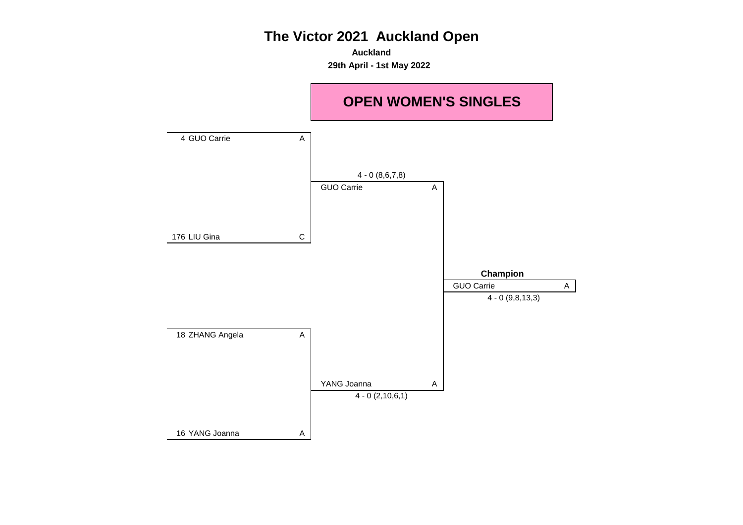# The Victor 2021 Auckland Open

**Auckland**

**29th April - 1st May 2022**

## OPEN WOMEN'S SINGLES

| Round 1 | | Final | | Champion | |
|---|---|---|---|---|---|
| 4 GUO Carrie | A | | | | |
| | | GUO Carrie | A | | |
| | | 4 - 0 (8,6,7,8) | | | |
| 176 LIU Gina | C | | | | |
| | | | | GUO Carrie | A |
| | | | | 4 - 0 (9,8,13,3) | |
| 18 ZHANG Angela | A | | | | |
| | | YANG Joanna | A | | |
| | | 4 - 0 (2,10,6,1) | | | |
| 16 YANG Joanna | A | | | | |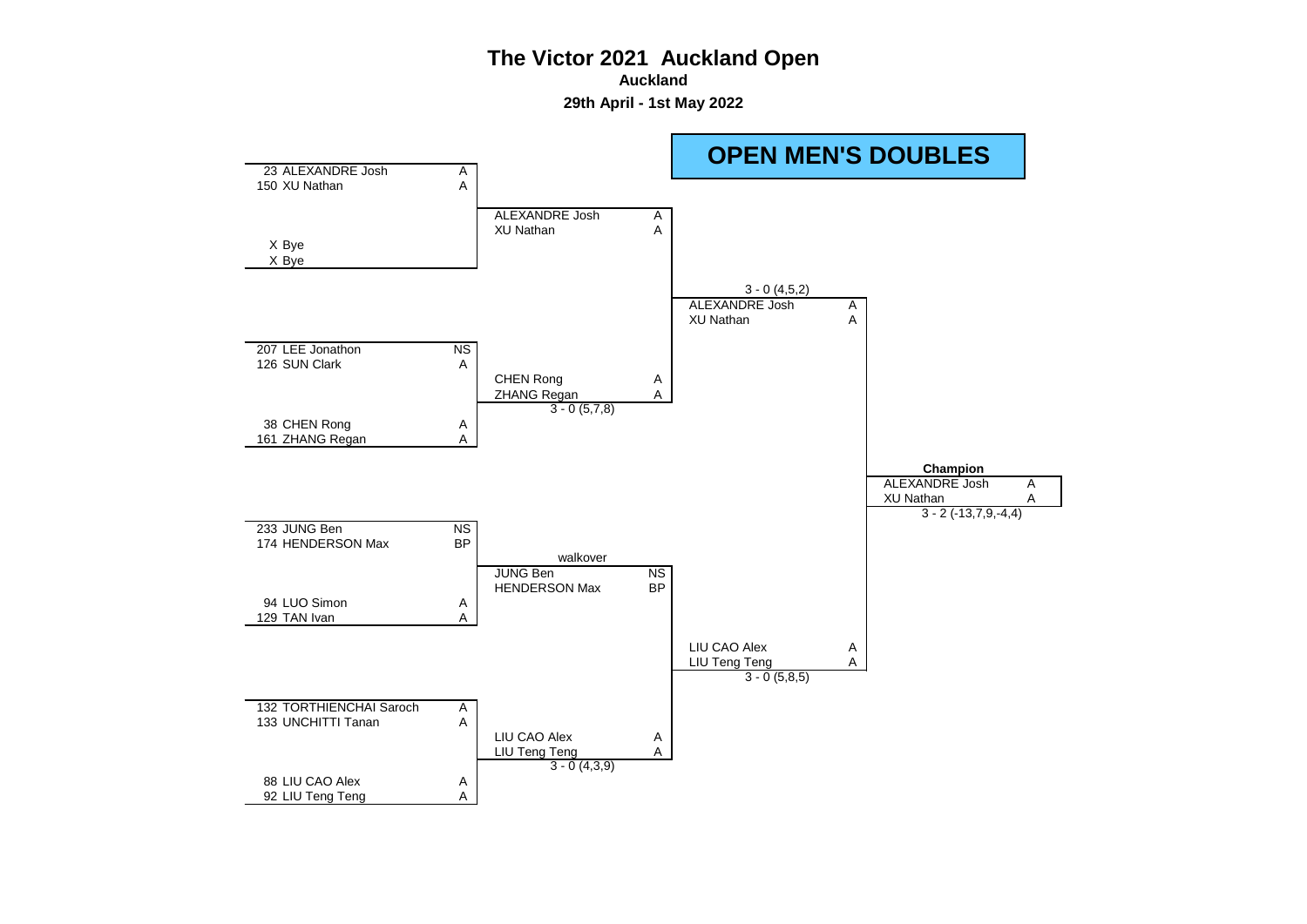# The Victor 2021 Auckland Open

**Auckland**

**29th April - 1st May 2022**

## OPEN MEN'S DOUBLES

### Round 1

| Seed | Player | Assoc |
|---|---|---|
| 23 | ALEXANDRE Josh | A |
| 150 | XU Nathan | A |
| X | Bye | |
| X | Bye | |
| 207 | LEE Jonathon | NS |
| 126 | SUN Clark | A |
| 38 | CHEN Rong | A |
| 161 | ZHANG Regan | A |
| 233 | JUNG Ben | NS |
| 174 | HENDERSON Max | BP |
| 94 | LUO Simon | A |
| 129 | TAN Ivan | A |
| 132 | TORTHIENCHAI Saroch | A |
| 133 | UNCHITTI Tanan | A |
| 88 | LIU CAO Alex | A |
| 92 | LIU Teng Teng | A |

### Round 2

| Winner | Assoc | Score |
|---|---|---|
| ALEXANDRE Josh / XU Nathan | A / A | |
| CHEN Rong / ZHANG Regan | A / A | 3 - 0 (5,7,8) |
| JUNG Ben / HENDERSON Max | NS / BP | walkover |
| LIU CAO Alex / LIU Teng Teng | A / A | 3 - 0 (4,3,9) |

### Semi-finals

| Winner | Assoc | Score |
|---|---|---|
| ALEXANDRE Josh / XU Nathan | A / A | 3 - 0 (4,5,2) |
| LIU CAO Alex / LIU Teng Teng | A / A | 3 - 0 (5,8,5) |

### Champion

| Winner | Assoc | Score |
|---|---|---|
| ALEXANDRE Josh / XU Nathan | A / A | 3 - 2 (-13,7,9,-4,4) |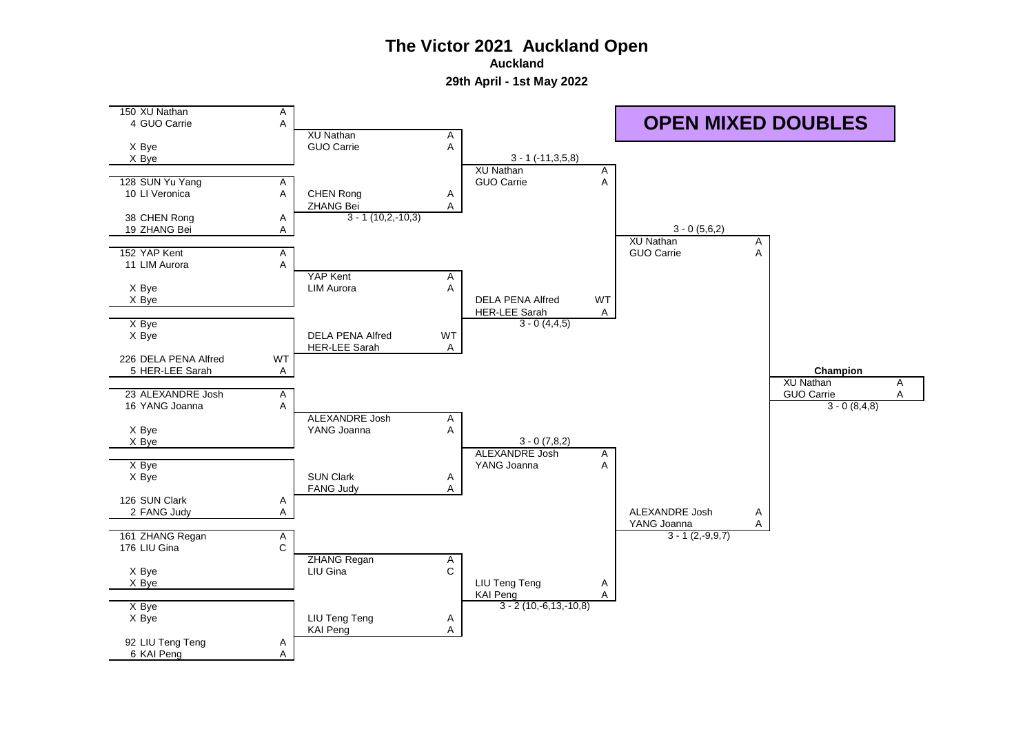# The Victor 2021 Auckland Open

**Auckland**

**29th April - 1st May 2022**

## OPEN MIXED DOUBLES

### Round 1

| Seed | Player | Grade |
|---|---|---|
| 150 | XU Nathan | A |
| 4 | GUO Carrie | A |
| X | Bye | |
| X | Bye | |
| 128 | SUN Yu Yang | A |
| 10 | LI Veronica | A |
| 38 | CHEN Rong | A |
| 19 | ZHANG Bei | A |
| 152 | YAP Kent | A |
| 11 | LIM Aurora | A |
| X | Bye | |
| X | Bye | |
| X | Bye | |
| X | Bye | |
| 226 | DELA PENA Alfred | WT |
| 5 | HER-LEE Sarah | A |
| 23 | ALEXANDRE Josh | A |
| 16 | YANG Joanna | A |
| X | Bye | |
| X | Bye | |
| X | Bye | |
| X | Bye | |
| 126 | SUN Clark | A |
| 2 | FANG Judy | A |
| 161 | ZHANG Regan | A |
| 176 | LIU Gina | C |
| X | Bye | |
| X | Bye | |
| X | Bye | |
| X | Bye | |
| 92 | LIU Teng Teng | A |
| 6 | KAI Peng | A |

### Round 2

| Pair | Grade | Score |
|---|---|---|
| XU Nathan / GUO Carrie | A / A | |
| CHEN Rong / ZHANG Bei | A / A | 3 - 1 (10,2,-10,3) |
| YAP Kent / LIM Aurora | A / A | |
| DELA PENA Alfred / HER-LEE Sarah | WT / A | |
| ALEXANDRE Josh / YANG Joanna | A / A | |
| SUN Clark / FANG Judy | A / A | |
| ZHANG Regan / LIU Gina | A / C | |
| LIU Teng Teng / KAI Peng | A / A | |

### Quarterfinals

| Pair | Grade | Score |
|---|---|---|
| XU Nathan / GUO Carrie | A / A | 3 - 1 (-11,3,5,8) |
| DELA PENA Alfred / HER-LEE Sarah | WT / A | 3 - 0 (4,4,5) |
| ALEXANDRE Josh / YANG Joanna | A / A | 3 - 0 (7,8,2) |
| LIU Teng Teng / KAI Peng | A / A | 3 - 2 (10,-6,13,-10,8) |

### Semifinals

| Pair | Grade | Score |
|---|---|---|
| XU Nathan / GUO Carrie | A / A | 3 - 0 (5,6,2) |
| ALEXANDRE Josh / YANG Joanna | A / A | 3 - 1 (2,-9,9,7) |

### Champion

| Pair | Grade | Score |
|---|---|---|
| XU Nathan / GUO Carrie | A / A | 3 - 0 (8,4,8) |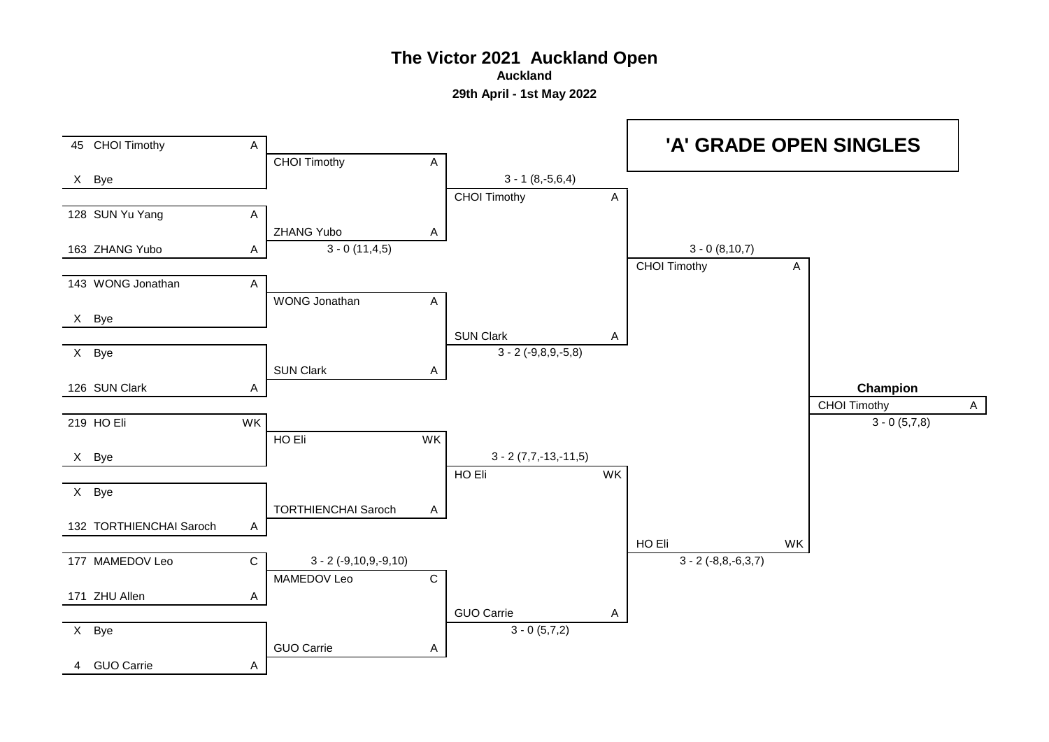# The Victor 2021 Auckland Open

**Auckland**

**29th April - 1st May 2022**

## 'A' GRADE OPEN SINGLES

| Round 1 | | Round 2 | | Quarter-final | | Semi-final | | Final | |
|---|---|---|---|---|---|---|---|---|---|
| 45 CHOI Timothy | A | CHOI Timothy | A | CHOI Timothy | A | CHOI Timothy | A | **Champion** CHOI Timothy | A |
| X Bye | | | | 3 - 1 (8,-5,6,4) | | 3 - 0 (8,10,7) | | 3 - 0 (5,7,8) | |
| 128 SUN Yu Yang | A | ZHANG Yubo | A | | | | | | |
| 163 ZHANG Yubo | A | 3 - 0 (11,4,5) | | | | | | | |
| 143 WONG Jonathan | A | WONG Jonathan | A | SUN Clark | A | | | | |
| X Bye | | | | 3 - 2 (-9,8,9,-5,8) | | | | | |
| X Bye | | SUN Clark | A | | | | | | |
| 126 SUN Clark | A | | | | | | | | |
| 219 HO Eli | WK | HO Eli | WK | HO Eli | WK | HO Eli | WK | | |
| X Bye | | | | 3 - 2 (7,7,-13,-11,5) | | 3 - 2 (-8,8,-6,3,7) | | | |
| X Bye | | TORTHIENCHAI Saroch | A | | | | | | |
| 132 TORTHIENCHAI Saroch | A | | | | | | | | |
| 177 MAMEDOV Leo | C | MAMEDOV Leo | C | GUO Carrie | A | | | | |
| 171 ZHU Allen | A | 3 - 2 (-9,10,9,-9,10) | | 3 - 0 (5,7,2) | | | | | |
| X Bye | | GUO Carrie | A | | | | | | |
| 4 GUO Carrie | A | | | | | | | | |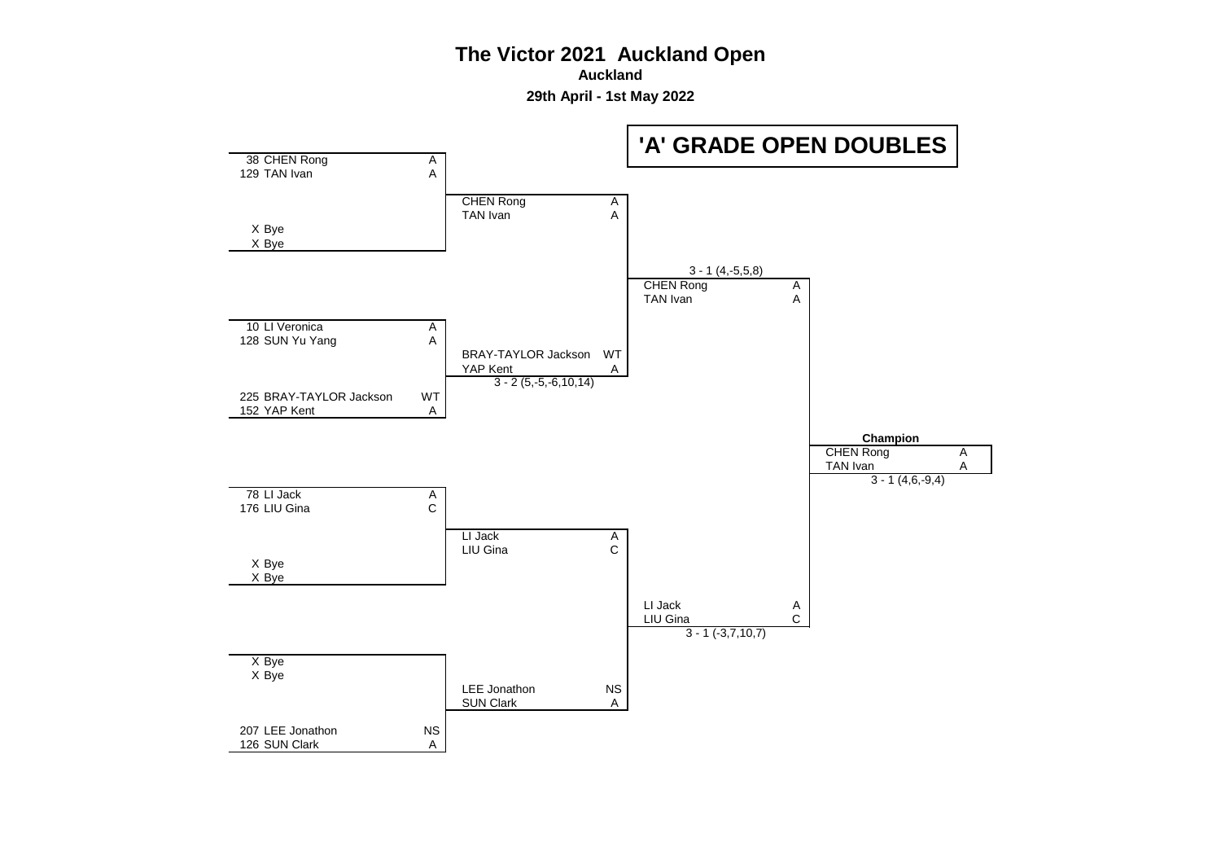# The Victor 2021 Auckland Open

**Auckland**

**29th April - 1st May 2022**

## 'A' GRADE OPEN DOUBLES

### Round 1

| Seed | Player | Grade |
|---|---|---|
| 38 | CHEN Rong | A |
| 129 | TAN Ivan | A |
| X | Bye | |
| X | Bye | |
| 10 | LI Veronica | A |
| 128 | SUN Yu Yang | A |
| 225 | BRAY-TAYLOR Jackson | WT |
| 152 | YAP Kent | A |
| 78 | LI Jack | A |
| 176 | LIU Gina | C |
| X | Bye | |
| X | Bye | |
| X | Bye | |
| X | Bye | |
| 207 | LEE Jonathon | NS |
| 126 | SUN Clark | A |

### Round 2

| Winner | Grade | Score |
|---|---|---|
| CHEN Rong / TAN Ivan | A / A | |
| BRAY-TAYLOR Jackson / YAP Kent | WT / A | 3 - 2 (5,-5,-6,10,14) |
| LI Jack / LIU Gina | A / C | |
| LEE Jonathon / SUN Clark | NS / A | |

### Semi-finals

| Winner | Grade | Score |
|---|---|---|
| CHEN Rong / TAN Ivan | A / A | 3 - 1 (4,-5,5,8) |
| LI Jack / LIU Gina | A / C | 3 - 1 (-3,7,10,7) |

### Champion

| Winner | Grade | Score |
|---|---|---|
| CHEN Rong / TAN Ivan | A / A | 3 - 1 (4,6,-9,4) |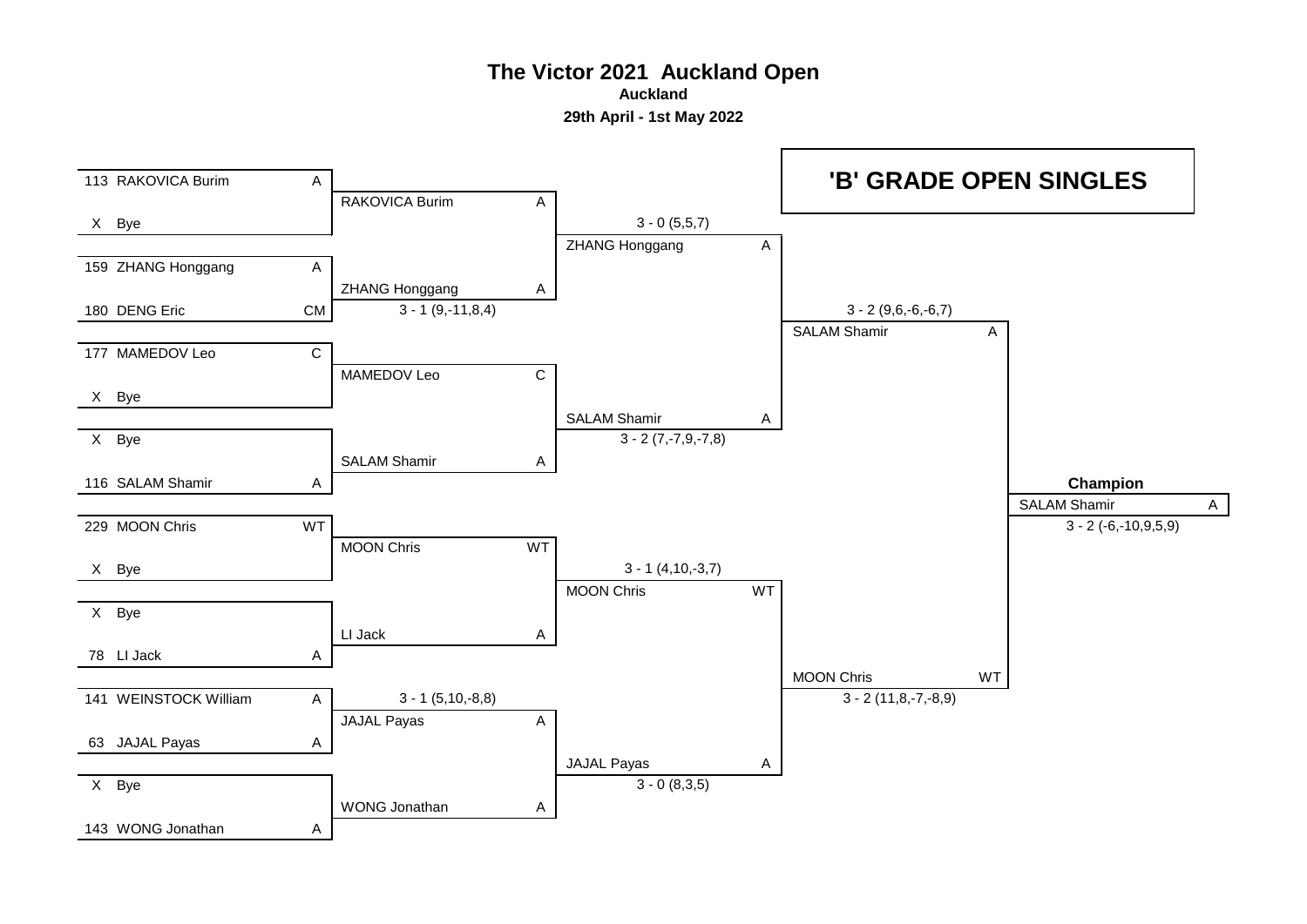# The Victor 2021 Auckland Open

**Auckland**

**29th April - 1st May 2022**

## 'B' GRADE OPEN SINGLES

### Round 1

| Seed | Player | Grade |
|---|---|---|
| 113 | RAKOVICA Burim | A |
| X | Bye | |
| 159 | ZHANG Honggang | A |
| 180 | DENG Eric | CM |
| 177 | MAMEDOV Leo | C |
| X | Bye | |
| X | Bye | |
| 116 | SALAM Shamir | A |
| 229 | MOON Chris | WT |
| X | Bye | |
| X | Bye | |
| 78 | LI Jack | A |
| 141 | WEINSTOCK William | A |
| 63 | JAJAL Payas | A |
| X | Bye | |
| 143 | WONG Jonathan | A |

### Round 2

| Winner | Grade | Score |
|---|---|---|
| RAKOVICA Burim | A | |
| ZHANG Honggang | A | 3 - 1 (9,-11,8,4) |
| MAMEDOV Leo | C | |
| SALAM Shamir | A | |
| MOON Chris | WT | |
| LI Jack | A | |
| JAJAL Payas | A | 3 - 1 (5,10,-8,8) |
| WONG Jonathan | A | |

### Quarter-finals

| Winner | Grade | Score |
|---|---|---|
| ZHANG Honggang | A | 3 - 0 (5,5,7) |
| SALAM Shamir | A | 3 - 2 (7,-7,9,-7,8) |
| MOON Chris | WT | 3 - 1 (4,10,-3,7) |
| JAJAL Payas | A | 3 - 0 (8,3,5) |

### Semi-finals

| Winner | Grade | Score |
|---|---|---|
| SALAM Shamir | A | 3 - 2 (9,6,-6,-6,7) |
| MOON Chris | WT | 3 - 2 (11,8,-7,-8,9) |

### Champion

| Winner | Grade | Score |
|---|---|---|
| SALAM Shamir | A | 3 - 2 (-6,-10,9,5,9) |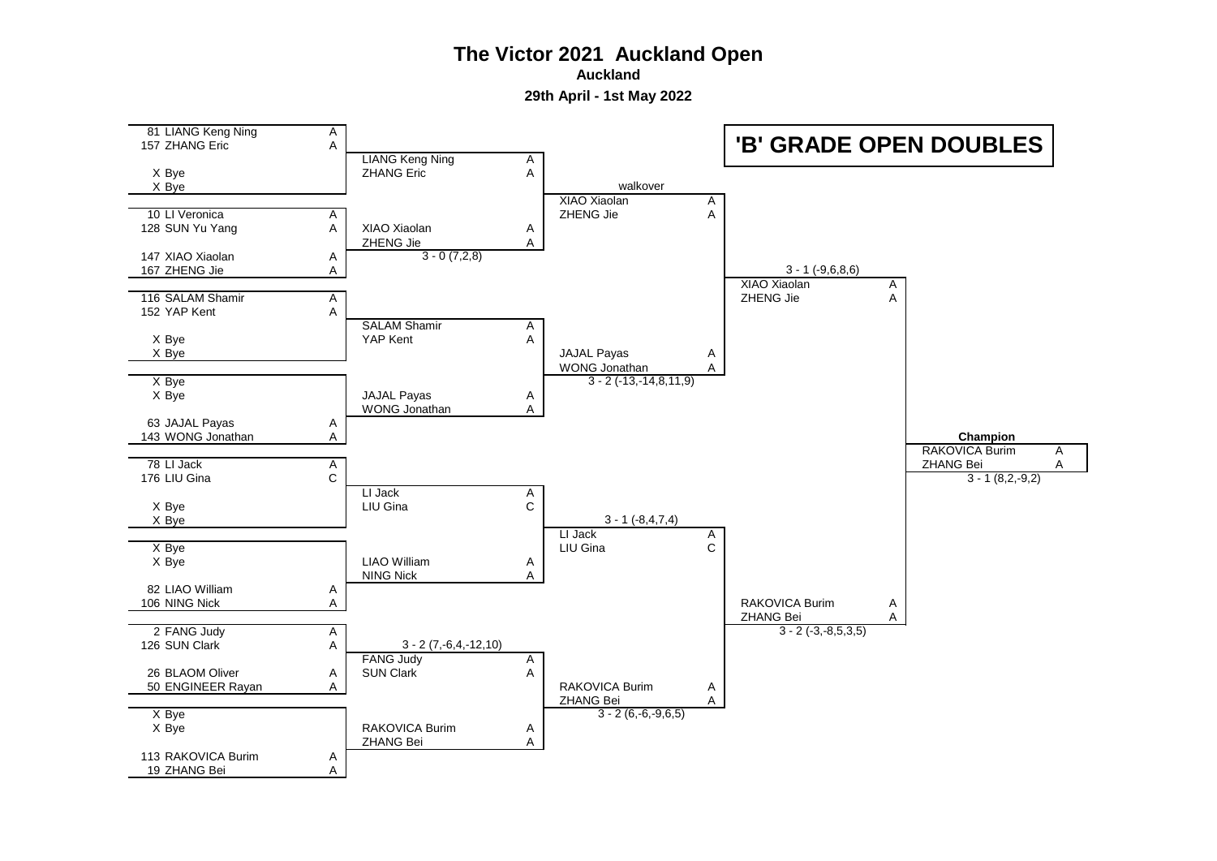# The Victor 2021 Auckland Open

**Auckland**

**29th April - 1st May 2022**

## 'B' GRADE OPEN DOUBLES

### Round 1

| Seed | Player | Grade |
|---|---|---|
| 81 | LIANG Keng Ning | A |
| 157 | ZHANG Eric | A |
| X | Bye | |
| X | Bye | |
| 10 | LI Veronica | A |
| 128 | SUN Yu Yang | A |
| 147 | XIAO Xiaolan | A |
| 167 | ZHENG Jie | A |
| 116 | SALAM Shamir | A |
| 152 | YAP Kent | A |
| X | Bye | |
| X | Bye | |
| X | Bye | |
| X | Bye | |
| 63 | JAJAL Payas | A |
| 143 | WONG Jonathan | A |
| 78 | LI Jack | A |
| 176 | LIU Gina | C |
| X | Bye | |
| X | Bye | |
| X | Bye | |
| X | Bye | |
| 82 | LIAO William | A |
| 106 | NING Nick | A |
| 2 | FANG Judy | A |
| 126 | SUN Clark | A |
| 26 | BLAOM Oliver | A |
| 50 | ENGINEER Rayan | A |
| X | Bye | |
| X | Bye | |
| 113 | RAKOVICA Burim | A |
| 19 | ZHANG Bei | A |

### Round 2

| Winner | Grade | Score |
|---|---|---|
| LIANG Keng Ning / ZHANG Eric | A / A | |
| XIAO Xiaolan / ZHENG Jie | A / A | 3 - 0 (7,2,8) |
| SALAM Shamir / YAP Kent | A / A | |
| JAJAL Payas / WONG Jonathan | A / A | |
| LI Jack / LIU Gina | A / C | |
| LIAO William / NING Nick | A / A | |
| FANG Judy / SUN Clark | A / A | 3 - 2 (7,-6,4,-12,10) |
| RAKOVICA Burim / ZHANG Bei | A / A | |

### Quarter-finals

| Winner | Grade | Score |
|---|---|---|
| XIAO Xiaolan / ZHENG Jie | A / A | walkover |
| JAJAL Payas / WONG Jonathan | A / A | 3 - 2 (-13,-14,8,11,9) |
| LI Jack / LIU Gina | A / C | 3 - 1 (-8,4,7,4) |
| RAKOVICA Burim / ZHANG Bei | A / A | 3 - 2 (6,-6,-9,6,5) |

### Semi-finals

| Winner | Grade | Score |
|---|---|---|
| XIAO Xiaolan / ZHENG Jie | A / A | 3 - 1 (-9,6,8,6) |
| RAKOVICA Burim / ZHANG Bei | A / A | 3 - 2 (-3,-8,5,3,5) |

### Champion

| Winner | Grade | Score |
|---|---|---|
| RAKOVICA Burim / ZHANG Bei | A / A | 3 - 1 (8,2,-9,2) |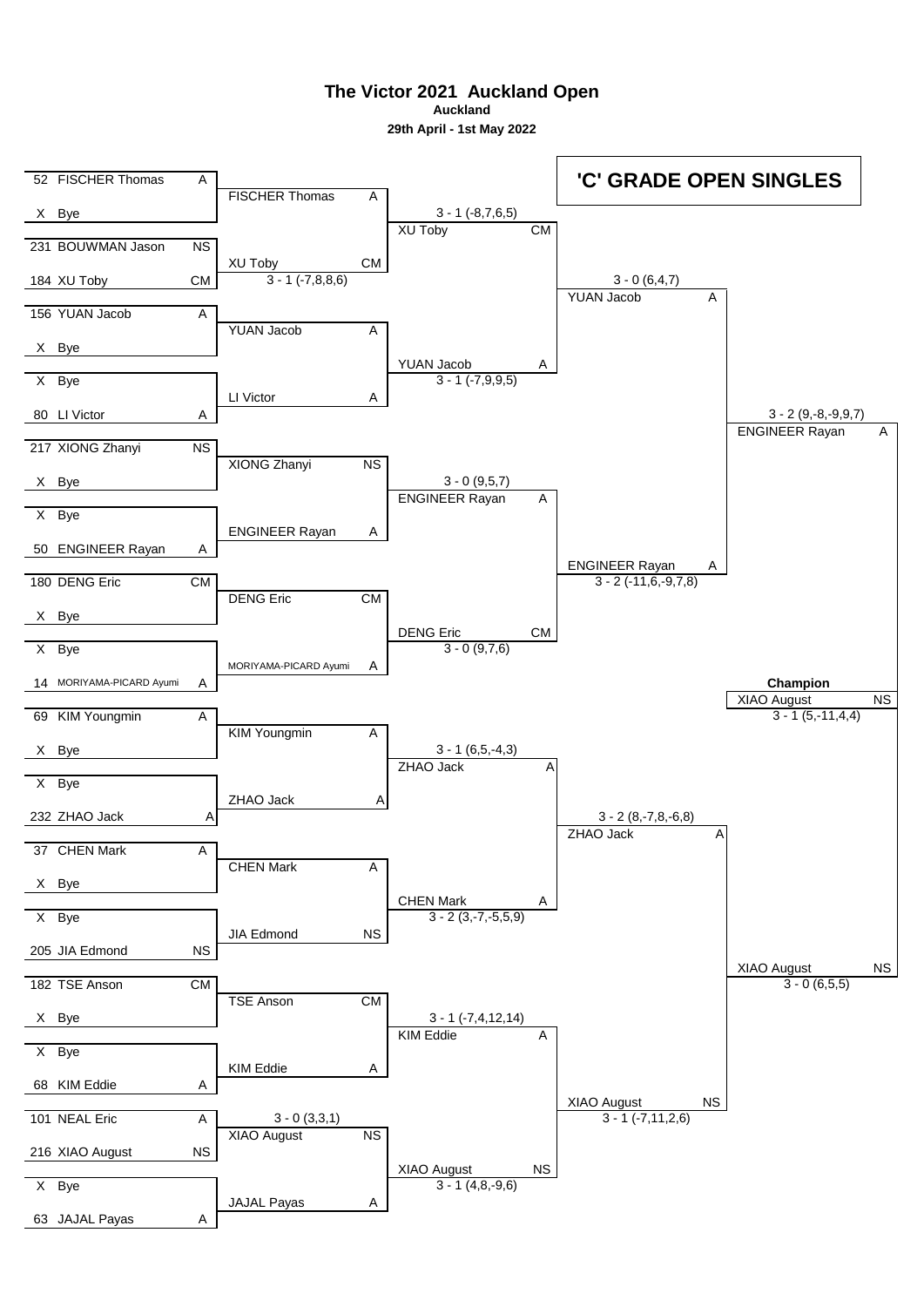# The Victor 2021 Auckland Open

**Auckland**

**29th April - 1st May 2022**

## 'C' GRADE OPEN SINGLES

### Round 1 (Draw)

| Seed | Player | Club |
|---|---|---|
| 52 | FISCHER Thomas | A |
| X | Bye | |
| 231 | BOUWMAN Jason | NS |
| 184 | XU Toby | CM |
| 156 | YUAN Jacob | A |
| X | Bye | |
| X | Bye | |
| 80 | LI Victor | A |
| 217 | XIONG Zhanyi | NS |
| X | Bye | |
| X | Bye | |
| 50 | ENGINEER Rayan | A |
| 180 | DENG Eric | CM |
| X | Bye | |
| X | Bye | |
| 14 | MORIYAMA-PICARD Ayumi | A |
| 69 | KIM Youngmin | A |
| X | Bye | |
| X | Bye | |
| 232 | ZHAO Jack | A |
| 37 | CHEN Mark | A |
| X | Bye | |
| X | Bye | |
| 205 | JIA Edmond | NS |
| 182 | TSE Anson | CM |
| X | Bye | |
| X | Bye | |
| 68 | KIM Eddie | A |
| 101 | NEAL Eric | A |
| 216 | XIAO August | NS |
| X | Bye | |
| 63 | JAJAL Payas | A |

### Round 2

| Winner | Club | Score |
|---|---|---|
| FISCHER Thomas | A | |
| XU Toby | CM | 3 - 1 (-7,8,8,6) |
| YUAN Jacob | A | |
| LI Victor | A | |
| XIONG Zhanyi | NS | |
| ENGINEER Rayan | A | |
| DENG Eric | CM | |
| MORIYAMA-PICARD Ayumi | A | |
| KIM Youngmin | A | |
| ZHAO Jack | A | |
| CHEN Mark | A | |
| JIA Edmond | NS | |
| TSE Anson | CM | |
| KIM Eddie | A | |
| XIAO August | NS | 3 - 0 (3,3,1) |
| JAJAL Payas | A | |

### Round 3

| Winner | Club | Score |
|---|---|---|
| XU Toby | CM | 3 - 1 (-8,7,6,5) |
| YUAN Jacob | A | 3 - 1 (-7,9,9,5) |
| ENGINEER Rayan | A | 3 - 0 (9,5,7) |
| DENG Eric | CM | 3 - 0 (9,7,6) |
| ZHAO Jack | A | 3 - 1 (6,5,-4,3) |
| CHEN Mark | A | 3 - 2 (3,-7,-5,5,9) |
| KIM Eddie | A | 3 - 1 (-7,4,12,14) |
| XIAO August | NS | 3 - 1 (4,8,-9,6) |

### Quarter-Finals

| Winner | Club | Score |
|---|---|---|
| YUAN Jacob | A | 3 - 0 (6,4,7) |
| ENGINEER Rayan | A | 3 - 2 (-11,6,-9,7,8) |
| ZHAO Jack | A | 3 - 2 (8,-7,8,-6,8) |
| XIAO August | NS | 3 - 1 (-7,11,2,6) |

### Semi-Finals

| Winner | Club | Score |
|---|---|---|
| ENGINEER Rayan | A | 3 - 2 (9,-8,-9,9,7) |
| XIAO August | NS | 3 - 0 (6,5,5) |

### Final

**Champion**

XIAO August NS

3 - 1 (5,-11,4,4)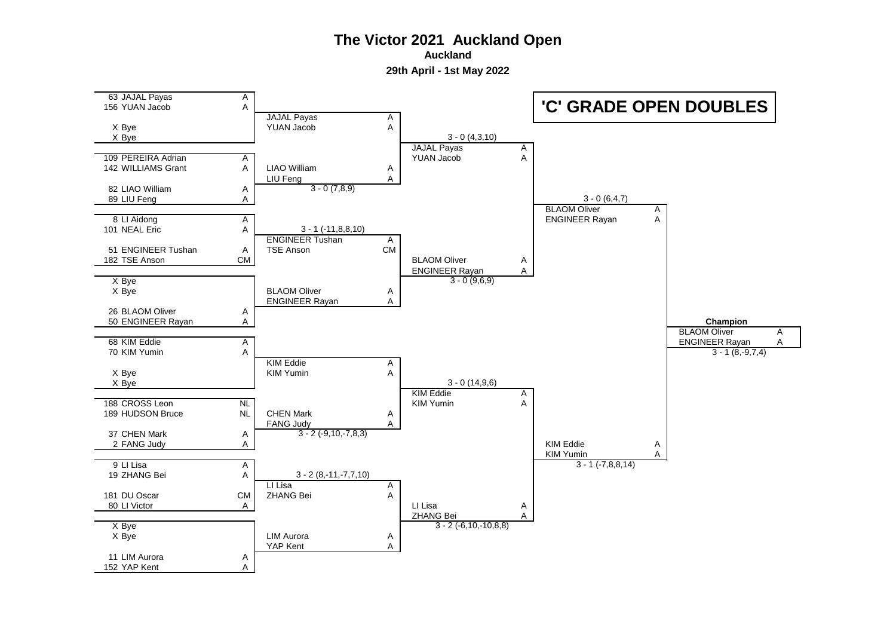# The Victor 2021 Auckland Open

**Auckland**

**29th April - 1st May 2022**

## 'C' GRADE OPEN DOUBLES

### Round 1

| Pair 1 | | Pair 2 | | Winner | Score |
|---|---|---|---|---|---|
| 63 JAJAL Payas / 156 YUAN Jacob | A / A | X Bye / X Bye | | JAJAL Payas / YUAN Jacob | |
| 109 PEREIRA Adrian / 142 WILLIAMS Grant | A / A | 82 LIAO William / 89 LIU Feng | A / A | LIAO William / LIU Feng | 3 - 0 (7,8,9) |
| 8 LI Aidong / 101 NEAL Eric | A / A | 51 ENGINEER Tushan / 182 TSE Anson | A / CM | ENGINEER Tushan / TSE Anson | 3 - 1 (-11,8,8,10) |
| X Bye / X Bye | | 26 BLAOM Oliver / 50 ENGINEER Rayan | A / A | BLAOM Oliver / ENGINEER Rayan | |
| 68 KIM Eddie / 70 KIM Yumin | A / A | X Bye / X Bye | | KIM Eddie / KIM Yumin | |
| 188 CROSS Leon / 189 HUDSON Bruce | NL / NL | 37 CHEN Mark / 2 FANG Judy | A / A | CHEN Mark / FANG Judy | 3 - 2 (-9,10,-7,8,3) |
| 9 LI Lisa / 19 ZHANG Bei | A / A | 181 DU Oscar / 80 LI Victor | CM / A | LI Lisa / ZHANG Bei | 3 - 2 (8,-11,-7,7,10) |
| X Bye / X Bye | | 11 LIM Aurora / 152 YAP Kent | A / A | LIM Aurora / YAP Kent | |

### Round 2

| Match | Winner | Score |
|---|---|---|
| JAJAL Payas / YUAN Jacob (A/A) vs LIAO William / LIU Feng (A/A) | JAJAL Payas / YUAN Jacob | 3 - 0 (4,3,10) |
| ENGINEER Tushan / TSE Anson (A/CM) vs BLAOM Oliver / ENGINEER Rayan (A/A) | BLAOM Oliver / ENGINEER Rayan | 3 - 0 (9,6,9) |
| KIM Eddie / KIM Yumin (A/A) vs CHEN Mark / FANG Judy (A/A) | KIM Eddie / KIM Yumin | 3 - 0 (14,9,6) |
| LI Lisa / ZHANG Bei (A/A) vs LIM Aurora / YAP Kent (A/A) | LI Lisa / ZHANG Bei | 3 - 2 (-6,10,-10,8,8) |

### Semi-finals

| Match | Winner | Score |
|---|---|---|
| JAJAL Payas / YUAN Jacob (A/A) vs BLAOM Oliver / ENGINEER Rayan (A/A) | BLAOM Oliver / ENGINEER Rayan | 3 - 0 (6,4,7) |
| KIM Eddie / KIM Yumin (A/A) vs LI Lisa / ZHANG Bei (A/A) | KIM Eddie / KIM Yumin | 3 - 1 (-7,8,8,14) |

### Final

| Match | Winner | Score |
|---|---|---|
| BLAOM Oliver / ENGINEER Rayan (A/A) vs KIM Eddie / KIM Yumin (A/A) | BLAOM Oliver / ENGINEER Rayan | 3 - 1 (8,-9,7,4) |

**Champion**

BLAOM Oliver A
ENGINEER Rayan A
3 - 1 (8,-9,7,4)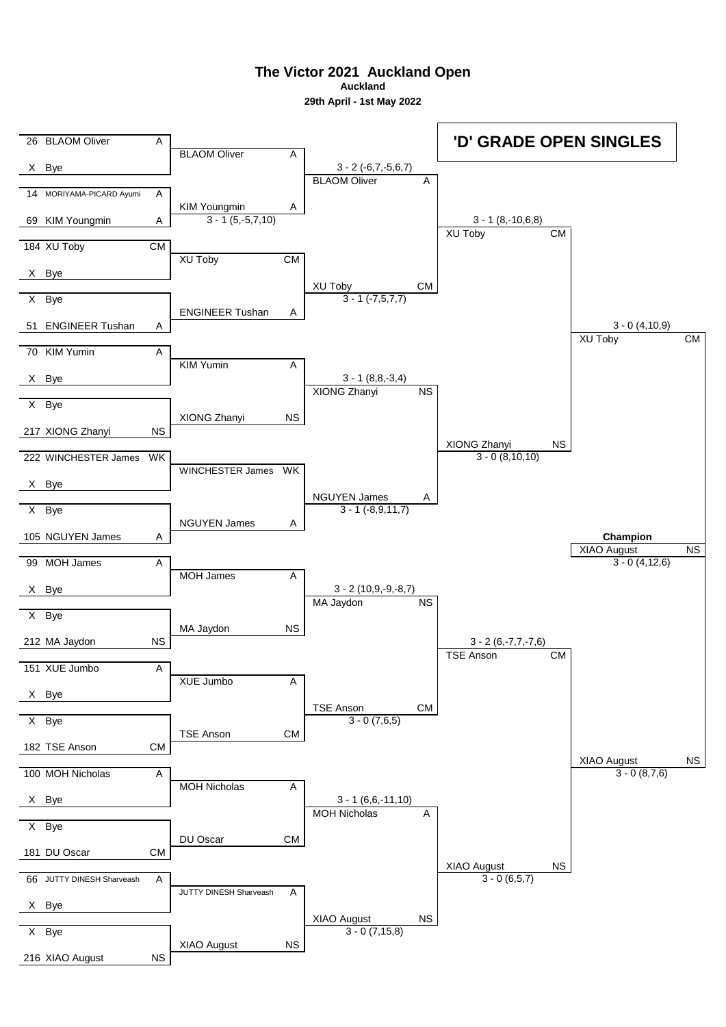# The Victor 2021 Auckland Open

**Auckland**

**29th April - 1st May 2022**

## 'D' GRADE OPEN SINGLES

### Round 1

| Seed | Player | Club |
|---|---|---|
| 26 | BLAOM Oliver | A |
| X | Bye | |
| 14 | MORIYAMA-PICARD Ayumi | A |
| 69 | KIM Youngmin | A |
| 184 | XU Toby | CM |
| X | Bye | |
| X | Bye | |
| 51 | ENGINEER Tushan | A |
| 70 | KIM Yumin | A |
| X | Bye | |
| X | Bye | |
| 217 | XIONG Zhanyi | NS |
| 222 | WINCHESTER James | WK |
| X | Bye | |
| X | Bye | |
| 105 | NGUYEN James | A |
| 99 | MOH James | A |
| X | Bye | |
| X | Bye | |
| 212 | MA Jaydon | NS |
| 151 | XUE Jumbo | A |
| X | Bye | |
| X | Bye | |
| 182 | TSE Anson | CM |
| 100 | MOH Nicholas | A |
| X | Bye | |
| X | Bye | |
| 181 | DU Oscar | CM |
| 66 | JUTTY DINESH Sharveash | A |
| X | Bye | |
| X | Bye | |
| 216 | XIAO August | NS |

### Round 2

| Winner | Club | Score |
|---|---|---|
| BLAOM Oliver | A | |
| KIM Youngmin | A | 3 - 1 (5,-5,7,10) |
| XU Toby | CM | |
| ENGINEER Tushan | A | |
| KIM Yumin | A | |
| XIONG Zhanyi | NS | |
| WINCHESTER James | WK | |
| NGUYEN James | A | |
| MOH James | A | |
| MA Jaydon | NS | |
| XUE Jumbo | A | |
| TSE Anson | CM | |
| MOH Nicholas | A | |
| DU Oscar | CM | |
| JUTTY DINESH Sharveash | A | |
| XIAO August | NS | |

### Round 3

| Winner | Club | Score |
|---|---|---|
| BLAOM Oliver | A | 3 - 2 (-6,7,-5,6,7) |
| XU Toby | CM | 3 - 1 (-7,5,7,7) |
| XIONG Zhanyi | NS | 3 - 1 (8,8,-3,4) |
| NGUYEN James | A | 3 - 1 (-8,9,11,7) |
| MA Jaydon | NS | 3 - 2 (10,9,-9,-8,7) |
| TSE Anson | CM | 3 - 0 (7,6,5) |
| MOH Nicholas | A | 3 - 1 (6,6,-11,10) |
| XIAO August | NS | 3 - 0 (7,15,8) |

### Quarter-finals

| Winner | Club | Score |
|---|---|---|
| XU Toby | CM | 3 - 1 (8,-10,6,8) |
| XIONG Zhanyi | NS | 3 - 0 (8,10,10) |
| TSE Anson | CM | 3 - 2 (6,-7,7,-7,6) |
| XIAO August | NS | 3 - 0 (6,5,7) |

### Semi-finals

| Winner | Club | Score |
|---|---|---|
| XU Toby | CM | 3 - 0 (4,10,9) |
| XIAO August | NS | 3 - 0 (8,7,6) |

### Final

**Champion**

XIAO August NS

3 - 0 (4,12,6)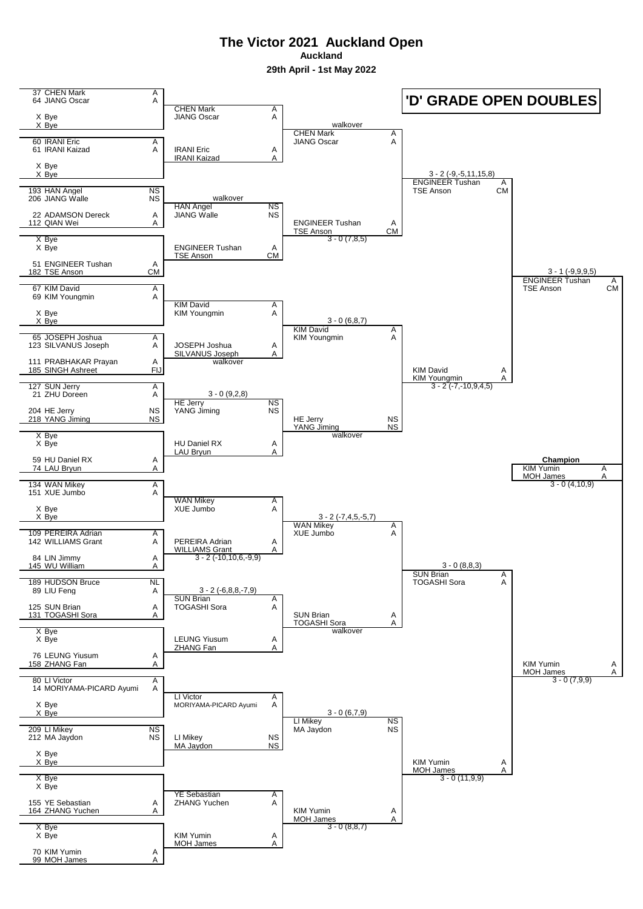# The Victor 2021 Auckland Open

**Auckland**

**29th April - 1st May 2022**

## 'D' GRADE OPEN DOUBLES

### Round 1

| Seed/No. | Player | Assoc. |
| --- | --- | --- |
| 37 | CHEN Mark | A |
| 64 | JIANG Oscar | A |
| X | Bye | |
| X | Bye | |
| 60 | IRANI Eric | A |
| 61 | IRANI Kaizad | A |
| X | Bye | |
| X | Bye | |
| 193 | HAN Angel | NS |
| 206 | JIANG Walle | NS |
| 22 | ADAMSON Dereck | A |
| 112 | QIAN Wei | A |
| X | Bye | |
| X | Bye | |
| 51 | ENGINEER Tushan | A |
| 182 | TSE Anson | CM |
| 67 | KIM David | A |
| 69 | KIM Youngmin | A |
| X | Bye | |
| X | Bye | |
| 65 | JOSEPH Joshua | A |
| 123 | SILVANUS Joseph | A |
| 111 | PRABHAKAR Prayan | A |
| 185 | SINGH Ashreet | FIJ |
| 127 | SUN Jerry | A |
| 21 | ZHU Doreen | A |
| 204 | HE Jerry | NS |
| 218 | YANG Jiming | NS |
| X | Bye | |
| X | Bye | |
| 59 | HU Daniel RX | A |
| 74 | LAU Bryun | A |
| 134 | WAN Mikey | A |
| 151 | XUE Jumbo | A |
| X | Bye | |
| X | Bye | |
| 109 | PEREIRA Adrian | A |
| 142 | WILLIAMS Grant | A |
| 84 | LIN Jimmy | A |
| 145 | WU William | A |
| 189 | HUDSON Bruce | NL |
| 89 | LIU Feng | A |
| 125 | SUN Brian | A |
| 131 | TOGASHI Sora | A |
| X | Bye | |
| X | Bye | |
| 76 | LEUNG Yiusum | A |
| 158 | ZHANG Fan | A |
| 80 | LI Victor | A |
| 14 | MORIYAMA-PICARD Ayumi | A |
| X | Bye | |
| X | Bye | |
| 209 | LI Mikey | NS |
| 212 | MA Jaydon | NS |
| X | Bye | |
| X | Bye | |
| X | Bye | |
| X | Bye | |
| 155 | YE Sebastian | A |
| 164 | ZHANG Yuchen | A |
| X | Bye | |
| X | Bye | |
| 70 | KIM Yumin | A |
| 99 | MOH James | A |

### Round 2

| Winner | Assoc. | Score |
| --- | --- | --- |
| CHEN Mark / JIANG Oscar | A / A | |
| IRANI Eric / IRANI Kaizad | A / A | |
| HAN Angel / JIANG Walle | NS / NS | walkover |
| ENGINEER Tushan / TSE Anson | A / CM | |
| KIM David / KIM Youngmin | A / A | |
| JOSEPH Joshua / SILVANUS Joseph | A / A | walkover |
| HE Jerry / YANG Jiming | NS / NS | 3 - 0 (9,2,8) |
| HU Daniel RX / LAU Bryun | A / A | |
| WAN Mikey / XUE Jumbo | A / A | |
| PEREIRA Adrian / WILLIAMS Grant | A / A | 3 - 2 (-10,10,6,-9,9) |
| SUN Brian / TOGASHI Sora | A / A | 3 - 2 (-6,8,8,-7,9) |
| LEUNG Yiusum / ZHANG Fan | A / A | |
| LI Victor / MORIYAMA-PICARD Ayumi | A / A | |
| LI Mikey / MA Jaydon | NS / NS | |
| YE Sebastian / ZHANG Yuchen | A / A | |
| KIM Yumin / MOH James | A / A | |

### Round 3

| Winner | Assoc. | Score |
| --- | --- | --- |
| CHEN Mark / JIANG Oscar | A / A | walkover |
| ENGINEER Tushan / TSE Anson | A / CM | 3 - 0 (7,8,5) |
| KIM David / KIM Youngmin | A / A | 3 - 0 (6,8,7) |
| HE Jerry / YANG Jiming | NS / NS | walkover |
| WAN Mikey / XUE Jumbo | A / A | 3 - 2 (-7,4,5,-5,7) |
| SUN Brian / TOGASHI Sora | A / A | walkover |
| LI Mikey / MA Jaydon | NS / NS | 3 - 0 (6,7,9) |
| KIM Yumin / MOH James | A / A | 3 - 0 (8,8,7) |

### Quarter-finals

| Winner | Assoc. | Score |
| --- | --- | --- |
| ENGINEER Tushan / TSE Anson | A / CM | 3 - 2 (-9,-5,11,15,8) |
| KIM David / KIM Youngmin | A / A | 3 - 2 (-7,-10,9,4,5) |
| SUN Brian / TOGASHI Sora | A / A | 3 - 0 (8,8,3) |
| KIM Yumin / MOH James | A / A | 3 - 0 (11,9,9) |

### Semi-finals

| Winner | Assoc. | Score |
| --- | --- | --- |
| ENGINEER Tushan / TSE Anson | A / CM | 3 - 1 (-9,9,9,5) |
| KIM Yumin / MOH James | A / A | 3 - 0 (7,9,9) |

### Champion

| Winner | Assoc. | Score |
| --- | --- | --- |
| KIM Yumin / MOH James | A / A | 3 - 0 (4,10,9) |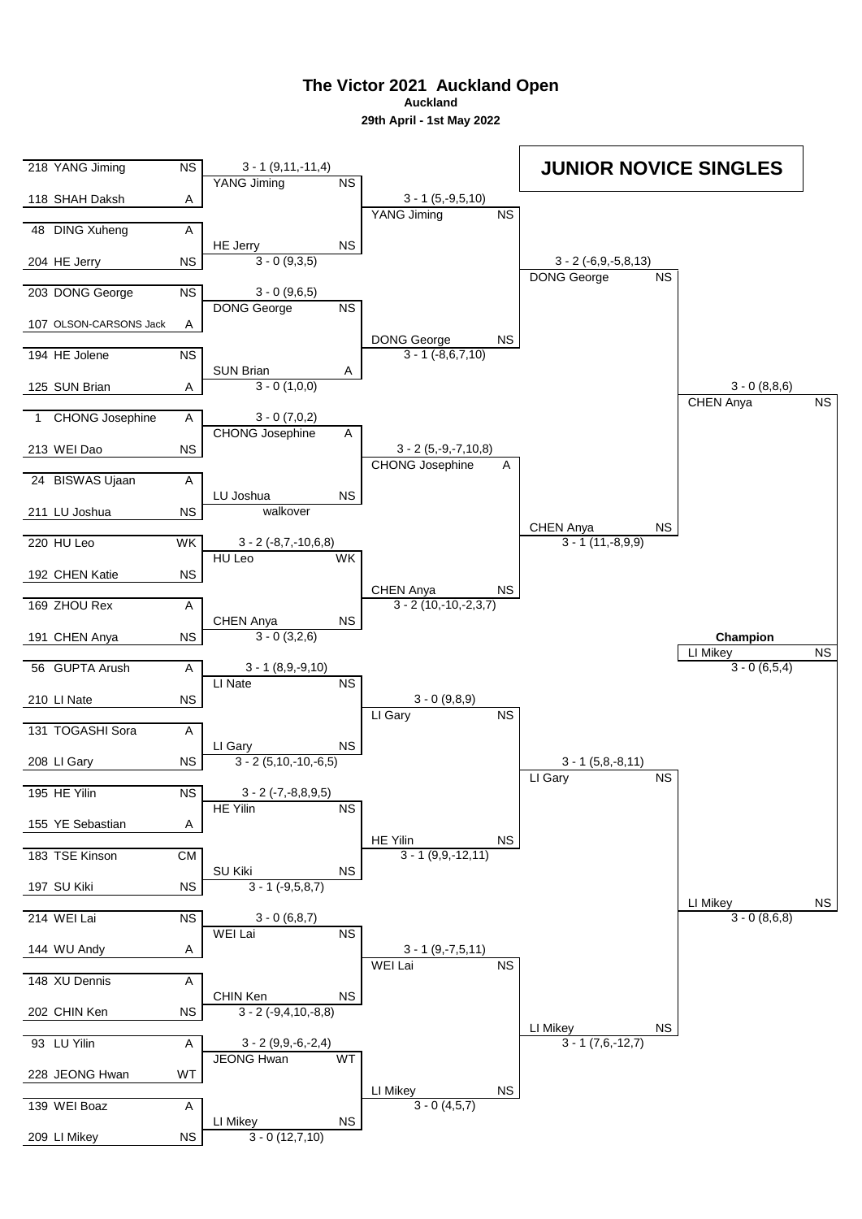# The Victor 2021 Auckland Open

**Auckland**

**29th April - 1st May 2022**

## JUNIOR NOVICE SINGLES

### Round 1

| Player 1 | | Player 2 | | Winner | | Score |
|---|---|---|---|---|---|---|
| 218 YANG Jiming | NS | 118 SHAH Daksh | A | YANG Jiming | NS | 3 - 1 (9,11,-11,4) |
| 48 DING Xuheng | A | 204 HE Jerry | NS | HE Jerry | NS | 3 - 0 (9,3,5) |
| 203 DONG George | NS | 107 OLSON-CARSONS Jack | A | DONG George | NS | 3 - 0 (9,6,5) |
| 194 HE Jolene | NS | 125 SUN Brian | A | SUN Brian | A | 3 - 0 (1,0,0) |
| 1 CHONG Josephine | A | 213 WEI Dao | NS | CHONG Josephine | A | 3 - 0 (7,0,2) |
| 24 BISWAS Ujaan | A | 211 LU Joshua | NS | LU Joshua | NS | walkover |
| 220 HU Leo | WK | 192 CHEN Katie | NS | HU Leo | WK | 3 - 2 (-8,7,-10,6,8) |
| 169 ZHOU Rex | A | 191 CHEN Anya | NS | CHEN Anya | NS | 3 - 0 (3,2,6) |
| 56 GUPTA Arush | A | 210 LI Nate | NS | LI Nate | NS | 3 - 1 (8,9,-9,10) |
| 131 TOGASHI Sora | A | 208 LI Gary | NS | LI Gary | NS | 3 - 2 (5,10,-10,-6,5) |
| 195 HE Yilin | NS | 155 YE Sebastian | A | HE Yilin | NS | 3 - 2 (-7,-8,8,9,5) |
| 183 TSE Kinson | CM | 197 SU Kiki | NS | SU Kiki | NS | 3 - 1 (-9,5,8,7) |
| 214 WEI Lai | NS | 144 WU Andy | A | WEI Lai | NS | 3 - 0 (6,8,7) |
| 148 XU Dennis | A | 202 CHIN Ken | NS | CHIN Ken | NS | 3 - 2 (-9,4,10,-8,8) |
| 93 LU Yilin | A | 228 JEONG Hwan | WT | JEONG Hwan | WT | 3 - 2 (9,9,-6,-2,4) |
| 139 WEI Boaz | A | 209 LI Mikey | NS | LI Mikey | NS | 3 - 0 (12,7,10) |

### Round 2

| Winner | | Score |
|---|---|---|
| YANG Jiming | NS | 3 - 1 (5,-9,5,10) |
| DONG George | NS | 3 - 1 (-8,6,7,10) |
| CHONG Josephine | A | 3 - 2 (5,-9,-7,10,8) |
| CHEN Anya | NS | 3 - 2 (10,-10,-2,3,7) |
| LI Gary | NS | 3 - 0 (9,8,9) |
| HE Yilin | NS | 3 - 1 (9,9,-12,11) |
| WEI Lai | NS | 3 - 1 (9,-7,5,11) |
| LI Mikey | NS | 3 - 0 (4,5,7) |

### Quarter-finals

| Winner | | Score |
|---|---|---|
| DONG George | NS | 3 - 2 (-6,9,-5,8,13) |
| CHEN Anya | NS | 3 - 1 (11,-8,9,9) |
| LI Gary | NS | 3 - 1 (5,8,-8,11) |
| LI Mikey | NS | 3 - 1 (7,6,-12,7) |

### Semi-finals

| Winner | | Score |
|---|---|---|
| CHEN Anya | NS | 3 - 0 (8,8,6) |
| LI Mikey | NS | 3 - 0 (8,6,8) |

### Final

**Champion**

LI Mikey NS — 3 - 0 (6,5,4)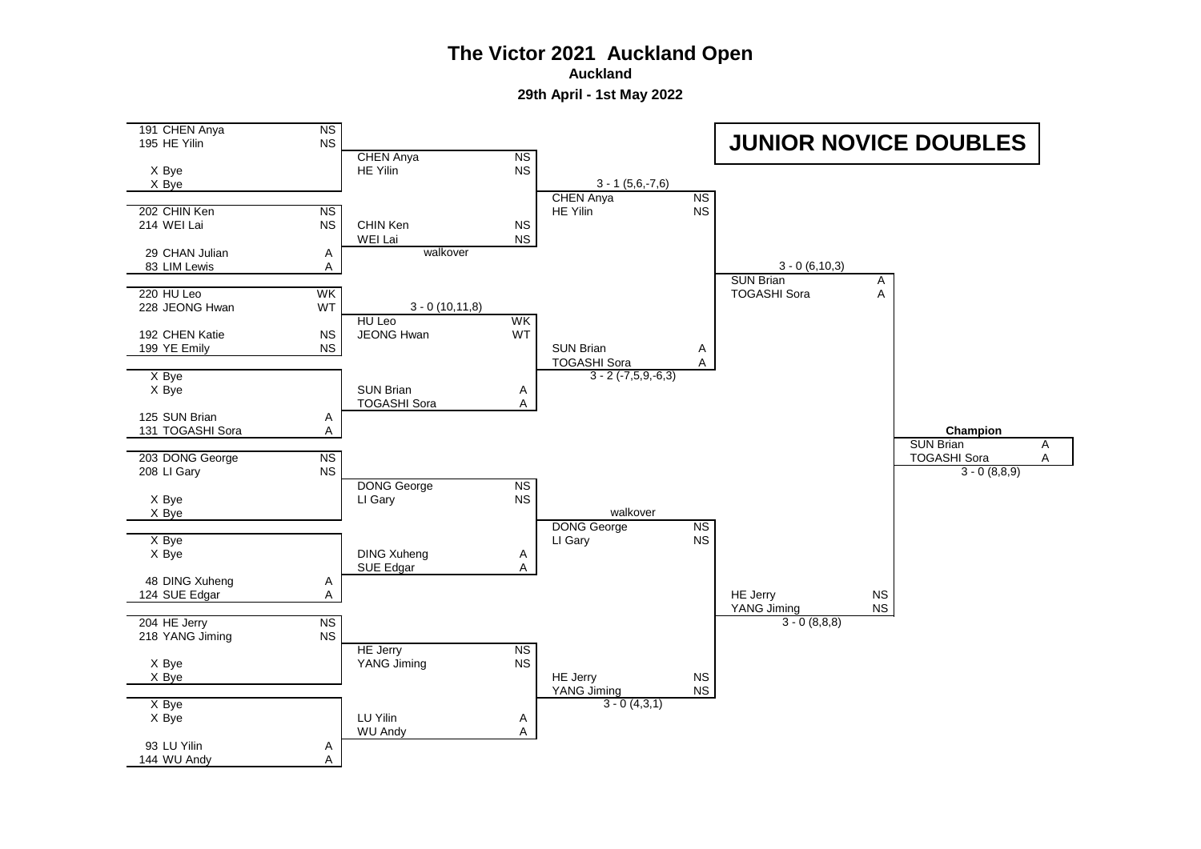# The Victor 2021 Auckland Open

**Auckland**

**29th April - 1st May 2022**

## JUNIOR NOVICE DOUBLES

### Round 1

| Seed | Player | Club |
|---|---|---|
| 191 | CHEN Anya | NS |
| 195 | HE Yilin | NS |
| X | Bye | |
| X | Bye | |
| 202 | CHIN Ken | NS |
| 214 | WEI Lai | NS |
| 29 | CHAN Julian | A |
| 83 | LIM Lewis | A |
| 220 | HU Leo | WK |
| 228 | JEONG Hwan | WT |
| 192 | CHEN Katie | NS |
| 199 | YE Emily | NS |
| X | Bye | |
| X | Bye | |
| 125 | SUN Brian | A |
| 131 | TOGASHI Sora | A |
| 203 | DONG George | NS |
| 208 | LI Gary | NS |
| X | Bye | |
| X | Bye | |
| X | Bye | |
| X | Bye | |
| 48 | DING Xuheng | A |
| 124 | SUE Edgar | A |
| 204 | HE Jerry | NS |
| 218 | YANG Jiming | NS |
| X | Bye | |
| X | Bye | |
| X | Bye | |
| X | Bye | |
| 93 | LU Yilin | A |
| 144 | WU Andy | A |

### Round 2

| Pair | Club | Score |
|---|---|---|
| CHEN Anya / HE Yilin | NS / NS | |
| CHIN Ken / WEI Lai | NS / NS | walkover |
| HU Leo / JEONG Hwan | WK / WT | 3 - 0 (10,11,8) |
| SUN Brian / TOGASHI Sora | A / A | |
| DONG George / LI Gary | NS / NS | |
| DING Xuheng / SUE Edgar | A / A | |
| HE Jerry / YANG Jiming | NS / NS | |
| LU Yilin / WU Andy | A / A | |

### Quarter-finals

| Pair | Club | Score |
|---|---|---|
| CHEN Anya / HE Yilin | NS / NS | 3 - 1 (5,6,-7,6) |
| SUN Brian / TOGASHI Sora | A / A | 3 - 2 (-7,5,9,-6,3) |
| DONG George / LI Gary | NS / NS | walkover |
| HE Jerry / YANG Jiming | NS / NS | 3 - 0 (4,3,1) |

### Semi-finals

| Pair | Club | Score |
|---|---|---|
| SUN Brian / TOGASHI Sora | A / A | 3 - 0 (6,10,3) |
| HE Jerry / YANG Jiming | NS / NS | 3 - 0 (8,8,8) |

### Champion

| Pair | Club | Score |
|---|---|---|
| SUN Brian / TOGASHI Sora | A / A | 3 - 0 (8,8,9) |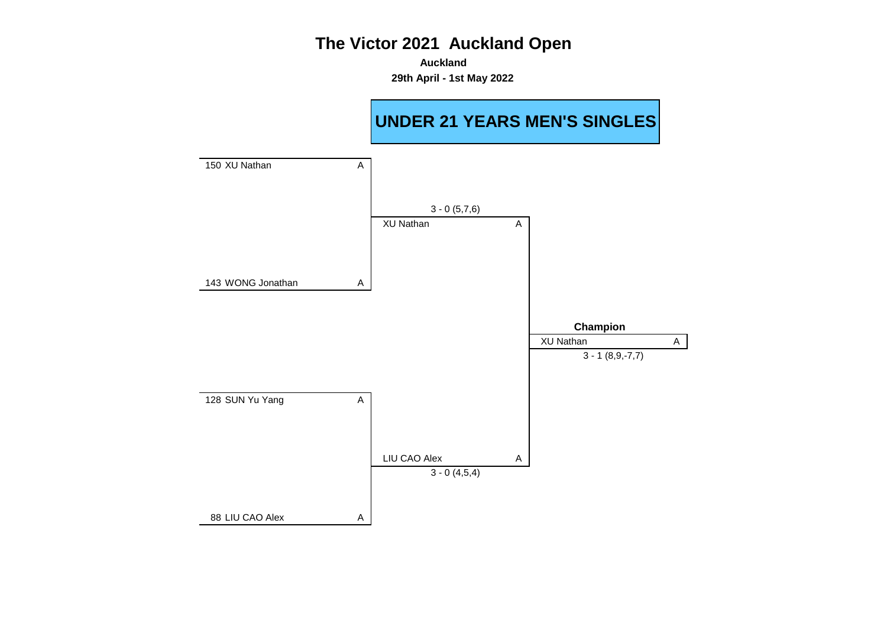# The Victor 2021 Auckland Open

**Auckland**

**29th April - 1st May 2022**

## UNDER 21 YEARS MEN'S SINGLES

| Round 1 | | Final | | Champion | |
|---|---|---|---|---|---|
| 150 XU Nathan | A | | | | |
| | | 3 - 0 (5,7,6) | | | |
| | | XU Nathan | A | | |
| 143 WONG Jonathan | A | | | | |
| | | | | **Champion** | |
| | | | | XU Nathan | A |
| | | | | 3 - 1 (8,9,-7,7) | |
| 128 SUN Yu Yang | A | | | | |
| | | LIU CAO Alex | A | | |
| | | 3 - 0 (4,5,4) | | | |
| 88 LIU CAO Alex | A | | | | |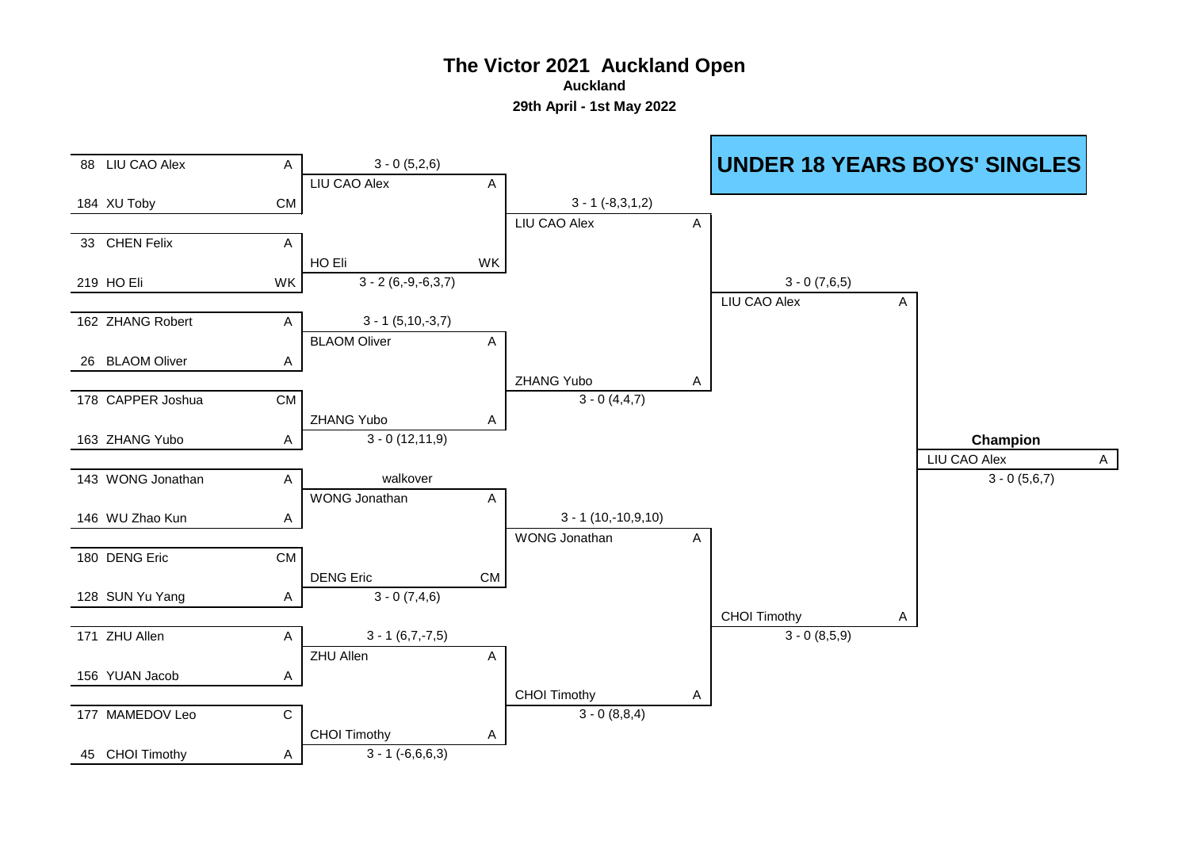# The Victor 2021 Auckland Open

**Auckland**

**29th April - 1st May 2022**

## UNDER 18 YEARS BOYS' SINGLES

### Round 1

| Seed | Player | Club | Winner | Club | Score |
|---|---|---|---|---|---|
| 88 | LIU CAO Alex | A | LIU CAO Alex | A | 3 - 0 (5,2,6) |
| 184 | XU Toby | CM | | | |
| 33 | CHEN Felix | A | HO Eli | WK | 3 - 2 (6,-9,-6,3,7) |
| 219 | HO Eli | WK | | | |
| 162 | ZHANG Robert | A | BLAOM Oliver | A | 3 - 1 (5,10,-3,7) |
| 26 | BLAOM Oliver | A | | | |
| 178 | CAPPER Joshua | CM | ZHANG Yubo | A | 3 - 0 (12,11,9) |
| 163 | ZHANG Yubo | A | | | |
| 143 | WONG Jonathan | A | WONG Jonathan | A | walkover |
| 146 | WU Zhao Kun | A | | | |
| 180 | DENG Eric | CM | DENG Eric | CM | 3 - 0 (7,4,6) |
| 128 | SUN Yu Yang | A | | | |
| 171 | ZHU Allen | A | ZHU Allen | A | 3 - 1 (6,7,-7,5) |
| 156 | YUAN Jacob | A | | | |
| 177 | MAMEDOV Leo | C | CHOI Timothy | A | 3 - 1 (-6,6,6,3) |
| 45 | CHOI Timothy | A | | | |

### Quarterfinals

| Winner | Club | Score |
|---|---|---|
| LIU CAO Alex | A | 3 - 1 (-8,3,1,2) |
| ZHANG Yubo | A | 3 - 0 (4,4,7) |
| WONG Jonathan | A | 3 - 1 (10,-10,9,10) |
| CHOI Timothy | A | 3 - 0 (8,8,4) |

### Semifinals

| Winner | Club | Score |
|---|---|---|
| LIU CAO Alex | A | 3 - 0 (7,6,5) |
| CHOI Timothy | A | 3 - 0 (8,5,9) |

### Champion

| Winner | Club | Score |
|---|---|---|
| LIU CAO Alex | A | 3 - 0 (5,6,7) |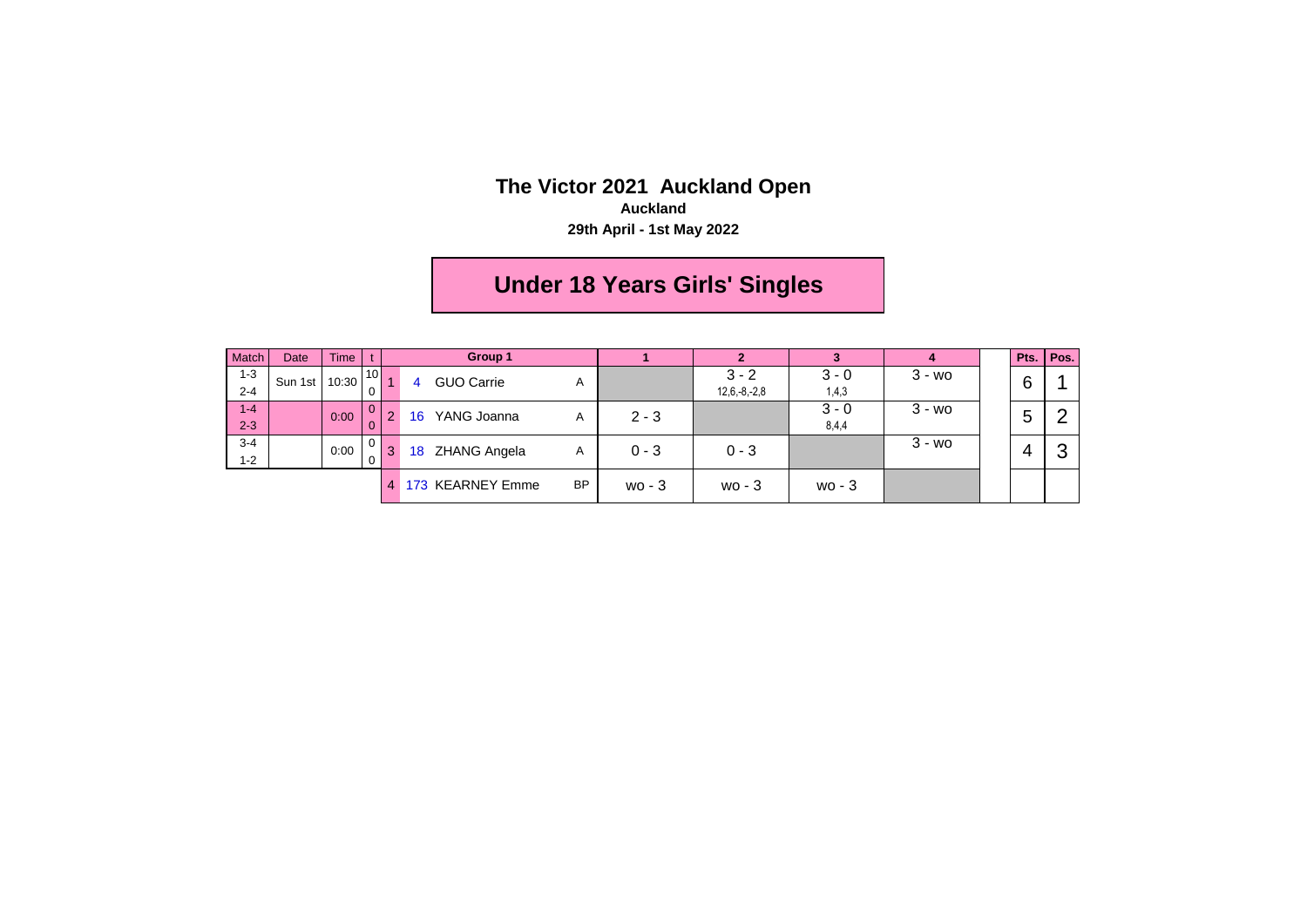# The Victor 2021 Auckland Open

**Auckland**

**29th April - 1st May 2022**

## Under 18 Years Girls' Singles

| Match | Date | Time | t | | | Group 1 | | 1 | 2 | 3 | 4 | | Pts. | Pos. |
|---|---|---|---|---|---|---|---|---|---|---|---|---|---|---|
| 1-3<br>2-4 | Sun 1st | 10:30 | 10<br>0 | 1 | 4 | GUO Carrie | A | | 3 - 2<br>12,6,-8,-2,8 | 3 - 0<br>1,4,3 | 3 - wo | | 6 | 1 |
| 1-4<br>2-3 | | 0:00 | 0<br>0 | 2 | 16 | YANG Joanna | A | 2 - 3 | | 3 - 0<br>8,4,4 | 3 - wo | | 5 | 2 |
| 3-4<br>1-2 | | 0:00 | 0<br>0 | 3 | 18 | ZHANG Angela | A | 0 - 3 | 0 - 3 | | 3 - wo | | 4 | 3 |
| | | | | 4 | 173 | KEARNEY Emme | BP | wo - 3 | wo - 3 | wo - 3 | | | | |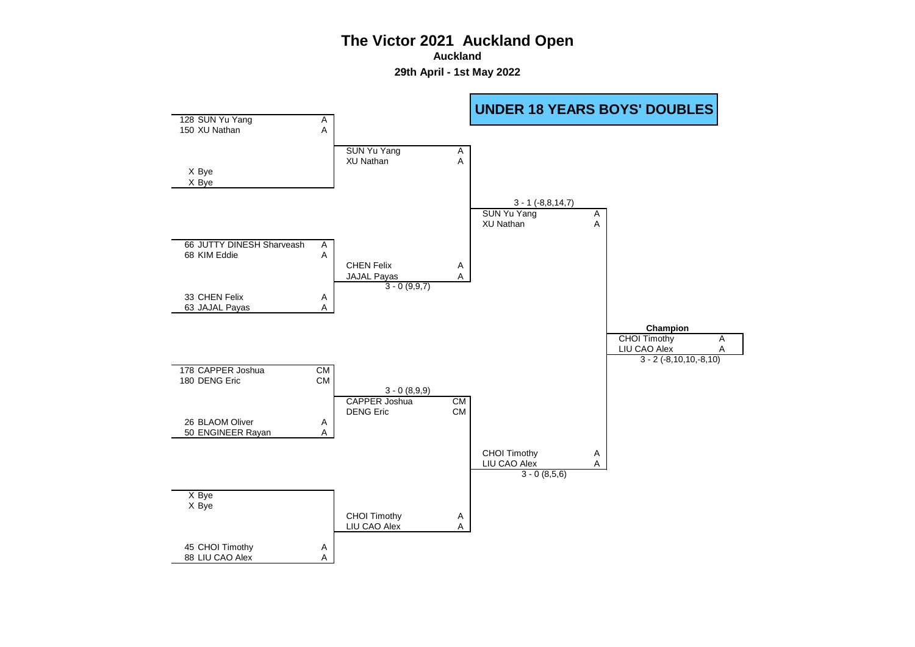# The Victor 2021 Auckland Open

**Auckland**

**29th April - 1st May 2022**

## UNDER 18 YEARS BOYS' DOUBLES

### Round 1

| Seed | Player | Club |
|---|---|---|
| 128 | SUN Yu Yang | A |
| 150 | XU Nathan | A |
| X | Bye | |
| X | Bye | |
| 66 | JUTTY DINESH Sharveash | A |
| 68 | KIM Eddie | A |
| 33 | CHEN Felix | A |
| 63 | JAJAL Payas | A |
| 178 | CAPPER Joshua | CM |
| 180 | DENG Eric | CM |
| 26 | BLAOM Oliver | A |
| 50 | ENGINEER Rayan | A |
| X | Bye | |
| X | Bye | |
| 45 | CHOI Timothy | A |
| 88 | LIU CAO Alex | A |

### Quarterfinals

| Winner | Club | Score |
|---|---|---|
| SUN Yu Yang / XU Nathan | A / A | |
| CHEN Felix / JAJAL Payas | A / A | 3 - 0 (9,9,7) |
| CAPPER Joshua / DENG Eric | CM / CM | 3 - 0 (8,9,9) |
| CHOI Timothy / LIU CAO Alex | A / A | |

### Semifinals

| Winner | Club | Score |
|---|---|---|
| SUN Yu Yang / XU Nathan | A / A | 3 - 1 (-8,8,14,7) |
| CHOI Timothy / LIU CAO Alex | A / A | 3 - 0 (8,5,6) |

### Final

**Champion**

| Winner | Club | Score |
|---|---|---|
| CHOI Timothy / LIU CAO Alex | A / A | 3 - 2 (-8,10,10,-8,10) |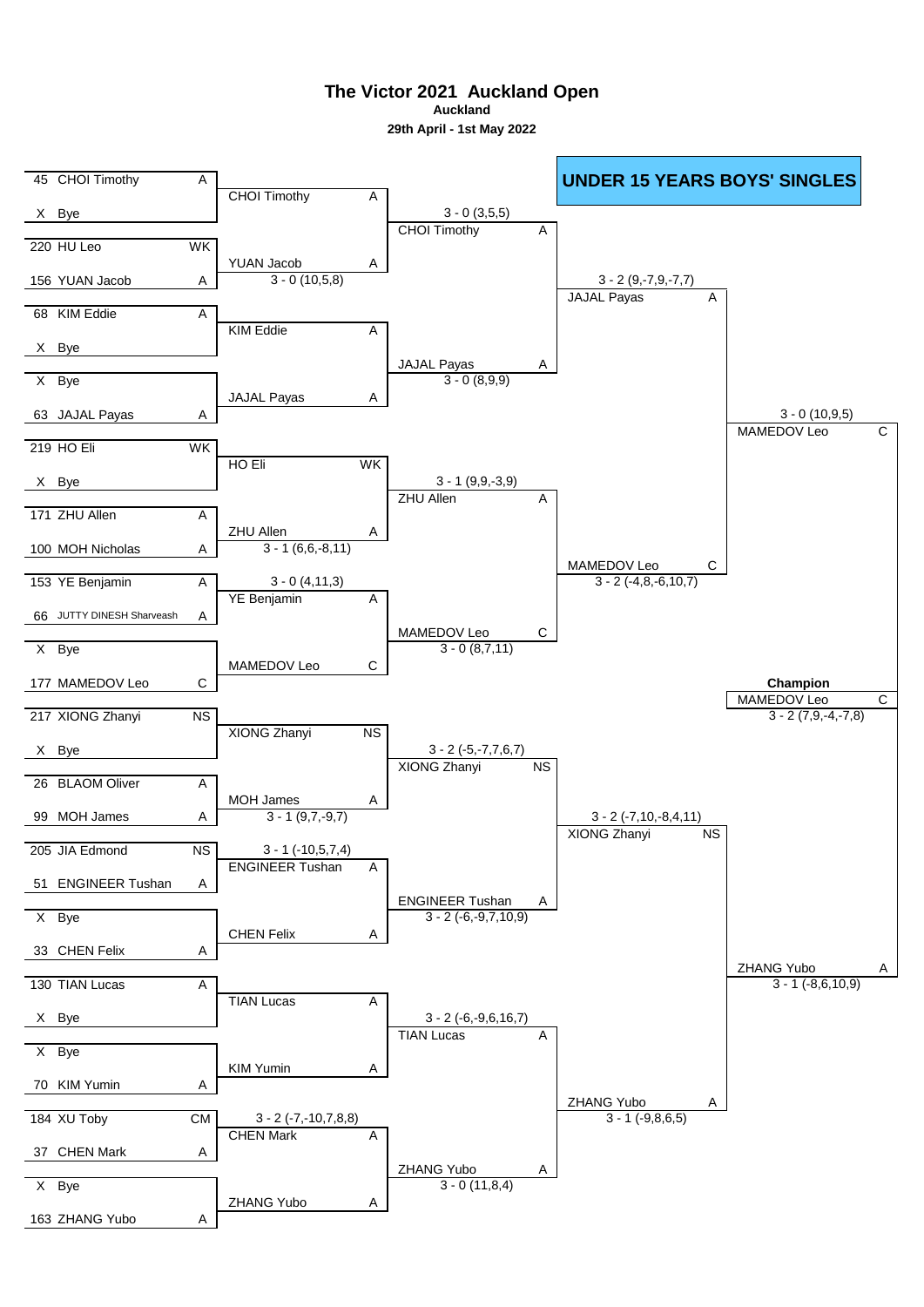# The Victor 2021 Auckland Open

**Auckland**

**29th April - 1st May 2022**

## UNDER 15 YEARS BOYS' SINGLES

### Round 1

| Seed | Player | Club |
|---|---|---|
| 45 | CHOI Timothy | A |
| X | Bye | |
| 220 | HU Leo | WK |
| 156 | YUAN Jacob | A |
| 68 | KIM Eddie | A |
| X | Bye | |
| X | Bye | |
| 63 | JAJAL Payas | A |
| 219 | HO Eli | WK |
| X | Bye | |
| 171 | ZHU Allen | A |
| 100 | MOH Nicholas | A |
| 153 | YE Benjamin | A |
| 66 | JUTTY DINESH Sharveash | A |
| X | Bye | |
| 177 | MAMEDOV Leo | C |
| 217 | XIONG Zhanyi | NS |
| X | Bye | |
| 26 | BLAOM Oliver | A |
| 99 | MOH James | A |
| 205 | JIA Edmond | NS |
| 51 | ENGINEER Tushan | A |
| X | Bye | |
| 33 | CHEN Felix | A |
| 130 | TIAN Lucas | A |
| X | Bye | |
| X | Bye | |
| 70 | KIM Yumin | A |
| 184 | XU Toby | CM |
| 37 | CHEN Mark | A |
| X | Bye | |
| 163 | ZHANG Yubo | A |

### Round 2

| Winner | Club | Score |
|---|---|---|
| CHOI Timothy | A | |
| YUAN Jacob | A | 3 - 0 (10,5,8) |
| KIM Eddie | A | |
| JAJAL Payas | A | |
| HO Eli | WK | |
| ZHU Allen | A | 3 - 1 (6,6,-8,11) |
| YE Benjamin | A | 3 - 0 (4,11,3) |
| MAMEDOV Leo | C | |
| XIONG Zhanyi | NS | |
| MOH James | A | 3 - 1 (9,7,-9,7) |
| ENGINEER Tushan | A | 3 - 1 (-10,5,7,4) |
| CHEN Felix | A | |
| TIAN Lucas | A | |
| KIM Yumin | A | |
| CHEN Mark | A | 3 - 2 (-7,-10,7,8,8) |
| ZHANG Yubo | A | |

### Round 3

| Winner | Club | Score |
|---|---|---|
| CHOI Timothy | A | 3 - 0 (3,5,5) |
| JAJAL Payas | A | 3 - 0 (8,9,9) |
| ZHU Allen | A | 3 - 1 (9,9,-3,9) |
| MAMEDOV Leo | C | 3 - 0 (8,7,11) |
| XIONG Zhanyi | NS | 3 - 2 (-5,-7,7,6,7) |
| ENGINEER Tushan | A | 3 - 2 (-6,-9,7,10,9) |
| TIAN Lucas | A | 3 - 2 (-6,-9,6,16,7) |
| ZHANG Yubo | A | 3 - 0 (11,8,4) |

### Quarter-finals

| Winner | Club | Score |
|---|---|---|
| JAJAL Payas | A | 3 - 2 (9,-7,9,-7,7) |
| MAMEDOV Leo | C | 3 - 2 (-4,8,-6,10,7) |
| XIONG Zhanyi | NS | 3 - 2 (-7,10,-8,4,11) |
| ZHANG Yubo | A | 3 - 1 (-9,8,6,5) |

### Semi-finals

| Winner | Club | Score |
|---|---|---|
| MAMEDOV Leo | C | 3 - 0 (10,9,5) |
| ZHANG Yubo | A | 3 - 1 (-8,6,10,9) |

### Final

**Champion**

MAMEDOV Leo — C

3 - 2 (7,9,-4,-7,8)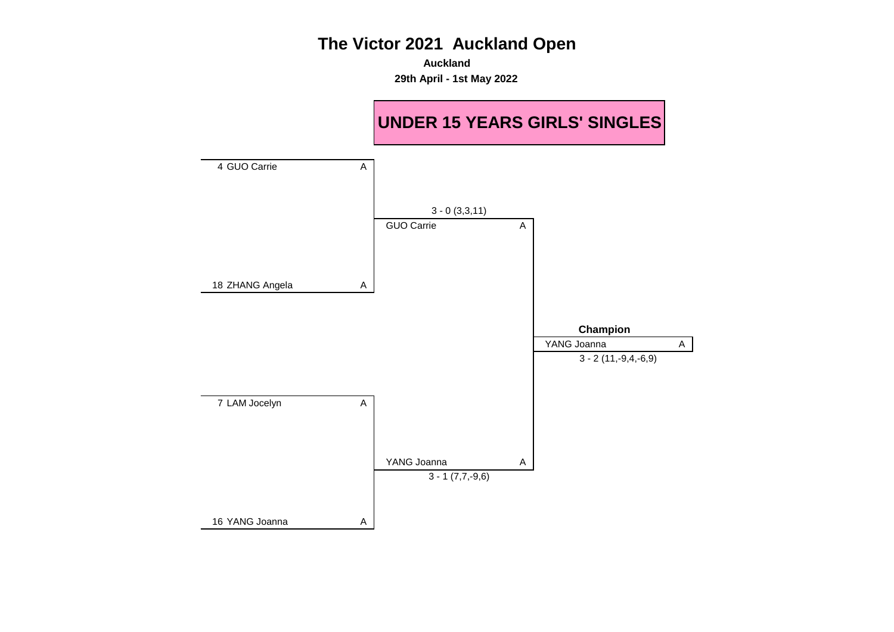# The Victor 2021 Auckland Open

**Auckland**

**29th April - 1st May 2022**

## UNDER 15 YEARS GIRLS' SINGLES

| Round 1 | | Semi-final | | Final | |
|---|---|---|---|---|---|
| 4 GUO Carrie | A | | | | |
| | | 3 - 0 (3,3,11) | | | |
| | | GUO Carrie | A | | |
| 18 ZHANG Angela | A | | | | |
| | | | | **Champion** | |
| | | | | YANG Joanna | A |
| | | | | 3 - 2 (11,-9,4,-6,9) | |
| 7 LAM Jocelyn | A | | | | |
| | | YANG Joanna | A | | |
| | | 3 - 1 (7,7,-9,6) | | | |
| 16 YANG Joanna | A | | | | |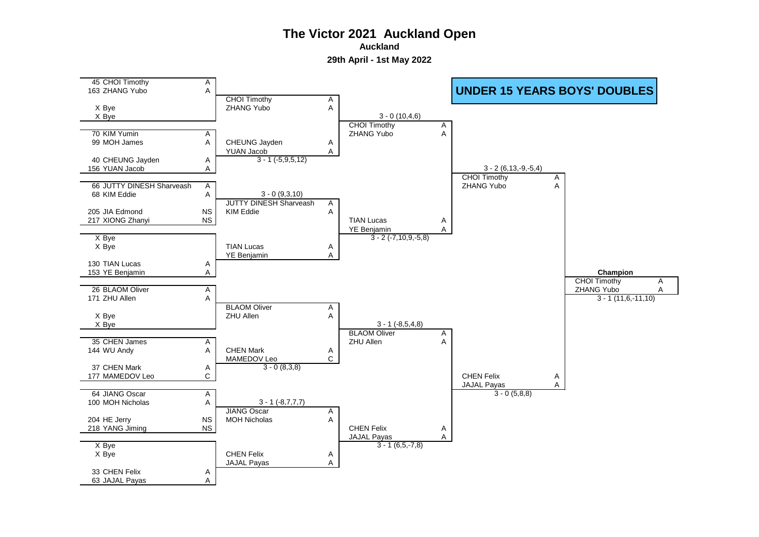# The Victor 2021 Auckland Open

**Auckland**

**29th April - 1st May 2022**

## UNDER 15 YEARS BOYS' DOUBLES

### Round 1

| Pair | Status | Pair | Status | Result |
|---|---|---|---|---|
| 45 CHOI Timothy / 163 ZHANG Yubo | A / A | X Bye / X Bye | | CHOI Timothy / ZHANG Yubo |
| 70 KIM Yumin / 99 MOH James | A / A | 40 CHEUNG Jayden / 156 YUAN Jacob | A / A | CHEUNG Jayden / YUAN Jacob 3 - 1 (-5,9,5,12) |
| 66 JUTTY DINESH Sharveash / 68 KIM Eddie | A / A | 205 JIA Edmond / 217 XIONG Zhanyi | NS / NS | JUTTY DINESH Sharveash / KIM Eddie 3 - 0 (9,3,10) |
| X Bye / X Bye | | 130 TIAN Lucas / 153 YE Benjamin | A / A | TIAN Lucas / YE Benjamin |
| 26 BLAOM Oliver / 171 ZHU Allen | A / A | X Bye / X Bye | | BLAOM Oliver / ZHU Allen |
| 35 CHEN James / 144 WU Andy | A / A | 37 CHEN Mark / 177 MAMEDOV Leo | A / C | CHEN Mark / MAMEDOV Leo 3 - 0 (8,3,8) |
| 64 JIANG Oscar / 100 MOH Nicholas | A / A | 204 HE Jerry / 218 YANG Jiming | NS / NS | JIANG Oscar / MOH Nicholas 3 - 1 (-8,7,7,7) |
| X Bye / X Bye | | 33 CHEN Felix / 63 JAJAL Payas | A / A | CHEN Felix / JAJAL Payas |

### Quarter-finals

| Match | Winner | Score |
|---|---|---|
| CHOI Timothy / ZHANG Yubo (A/A) vs CHEUNG Jayden / YUAN Jacob (A/A) | CHOI Timothy / ZHANG Yubo (A/A) | 3 - 0 (10,4,6) |
| JUTTY DINESH Sharveash / KIM Eddie (A/A) vs TIAN Lucas / YE Benjamin (A/A) | TIAN Lucas / YE Benjamin (A/A) | 3 - 2 (-7,10,9,-5,8) |
| BLAOM Oliver / ZHU Allen (A/A) vs CHEN Mark / MAMEDOV Leo (A/C) | BLAOM Oliver / ZHU Allen (A/A) | 3 - 1 (-8,5,4,8) |
| JIANG Oscar / MOH Nicholas (A/A) vs CHEN Felix / JAJAL Payas (A/A) | CHEN Felix / JAJAL Payas (A/A) | 3 - 1 (6,5,-7,8) |

### Semi-finals

| Match | Winner | Score |
|---|---|---|
| CHOI Timothy / ZHANG Yubo vs TIAN Lucas / YE Benjamin | CHOI Timothy / ZHANG Yubo (A/A) | 3 - 2 (6,13,-9,-5,4) |
| BLAOM Oliver / ZHU Allen vs CHEN Felix / JAJAL Payas | CHEN Felix / JAJAL Payas (A/A) | 3 - 0 (5,8,8) |

### Final

**Champion**

CHOI Timothy (A) / ZHANG Yubo (A)

3 - 1 (11,6,-11,10)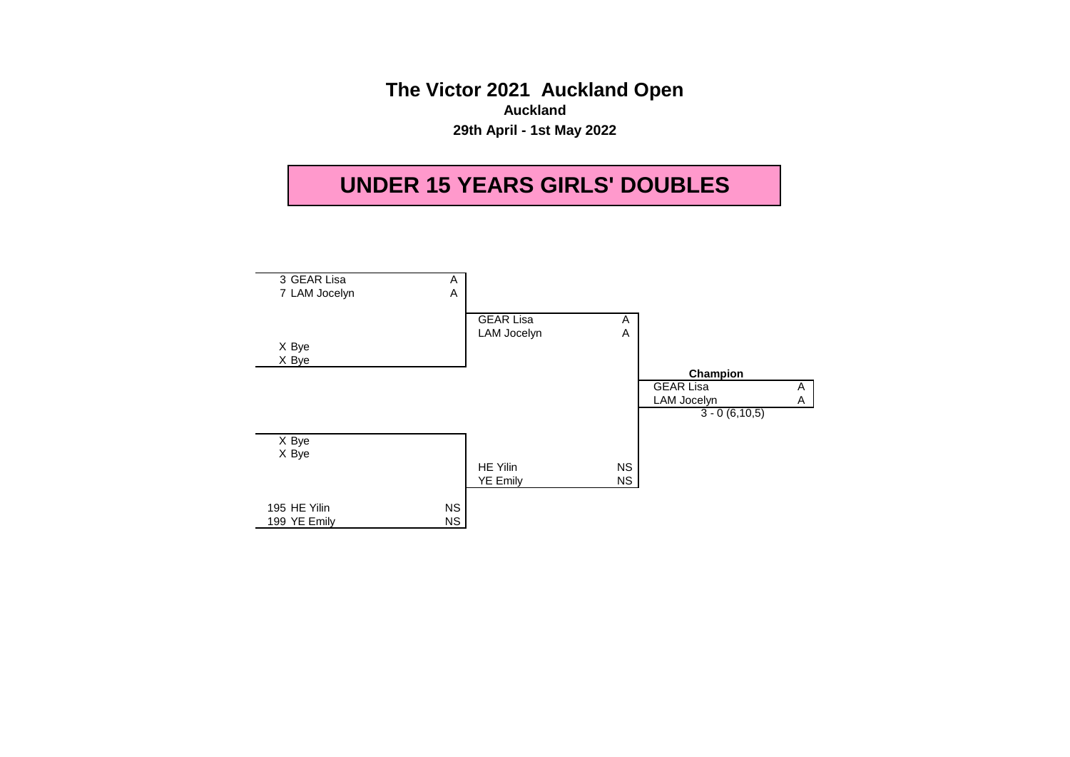# The Victor 2021 Auckland Open

**Auckland**

**29th April - 1st May 2022**

## UNDER 15 YEARS GIRLS' DOUBLES

| Round 1 | | Round 2 | | Champion | |
|---|---|---|---|---|---|
| 3 GEAR Lisa | A | | | | |
| 7 LAM Jocelyn | A | | | | |
| | | GEAR Lisa | A | | |
| | | LAM Jocelyn | A | | |
| X Bye | | | | | |
| X Bye | | | | | |
| | | | | GEAR Lisa | A |
| | | | | LAM Jocelyn | A |
| | | | | 3 - 0 (6,10,5) | |
| X Bye | | | | | |
| X Bye | | | | | |
| | | HE Yilin | NS | | |
| | | YE Emily | NS | | |
| 195 HE Yilin | NS | | | | |
| 199 YE Emily | NS | | | | |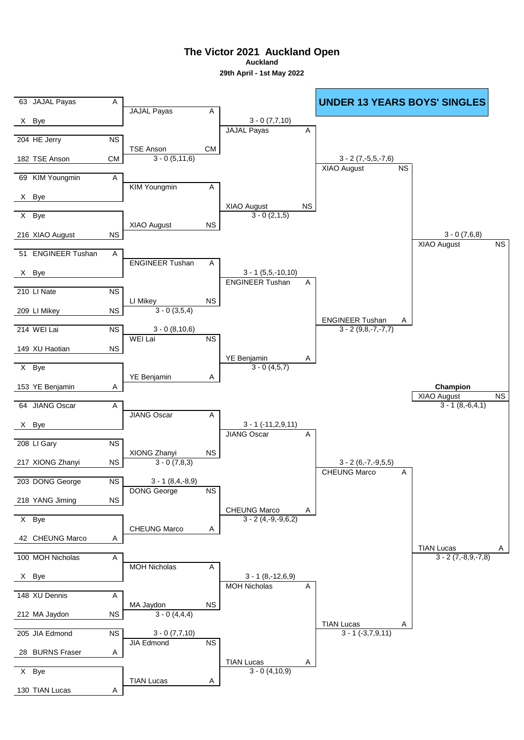# The Victor 2021 Auckland Open

**Auckland**

**29th April - 1st May 2022**

## UNDER 13 YEARS BOYS' SINGLES

### Round 1

| Player 1 | Player 2 | Winner | Score |
|---|---|---|---|
| 63 JAJAL Payas (A) | X Bye | JAJAL Payas (A) | |
| 204 HE Jerry (NS) | 182 TSE Anson (CM) | TSE Anson (CM) | 3 - 0 (5,11,6) |
| 69 KIM Youngmin (A) | X Bye | KIM Youngmin (A) | |
| X Bye | 216 XIAO August (NS) | XIAO August (NS) | |
| 51 ENGINEER Tushan (A) | X Bye | ENGINEER Tushan (A) | |
| 210 LI Nate (NS) | 209 LI Mikey (NS) | LI Mikey (NS) | 3 - 0 (3,5,4) |
| 214 WEI Lai (NS) | 149 XU Haotian (NS) | WEI Lai (NS) | 3 - 0 (8,10,6) |
| X Bye | 153 YE Benjamin (A) | YE Benjamin (A) | |
| 64 JIANG Oscar (A) | X Bye | JIANG Oscar (A) | |
| 208 LI Gary (NS) | 217 XIONG Zhanyi (NS) | XIONG Zhanyi (NS) | 3 - 0 (7,8,3) |
| 203 DONG George (NS) | 218 YANG Jiming (NS) | DONG George (NS) | 3 - 1 (8,4,-8,9) |
| X Bye | 42 CHEUNG Marco (A) | CHEUNG Marco (A) | |
| 100 MOH Nicholas (A) | X Bye | MOH Nicholas (A) | |
| 148 XU Dennis (A) | 212 MA Jaydon (NS) | MA Jaydon (NS) | 3 - 0 (4,4,4) |
| 205 JIA Edmond (NS) | 28 BURNS Fraser (A) | JIA Edmond (NS) | 3 - 0 (7,7,10) |
| X Bye | 130 TIAN Lucas (A) | TIAN Lucas (A) | |

### Round 2

| Winner | Score |
|---|---|
| JAJAL Payas (A) | 3 - 0 (7,7,10) |
| XIAO August (NS) | 3 - 0 (2,1,5) |
| ENGINEER Tushan (A) | 3 - 1 (5,5,-10,10) |
| YE Benjamin (A) | 3 - 0 (4,5,7) |
| JIANG Oscar (A) | 3 - 1 (-11,2,9,11) |
| CHEUNG Marco (A) | 3 - 2 (4,-9,-9,6,2) |
| MOH Nicholas (A) | 3 - 1 (8,-12,6,9) |
| TIAN Lucas (A) | 3 - 0 (4,10,9) |

### Quarter-finals

| Winner | Score |
|---|---|
| XIAO August (NS) | 3 - 2 (7,-5,5,-7,6) |
| ENGINEER Tushan (A) | 3 - 2 (9,8,-7,-7,7) |
| CHEUNG Marco (A) | 3 - 2 (6,-7,-9,5,5) |
| TIAN Lucas (A) | 3 - 1 (-3,7,9,11) |

### Semi-finals

| Winner | Score |
|---|---|
| XIAO August (NS) | 3 - 0 (7,6,8) |
| TIAN Lucas (A) | 3 - 2 (7,-8,9,-7,8) |

### Final

**Champion**

XIAO August (NS) 3 - 1 (8,-6,4,1)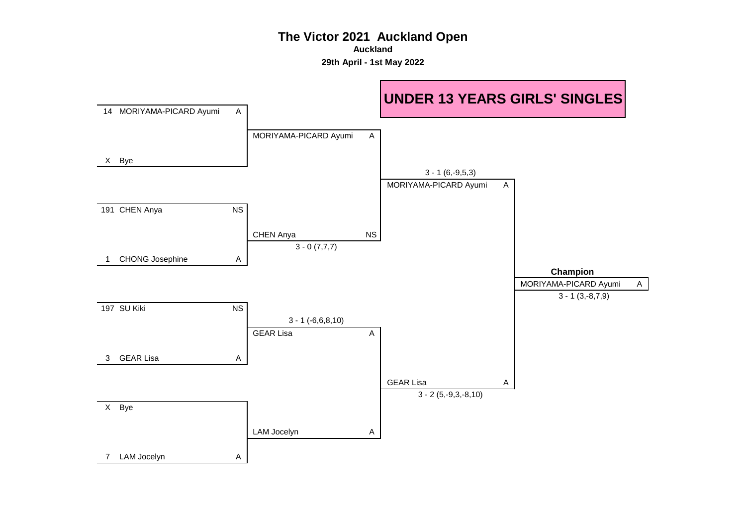# The Victor 2021 Auckland Open

**Auckland**

**29th April - 1st May 2022**

## UNDER 13 YEARS GIRLS' SINGLES

| Round 1 | | | Quarter-final | | Semi-final | | Final |
|---|---|---|---|---|---|---|---|
| 14 | MORIYAMA-PICARD Ayumi | A | MORIYAMA-PICARD Ayumi | A | | | |
| X | Bye | | | | | | |
| | | | | | MORIYAMA-PICARD Ayumi 3 - 1 (6,-9,5,3) | A | |
| 191 | CHEN Anya | NS | CHEN Anya 3 - 0 (7,7,7) | NS | | | |
| 1 | CHONG Josephine | A | | | | | |
| | | | | | | | **Champion** MORIYAMA-PICARD Ayumi A 3 - 1 (3,-8,7,9) |
| 197 | SU Kiki | NS | GEAR Lisa 3 - 1 (-6,6,8,10) | A | | | |
| 3 | GEAR Lisa | A | | | | | |
| | | | | | GEAR Lisa 3 - 2 (5,-9,3,-8,10) | A | |
| X | Bye | | LAM Jocelyn | A | | | |
| 7 | LAM Jocelyn | A | | | | | |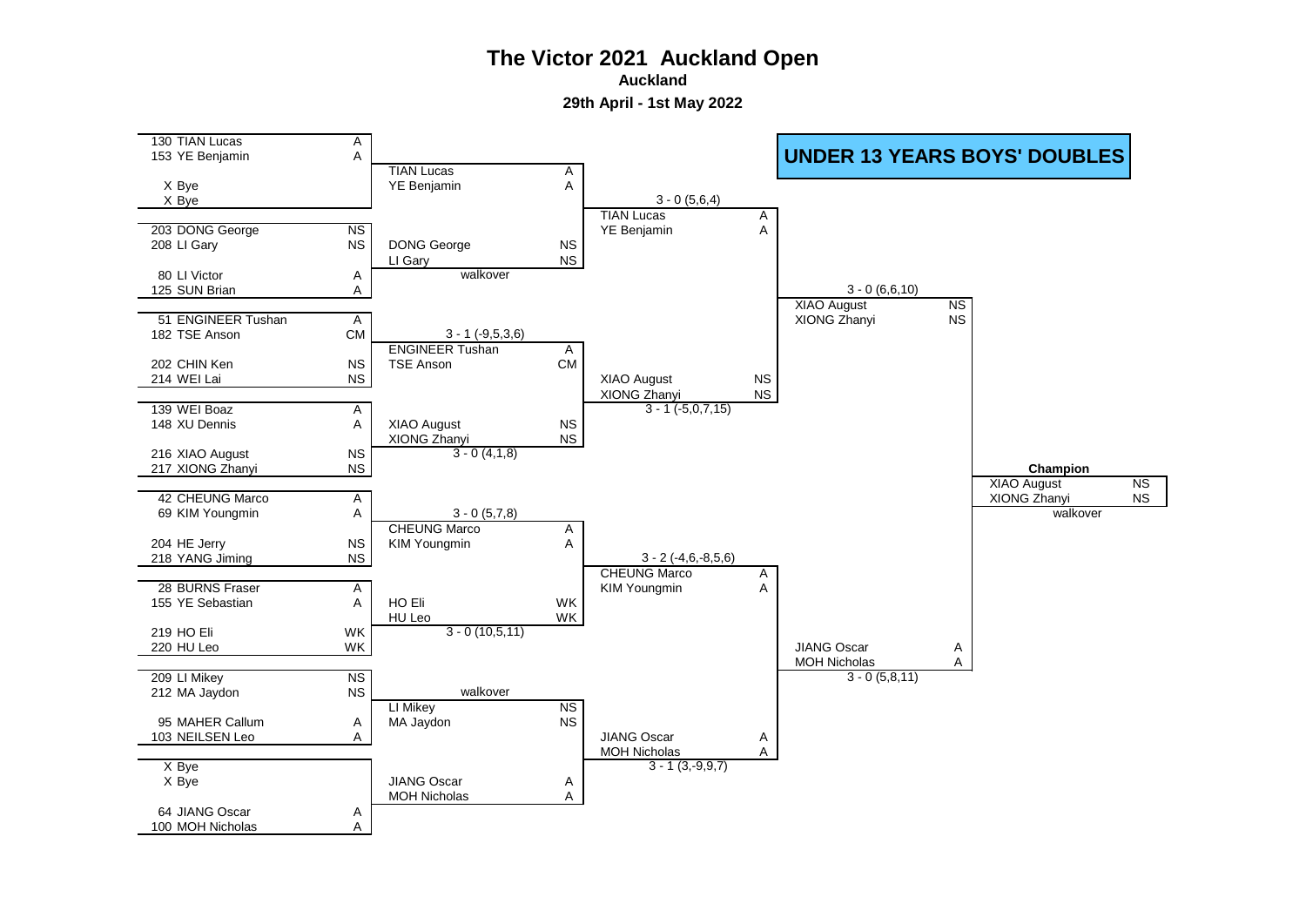# The Victor 2021 Auckland Open

**Auckland**

**29th April - 1st May 2022**

## UNDER 13 YEARS BOYS' DOUBLES

### Round 1

| Seed | Player | Club |
|---|---|---|
| 130 | TIAN Lucas | A |
| 153 | YE Benjamin | A |
| X | Bye | |
| X | Bye | |
| 203 | DONG George | NS |
| 208 | LI Gary | NS |
| 80 | LI Victor | A |
| 125 | SUN Brian | A |
| 51 | ENGINEER Tushan | A |
| 182 | TSE Anson | CM |
| 202 | CHIN Ken | NS |
| 214 | WEI Lai | NS |
| 139 | WEI Boaz | A |
| 148 | XU Dennis | A |
| 216 | XIAO August | NS |
| 217 | XIONG Zhanyi | NS |
| 42 | CHEUNG Marco | A |
| 69 | KIM Youngmin | A |
| 204 | HE Jerry | NS |
| 218 | YANG Jiming | NS |
| 28 | BURNS Fraser | A |
| 155 | YE Sebastian | A |
| 219 | HO Eli | WK |
| 220 | HU Leo | WK |
| 209 | LI Mikey | NS |
| 212 | MA Jaydon | NS |
| 95 | MAHER Callum | A |
| 103 | NEILSEN Leo | A |
| X | Bye | |
| X | Bye | |
| 64 | JIANG Oscar | A |
| 100 | MOH Nicholas | A |

### Round 2

| Winners | Club | Score |
|---|---|---|
| TIAN Lucas / YE Benjamin | A / A | |
| DONG George / LI Gary | NS / NS | walkover |
| ENGINEER Tushan / TSE Anson | A / CM | 3 - 1 (-9,5,3,6) |
| XIAO August / XIONG Zhanyi | NS / NS | 3 - 0 (4,1,8) |
| CHEUNG Marco / KIM Youngmin | A / A | 3 - 0 (5,7,8) |
| HO Eli / HU Leo | WK / WK | 3 - 0 (10,5,11) |
| LI Mikey / MA Jaydon | NS / NS | walkover |
| JIANG Oscar / MOH Nicholas | A / A | |

### Quarter-finals

| Winners | Club | Score |
|---|---|---|
| TIAN Lucas / YE Benjamin | A / A | 3 - 0 (5,6,4) |
| XIAO August / XIONG Zhanyi | NS / NS | 3 - 1 (-5,0,7,15) |
| CHEUNG Marco / KIM Youngmin | A / A | 3 - 2 (-4,6,-8,5,6) |
| JIANG Oscar / MOH Nicholas | A / A | 3 - 1 (3,-9,9,7) |

### Semi-finals

| Winners | Club | Score |
|---|---|---|
| XIAO August / XIONG Zhanyi | NS / NS | 3 - 0 (6,6,10) |
| JIANG Oscar / MOH Nicholas | A / A | 3 - 0 (5,8,11) |

### Champion

| Winners | Club | Score |
|---|---|---|
| XIAO August / XIONG Zhanyi | NS / NS | walkover |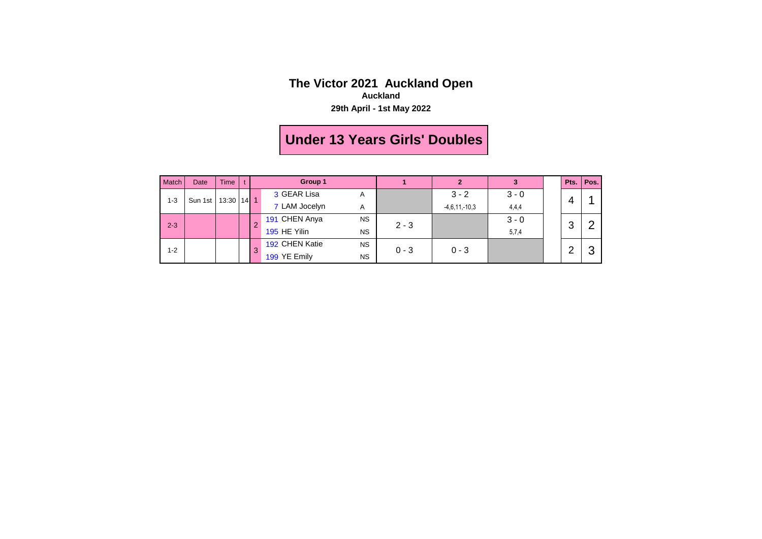# The Victor 2021 Auckland Open

**Auckland**

**29th April - 1st May 2022**

## Under 13 Years Girls' Doubles

| Match | Date | Time | t | | Group 1 | | 1 | 2 | 3 | | Pts. | Pos. |
|---|---|---|---|---|---|---|---|---|---|---|---|---|
| 1-3 | Sun 1st | 13:30 | 14 | 1 | 3 GEAR Lisa<br>7 LAM Jocelyn | A<br>A | | 3 - 2<br>-4,6,11,-10,3 | 3 - 0<br>4,4,4 | | 4 | 1 |
| 2-3 | | | | 2 | 191 CHEN Anya<br>195 HE Yilin | NS<br>NS | 2 - 3 | | 3 - 0<br>5,7,4 | | 3 | 2 |
| 1-2 | | | | 3 | 192 CHEN Katie<br>199 YE Emily | NS<br>NS | 0 - 3 | 0 - 3 | | | 2 | 3 |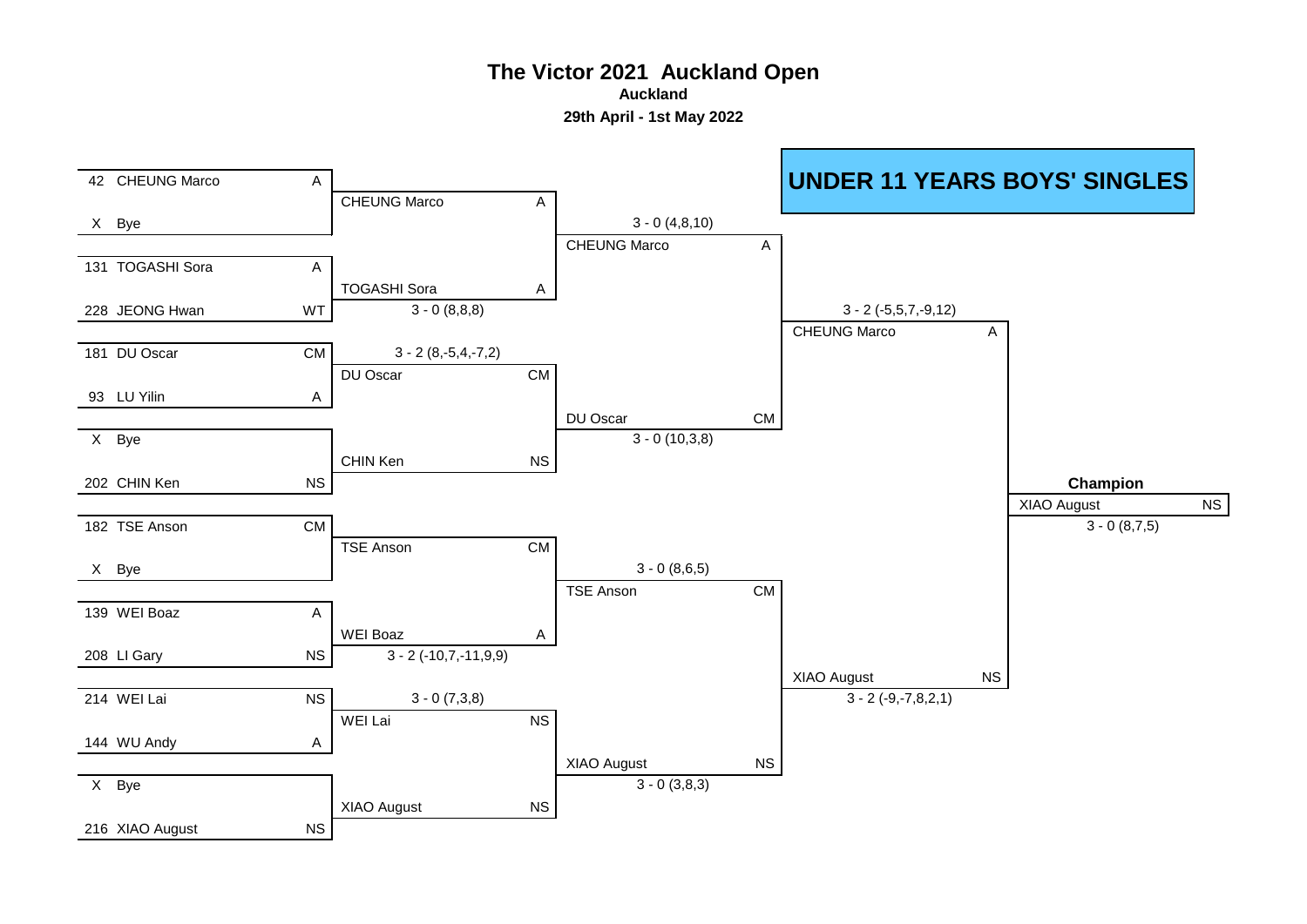# The Victor 2021 Auckland Open

**Auckland**

**29th April - 1st May 2022**

## UNDER 11 YEARS BOYS' SINGLES

### First Round

| Seed | Player | Club |
|---|---|---|
| 42 | CHEUNG Marco | A |
| X | Bye | |
| 131 | TOGASHI Sora | A |
| 228 | JEONG Hwan | WT |
| 181 | DU Oscar | CM |
| 93 | LU Yilin | A |
| X | Bye | |
| 202 | CHIN Ken | NS |
| 182 | TSE Anson | CM |
| X | Bye | |
| 139 | WEI Boaz | A |
| 208 | LI Gary | NS |
| 214 | WEI Lai | NS |
| 144 | WU Andy | A |
| X | Bye | |
| 216 | XIAO August | NS |

### Second Round

| Winner | Club | Score |
|---|---|---|
| CHEUNG Marco | A | |
| TOGASHI Sora | A | 3 - 0 (8,8,8) |
| DU Oscar | CM | 3 - 2 (8,-5,4,-7,2) |
| CHIN Ken | NS | |
| TSE Anson | CM | |
| WEI Boaz | A | 3 - 2 (-10,7,-11,9,9) |
| WEI Lai | NS | 3 - 0 (7,3,8) |
| XIAO August | NS | |

### Quarter-finals

| Winner | Club | Score |
|---|---|---|
| CHEUNG Marco | A | 3 - 0 (4,8,10) |
| DU Oscar | CM | 3 - 0 (10,3,8) |
| TSE Anson | CM | 3 - 0 (8,6,5) |
| XIAO August | NS | 3 - 0 (3,8,3) |

### Semi-finals

| Winner | Club | Score |
|---|---|---|
| CHEUNG Marco | A | 3 - 2 (-5,5,7,-9,12) |
| XIAO August | NS | 3 - 2 (-9,-7,8,2,1) |

### Champion

| Winner | Club | Score |
|---|---|---|
| XIAO August | NS | 3 - 0 (8,7,5) |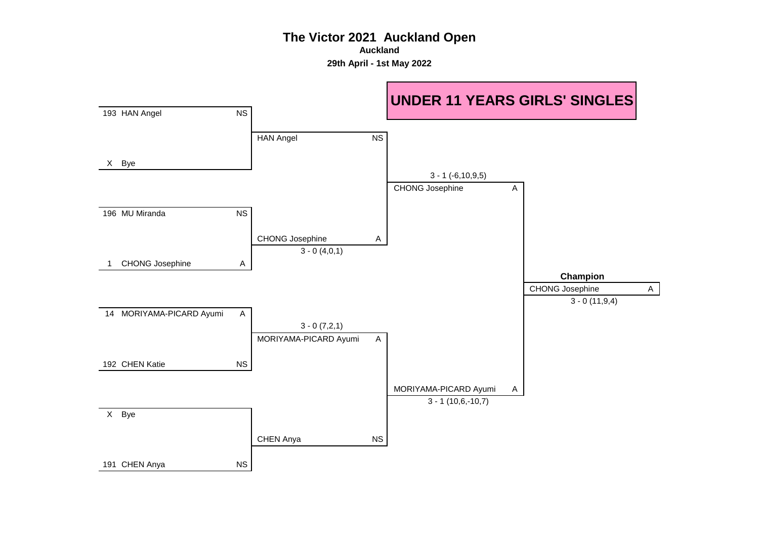# The Victor 2021 Auckland Open

**Auckland**

**29th April - 1st May 2022**

## UNDER 11 YEARS GIRLS' SINGLES

| Round 1 | | Quarterfinal | | Semifinal | | Final | |
|---|---|---|---|---|---|---|---|
| 193 HAN Angel | NS | HAN Angel | NS | CHONG Josephine 3 - 1 (-6,10,9,5) | A | CHONG Josephine 3 - 0 (11,9,4) | A |
| X Bye | | | | | | | |
| 196 MU Miranda | NS | CHONG Josephine 3 - 0 (4,0,1) | A | | | | |
| 1 CHONG Josephine | A | | | | | | |
| 14 MORIYAMA-PICARD Ayumi | A | MORIYAMA-PICARD Ayumi 3 - 0 (7,2,1) | A | MORIYAMA-PICARD Ayumi 3 - 1 (10,6,-10,7) | A | | |
| 192 CHEN Katie | NS | | | | | | |
| X Bye | | CHEN Anya | NS | | | | |
| 191 CHEN Anya | NS | | | | | | |

**Champion**

CHONG Josephine A

3 - 0 (11,9,4)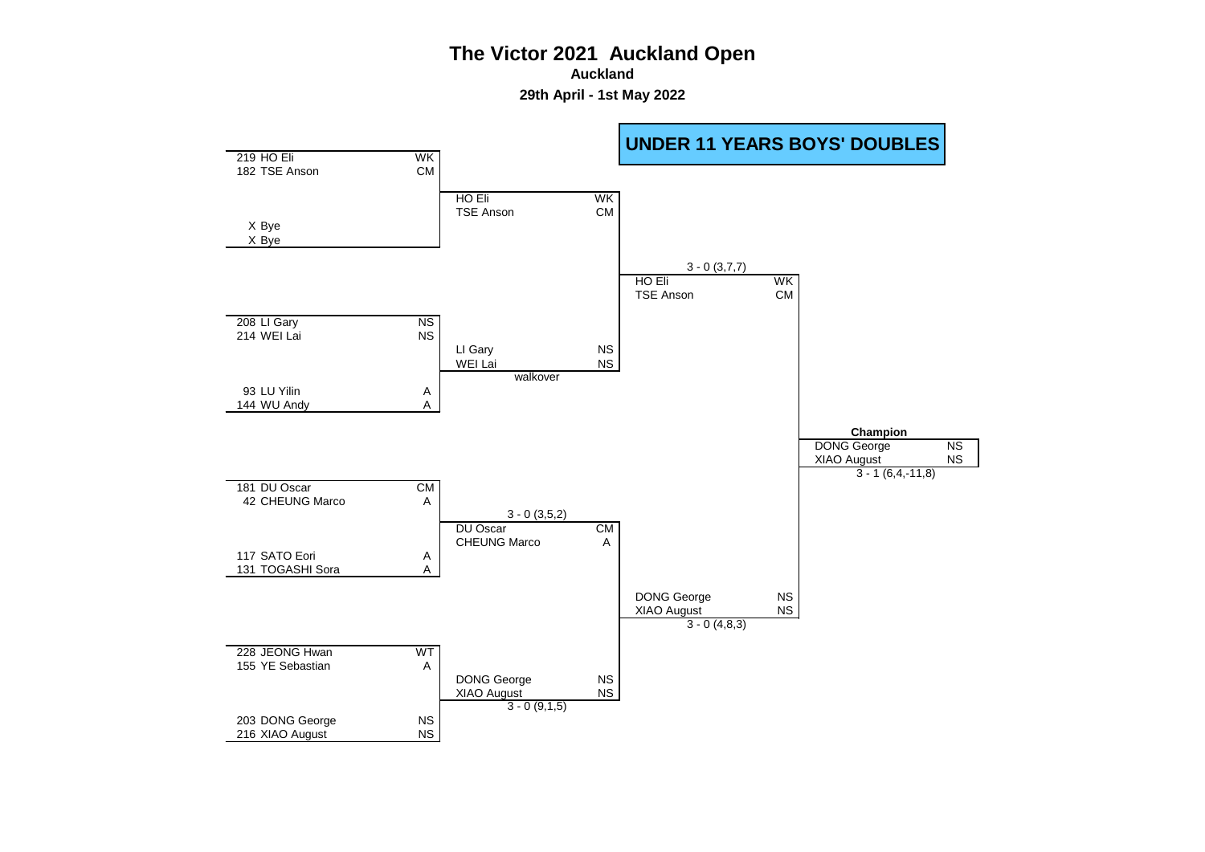# The Victor 2021 Auckland Open

**Auckland**

**29th April - 1st May 2022**

## UNDER 11 YEARS BOYS' DOUBLES

| Round 1 | | Quarter-final | | Semi-final | | Final | |
|---|---|---|---|---|---|---|---|
| 219 HO Eli | WK | | | | | | |
| 182 TSE Anson | CM | | | | | | |
| | | HO Eli | WK | | | | |
| | | TSE Anson | CM | | | | |
| X Bye | | | | | | | |
| X Bye | | | | | | | |
| | | | | 3 - 0 (3,7,7) | | | |
| | | | | HO Eli | WK | | |
| | | | | TSE Anson | CM | | |
| 208 LI Gary | NS | | | | | | |
| 214 WEI Lai | NS | | | | | | |
| | | LI Gary | NS | | | | |
| | | WEI Lai | NS | | | | |
| | | walkover | | | | | |
| 93 LU Yilin | A | | | | | | |
| 144 WU Andy | A | | | | | | |
| | | | | | | **Champion** | |
| | | | | | | DONG George | NS |
| | | | | | | XIAO August | NS |
| | | | | | | 3 - 1 (6,4,-11,8) | |
| 181 DU Oscar | CM | | | | | | |
| 42 CHEUNG Marco | A | | | | | | |
| | | 3 - 0 (3,5,2) | | | | | |
| | | DU Oscar | CM | | | | |
| | | CHEUNG Marco | A | | | | |
| 117 SATO Eori | A | | | | | | |
| 131 TOGASHI Sora | A | | | | | | |
| | | | | DONG George | NS | | |
| | | | | XIAO August | NS | | |
| | | | | 3 - 0 (4,8,3) | | | |
| 228 JEONG Hwan | WT | | | | | | |
| 155 YE Sebastian | A | | | | | | |
| | | DONG George | NS | | | | |
| | | XIAO August | NS | | | | |
| | | 3 - 0 (9,1,5) | | | | | |
| 203 DONG George | NS | | | | | | |
| 216 XIAO August | NS | | | | | | |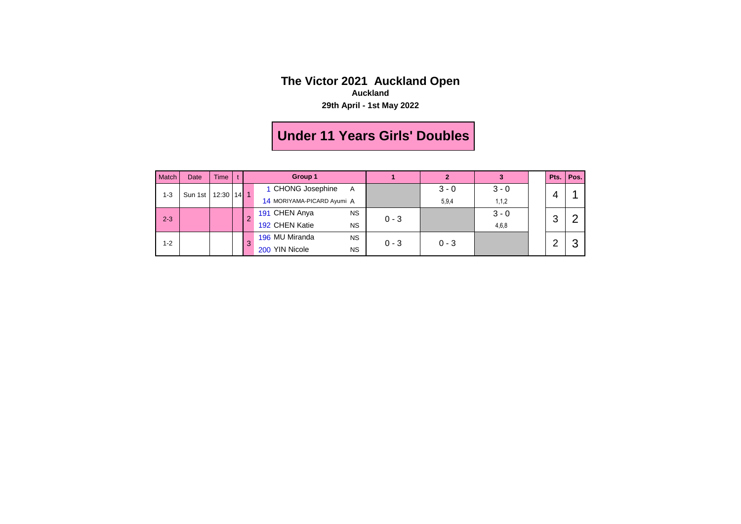# The Victor 2021 Auckland Open

**Auckland**

**29th April - 1st May 2022**

## Under 11 Years Girls' Doubles

| Match | Date | Time | t | | Group 1 | | 1 | 2 | 3 | | Pts. | Pos. |
|---|---|---|---|---|---|---|---|---|---|---|---|---|
| 1-3 | Sun 1st | 12:30 | 14 | 1 | 1 CHONG Josephine | A | | 3 - 0 | 3 - 0 | | 4 | 1 |
| | | | | | 14 MORIYAMA-PICARD Ayumi | A | | 5,9,4 | 1,1,2 | | | |
| 2-3 | | | | 2 | 191 CHEN Anya | NS | 0 - 3 | | 3 - 0 | | 3 | 2 |
| | | | | | 192 CHEN Katie | NS | | | 4,6,8 | | | |
| 1-2 | | | | 3 | 196 MU Miranda | NS | 0 - 3 | 0 - 3 | | | 2 | 3 |
| | | | | | 200 YIN Nicole | NS | | | | | | |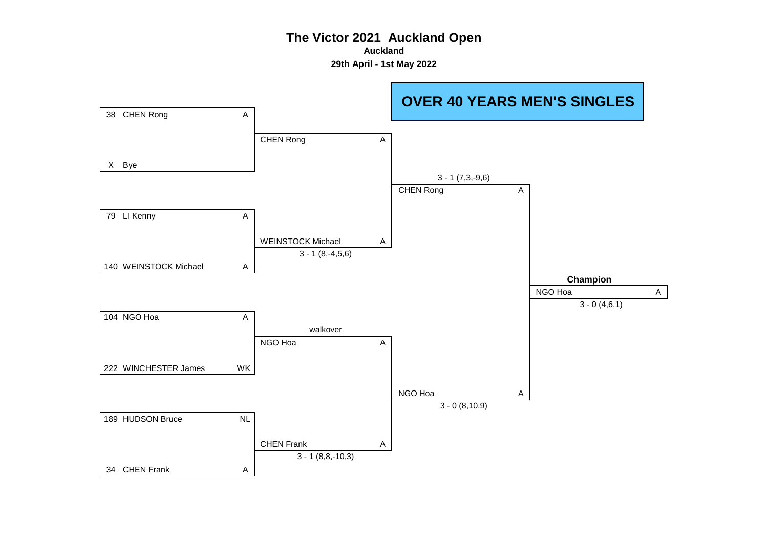# The Victor 2021 Auckland Open

**Auckland**

**29th April - 1st May 2022**

## OVER 40 YEARS MEN'S SINGLES

| Round 1 | | Quarterfinal | | Semifinal | | Final | |
|---|---|---|---|---|---|---|---|
| 38 CHEN Rong | A | CHEN Rong | A | CHEN Rong | A | | |
| X Bye | | | | 3 - 1 (7,3,-9,6) | | | |
| 79 LI Kenny | A | WEINSTOCK Michael | A | | | | |
| 140 WEINSTOCK Michael | A | 3 - 1 (8,-4,5,6) | | | | | |
| | | | | | | **Champion** | |
| | | | | | | NGO Hoa | A |
| | | | | | | 3 - 0 (4,6,1) | |
| 104 NGO Hoa | A | NGO Hoa | A | NGO Hoa | A | | |
| 222 WINCHESTER James | WK | walkover | | 3 - 0 (8,10,9) | | | |
| 189 HUDSON Bruce | NL | CHEN Frank | A | | | | |
| 34 CHEN Frank | A | 3 - 1 (8,8,-10,3) | | | | | |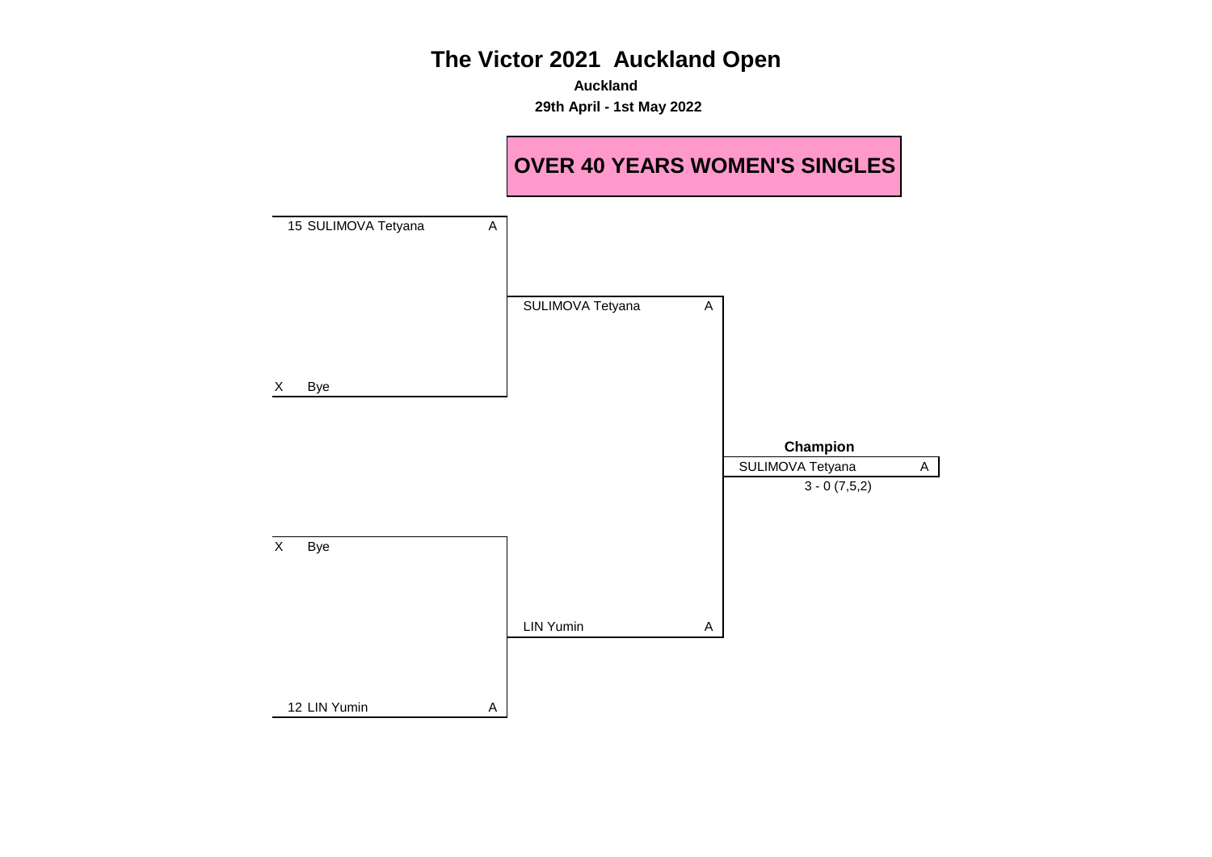# The Victor 2021 Auckland Open

**Auckland**

**29th April - 1st May 2022**

## OVER 40 YEARS WOMEN'S SINGLES

| Round 1 | | Semi-final | | Final |
|---|---|---|---|---|
| 15 SULIMOVA Tetyana | A | SULIMOVA Tetyana | A | |
| X Bye | | | | |
| | | | | **Champion** |
| | | | | SULIMOVA Tetyana A |
| | | | | 3 - 0 (7,5,2) |
| X Bye | | | | |
| 12 LIN Yumin | A | LIN Yumin | A | |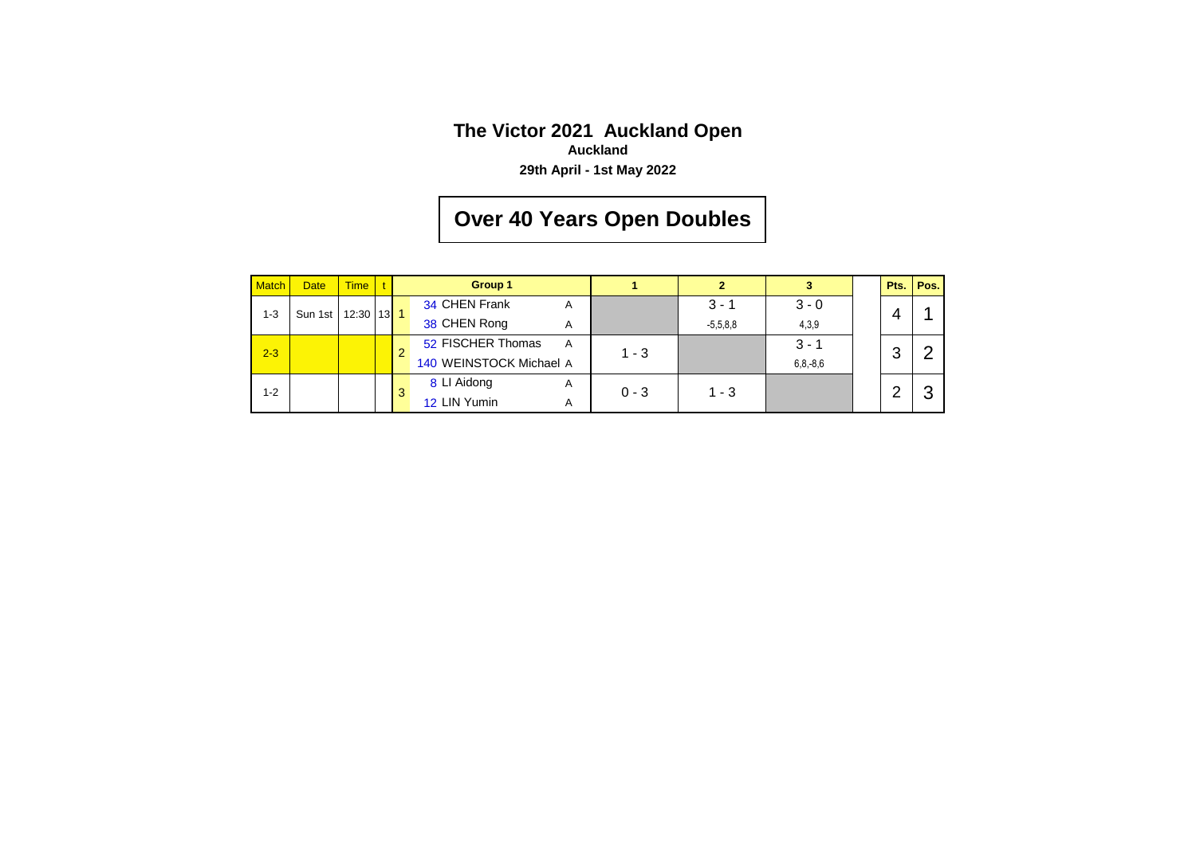# The Victor 2021 Auckland Open

**Auckland**

**29th April - 1st May 2022**

## Over 40 Years Open Doubles

| Match | Date | Time | t | | Group 1 | | 1 | 2 | 3 | | Pts. | Pos. |
|---|---|---|---|---|---|---|---|---|---|---|---|---|
| 1-3 | Sun 1st | 12:30 | 13 | 1 | 34 CHEN Frank<br>38 CHEN Rong | A<br>A | | 3 - 1<br>-5,5,8,8 | 3 - 0<br>4,3,9 | | 4 | 1 |
| 2-3 | | | | 2 | 52 FISCHER Thomas<br>140 WEINSTOCK Michael | A<br>A | 1 - 3 | | 3 - 1<br>6,8,-8,6 | | 3 | 2 |
| 1-2 | | | | 3 | 8 LI Aidong<br>12 LIN Yumin | A<br>A | 0 - 3 | 1 - 3 | | | 2 | 3 |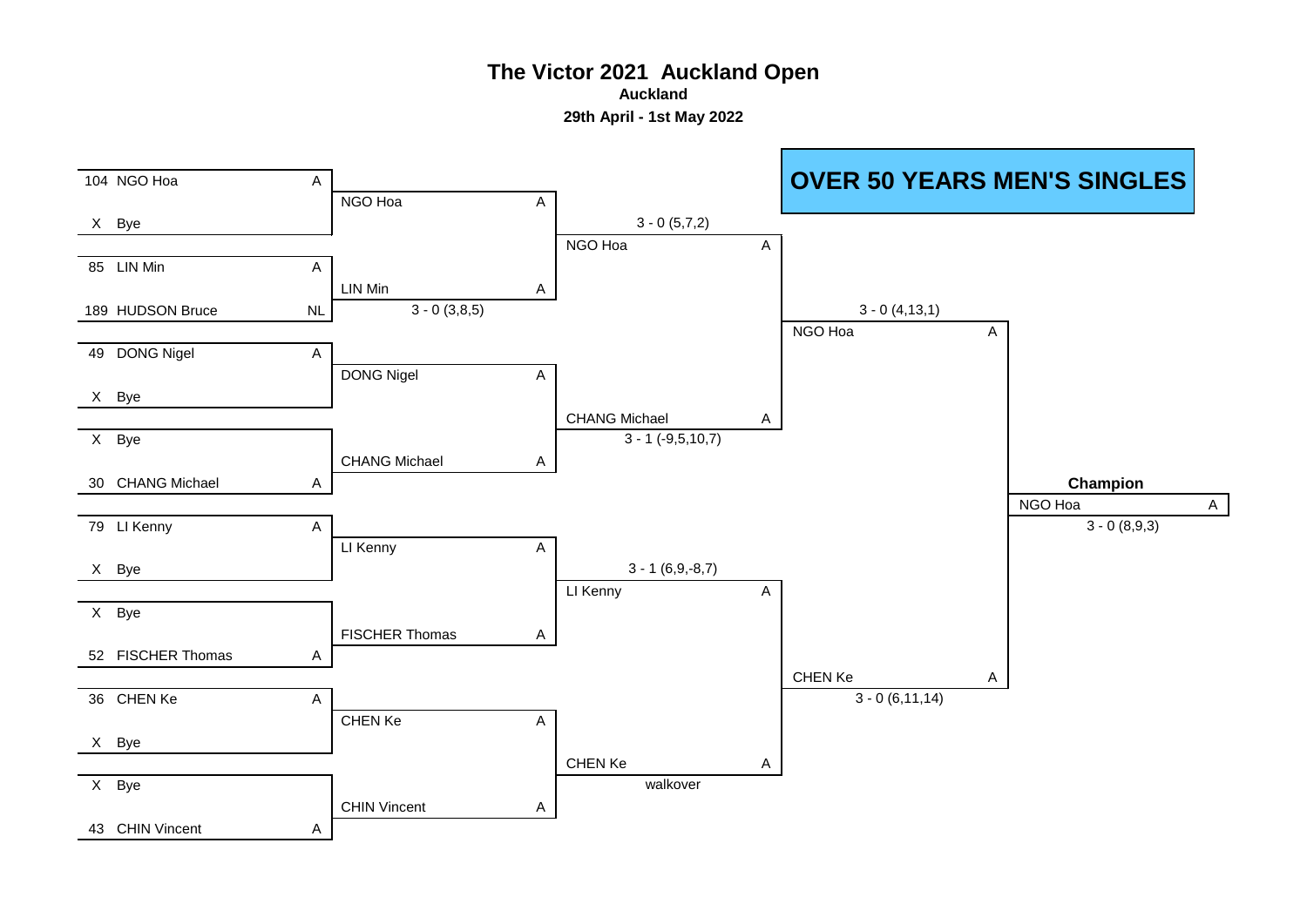# The Victor 2021 Auckland Open

**Auckland**

**29th April - 1st May 2022**

## OVER 50 YEARS MEN'S SINGLES

| Round 1 | | Round 2 | | Quarterfinal | | Semifinal | | Final | |
|---|---|---|---|---|---|---|---|---|---|
| 104 NGO Hoa | A | NGO Hoa | A | NGO Hoa | A | NGO Hoa | A | **Champion** NGO Hoa | A |
| X Bye | | | | 3 - 0 (5,7,2) | | 3 - 0 (4,13,1) | | 3 - 0 (8,9,3) | |
| 85 LIN Min | A | LIN Min | A | | | | | | |
| 189 HUDSON Bruce | NL | 3 - 0 (3,8,5) | | | | | | | |
| 49 DONG Nigel | A | DONG Nigel | A | CHANG Michael | A | | | | |
| X Bye | | | | 3 - 1 (-9,5,10,7) | | | | | |
| X Bye | | CHANG Michael | A | | | | | | |
| 30 CHANG Michael | A | | | | | | | | |
| 79 LI Kenny | A | LI Kenny | A | LI Kenny | A | CHEN Ke | A | | |
| X Bye | | | | 3 - 1 (6,9,-8,7) | | 3 - 0 (6,11,14) | | | |
| X Bye | | FISCHER Thomas | A | | | | | | |
| 52 FISCHER Thomas | A | | | | | | | | |
| 36 CHEN Ke | A | CHEN Ke | A | CHEN Ke | A | | | | |
| X Bye | | | | walkover | | | | | |
| X Bye | | CHIN Vincent | A | | | | | | |
| 43 CHIN Vincent | A | | | | | | | | |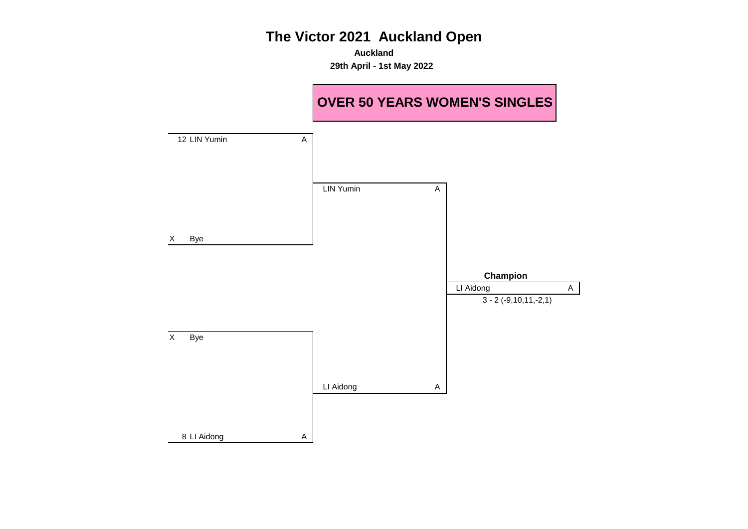# The Victor 2021 Auckland Open

**Auckland**

**29th April - 1st May 2022**

## OVER 50 YEARS WOMEN'S SINGLES

| Round 1 | | Semi-final | | Final |
|---|---|---|---|---|
| 12 LIN Yumin | A | | | |
| | | LIN Yumin | A | |
| X Bye | | | | |
| | | | | **Champion** |
| | | | | LI Aidong A |
| | | | | 3 - 2 (-9,10,11,-2,1) |
| X Bye | | | | |
| | | LI Aidong | A | |
| 8 LI Aidong | A | | | |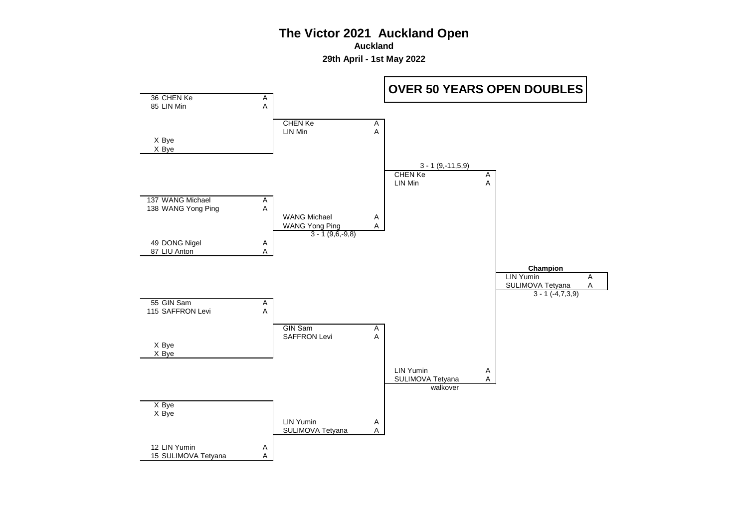# The Victor 2021 Auckland Open

**Auckland**

**29th April - 1st May 2022**

## OVER 50 YEARS OPEN DOUBLES

### Round 1

| Seed | Player | Association |
|---|---|---|
| 36 | CHEN Ke | A |
| 85 | LIN Min | A |
| X | Bye | |
| X | Bye | |
| 137 | WANG Michael | A |
| 138 | WANG Yong Ping | A |
| 49 | DONG Nigel | A |
| 87 | LIU Anton | A |
| 55 | GIN Sam | A |
| 115 | SAFFRON Levi | A |
| X | Bye | |
| X | Bye | |
| X | Bye | |
| X | Bye | |
| 12 | LIN Yumin | A |
| 15 | SULIMOVA Tetyana | A |

### Round 2

| Pair | Association | Score |
|---|---|---|
| CHEN Ke / LIN Min | A / A | |
| WANG Michael / WANG Yong Ping | A / A | 3 - 1 (9,6,-9,8) |
| GIN Sam / SAFFRON Levi | A / A | |
| LIN Yumin / SULIMOVA Tetyana | A / A | |

### Semi-finals

| Pair | Association | Score |
|---|---|---|
| CHEN Ke / LIN Min | A / A | 3 - 1 (9,-11,5,9) |
| LIN Yumin / SULIMOVA Tetyana | A / A | walkover |

### Champion

| Pair | Association | Score |
|---|---|---|
| LIN Yumin / SULIMOVA Tetyana | A / A | 3 - 1 (-4,7,3,9) |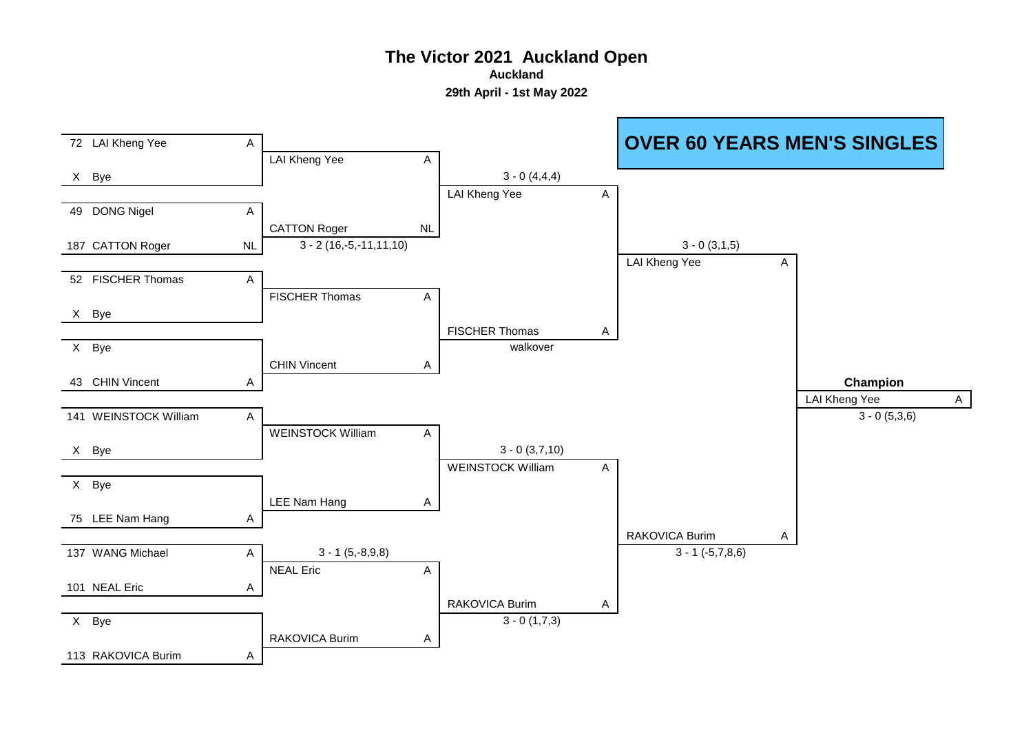# The Victor 2021 Auckland Open

**Auckland**

**29th April - 1st May 2022**

## OVER 60 YEARS MEN'S SINGLES

### Round 1

| Seed | Player | Assoc. |
|---|---|---|
| 72 | LAI Kheng Yee | A |
| X | Bye | |
| 49 | DONG Nigel | A |
| 187 | CATTON Roger | NL |
| 52 | FISCHER Thomas | A |
| X | Bye | |
| X | Bye | |
| 43 | CHIN Vincent | A |
| 141 | WEINSTOCK William | A |
| X | Bye | |
| X | Bye | |
| 75 | LEE Nam Hang | A |
| 137 | WANG Michael | A |
| 101 | NEAL Eric | A |
| X | Bye | |
| 113 | RAKOVICA Burim | A |

### Round 2

| Winner | Assoc. | Score |
|---|---|---|
| LAI Kheng Yee | A | |
| CATTON Roger | NL | 3 - 2 (16,-5,-11,11,10) |
| FISCHER Thomas | A | |
| CHIN Vincent | A | |
| WEINSTOCK William | A | |
| LEE Nam Hang | A | |
| NEAL Eric | A | 3 - 1 (5,-8,9,8) |
| RAKOVICA Burim | A | |

### Quarter-finals

| Winner | Assoc. | Score |
|---|---|---|
| LAI Kheng Yee | A | 3 - 0 (4,4,4) |
| FISCHER Thomas | A | walkover |
| WEINSTOCK William | A | 3 - 0 (3,7,10) |
| RAKOVICA Burim | A | 3 - 0 (1,7,3) |

### Semi-finals

| Winner | Assoc. | Score |
|---|---|---|
| LAI Kheng Yee | A | 3 - 0 (3,1,5) |
| RAKOVICA Burim | A | 3 - 1 (-5,7,8,6) |

### Champion

| Winner | Assoc. | Score |
|---|---|---|
| LAI Kheng Yee | A | 3 - 0 (5,3,6) |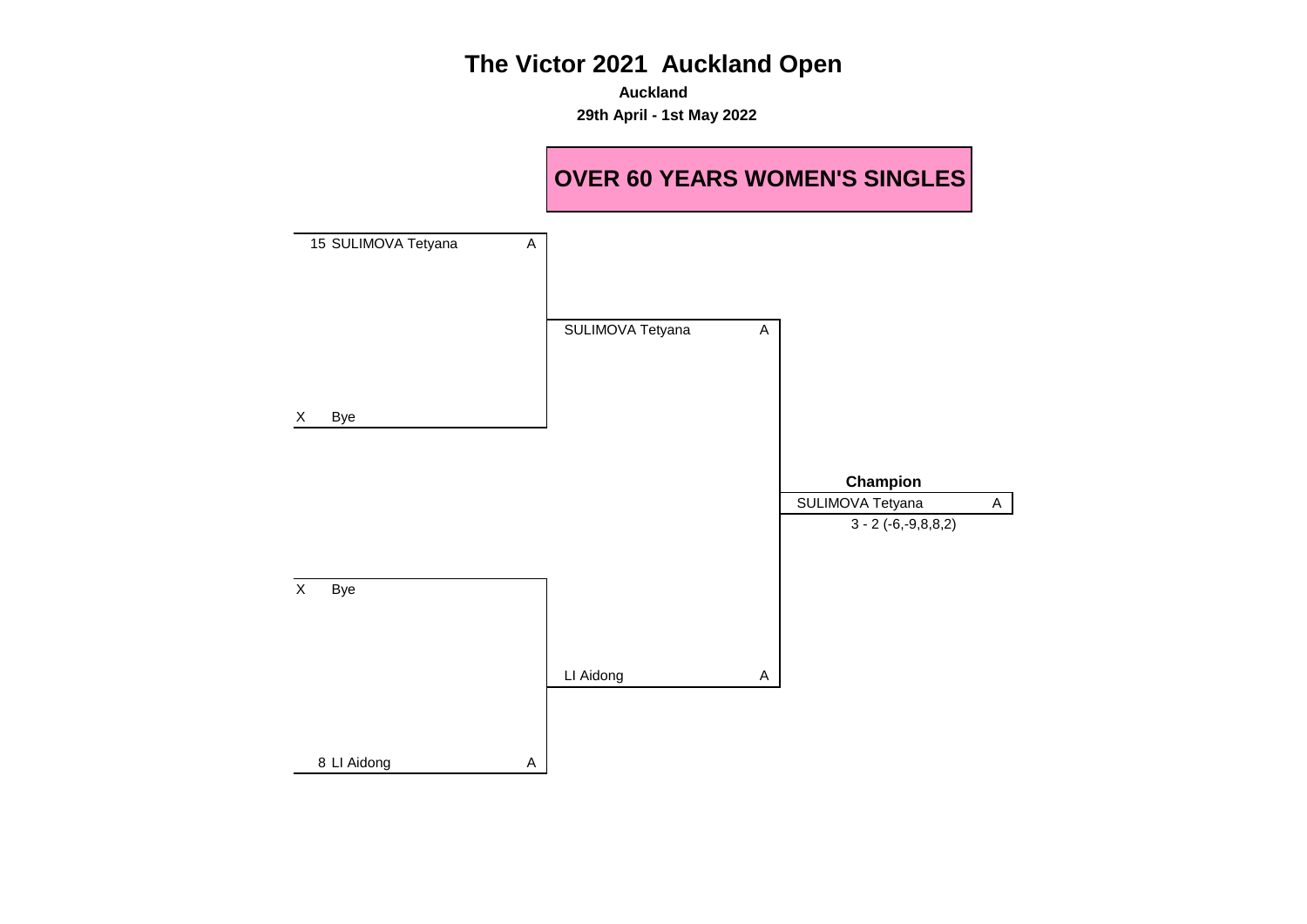# The Victor 2021 Auckland Open

**Auckland**

**29th April - 1st May 2022**

## OVER 60 YEARS WOMEN'S SINGLES

| Round 1 | | Semi-final | | Final | |
|---|---|---|---|---|---|
| 15 SULIMOVA Tetyana | A | | | | |
| | | SULIMOVA Tetyana | A | | |
| X Bye | | | | | |
| | | | | **Champion** | |
| | | | | SULIMOVA Tetyana | A |
| | | | | 3 - 2 (-6,-9,8,8,2) | |
| X Bye | | | | | |
| | | LI Aidong | A | | |
| 8 LI Aidong | A | | | | |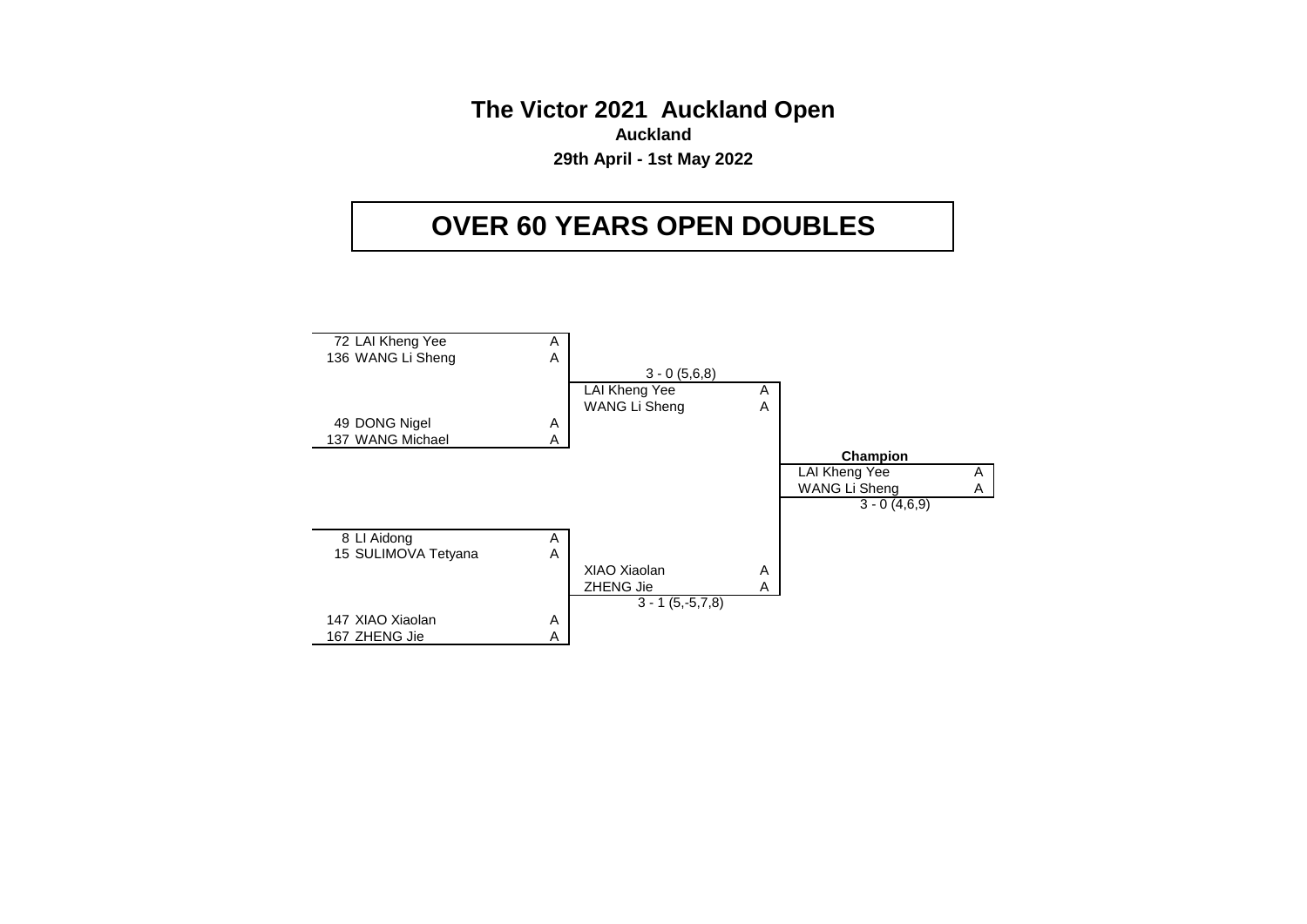# The Victor 2021 Auckland Open

**Auckland**

**29th April - 1st May 2022**

## OVER 60 YEARS OPEN DOUBLES

| Round 1 | | Final | | Champion | |
|---|---|---|---|---|---|
| 72 LAI Kheng Yee | A | | | | |
| 136 WANG Li Sheng | A | | | | |
| | | 3 - 0 (5,6,8) | | | |
| | | LAI Kheng Yee | A | | |
| | | WANG Li Sheng | A | | |
| 49 DONG Nigel | A | | | | |
| 137 WANG Michael | A | | | | |
| | | | | **Champion** | |
| | | | | LAI Kheng Yee | A |
| | | | | WANG Li Sheng | A |
| | | | | 3 - 0 (4,6,9) | |
| 8 LI Aidong | A | | | | |
| 15 SULIMOVA Tetyana | A | | | | |
| | | XIAO Xiaolan | A | | |
| | | ZHENG Jie | A | | |
| | | 3 - 1 (5,-5,7,8) | | | |
| 147 XIAO Xiaolan | A | | | | |
| 167 ZHENG Jie | A | | | | |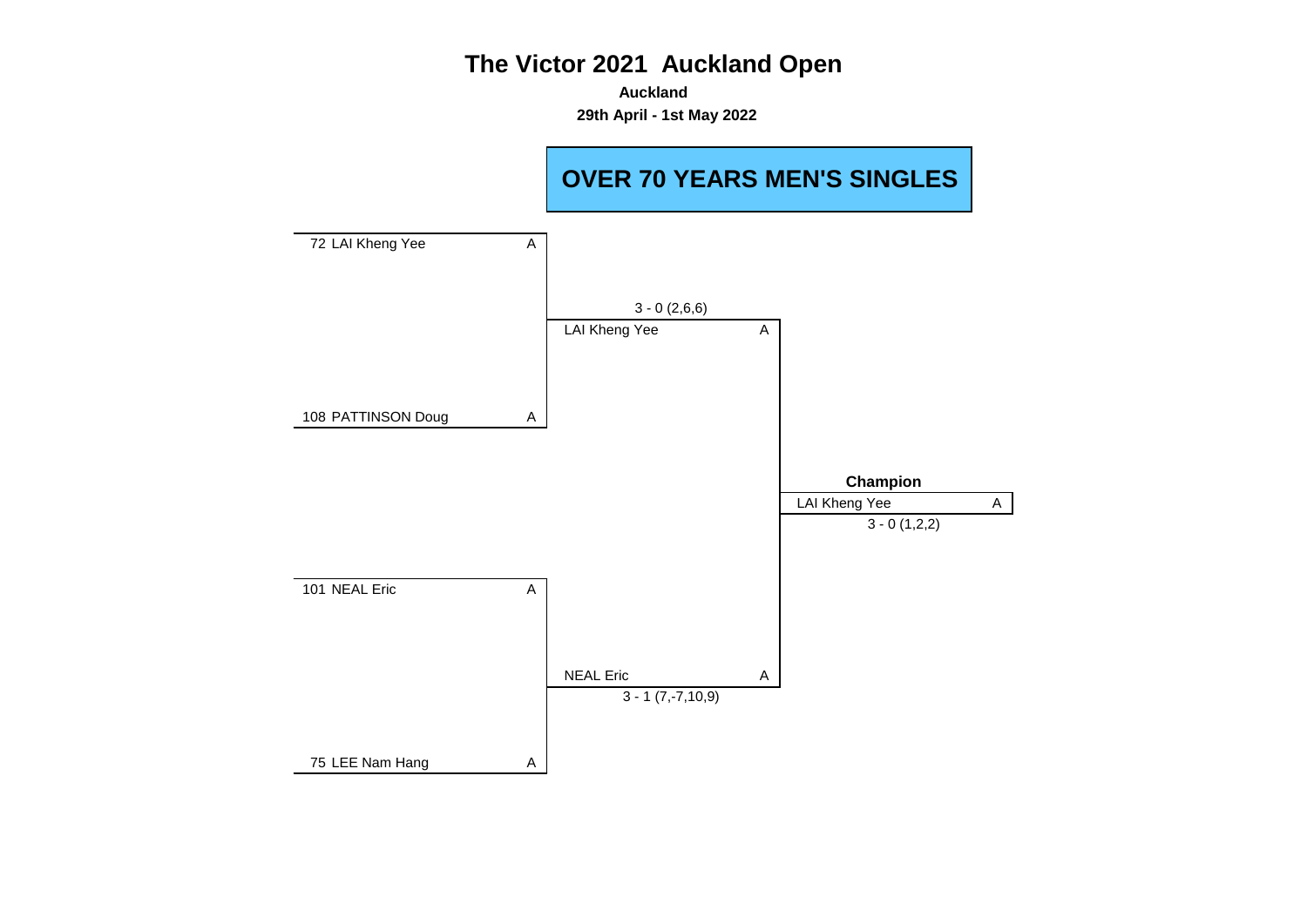# The Victor 2021 Auckland Open

**Auckland**

**29th April - 1st May 2022**

## OVER 70 YEARS MEN'S SINGLES

| Round 1 | | Final | | Champion |
|---|---|---|---|---|
| 72 LAI Kheng Yee | A | | | |
| | | 3 - 0 (2,6,6) | | |
| | | LAI Kheng Yee | A | |
| 108 PATTINSON Doug | A | | | |
| | | | | **Champion** |
| | | | | LAI Kheng Yee A |
| | | | | 3 - 0 (1,2,2) |
| 101 NEAL Eric | A | | | |
| | | NEAL Eric | A | |
| | | 3 - 1 (7,-7,10,9) | | |
| 75 LEE Nam Hang | A | | | |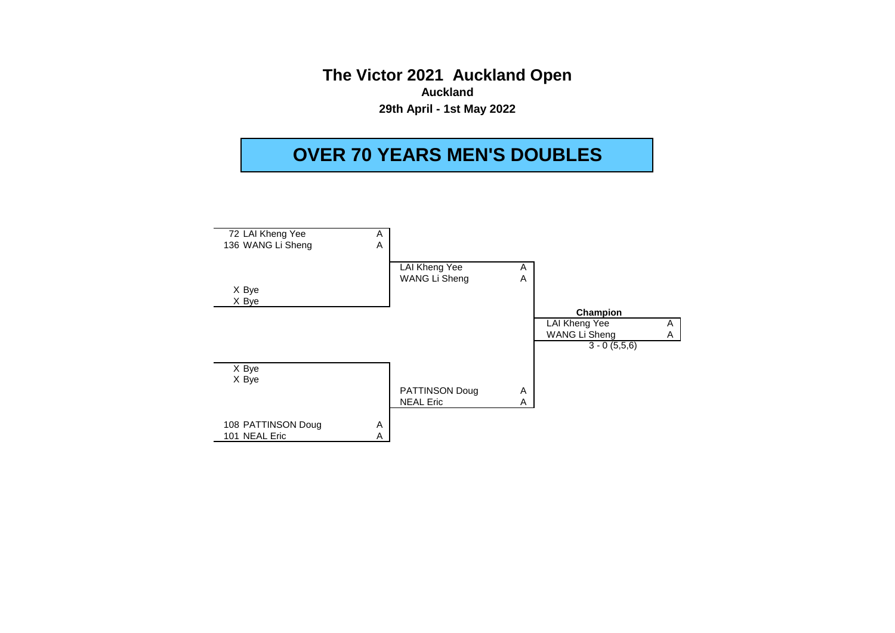# The Victor 2021 Auckland Open

**Auckland**

**29th April - 1st May 2022**

## OVER 70 YEARS MEN'S DOUBLES

| Round 1 | | Semi-final | | Champion | |
|---|---|---|---|---|---|
| 72 LAI Kheng Yee | A | | | | |
| 136 WANG Li Sheng | A | | | | |
| | | LAI Kheng Yee | A | | |
| | | WANG Li Sheng | A | | |
| X Bye | | | | | |
| X Bye | | | | | |
| | | | | **Champion** | |
| | | | | LAI Kheng Yee | A |
| | | | | WANG Li Sheng | A |
| | | | | 3 - 0 (5,5,6) | |
| X Bye | | | | | |
| X Bye | | | | | |
| | | PATTINSON Doug | A | | |
| | | NEAL Eric | A | | |
| 108 PATTINSON Doug | A | | | | |
| 101 NEAL Eric | A | | | | |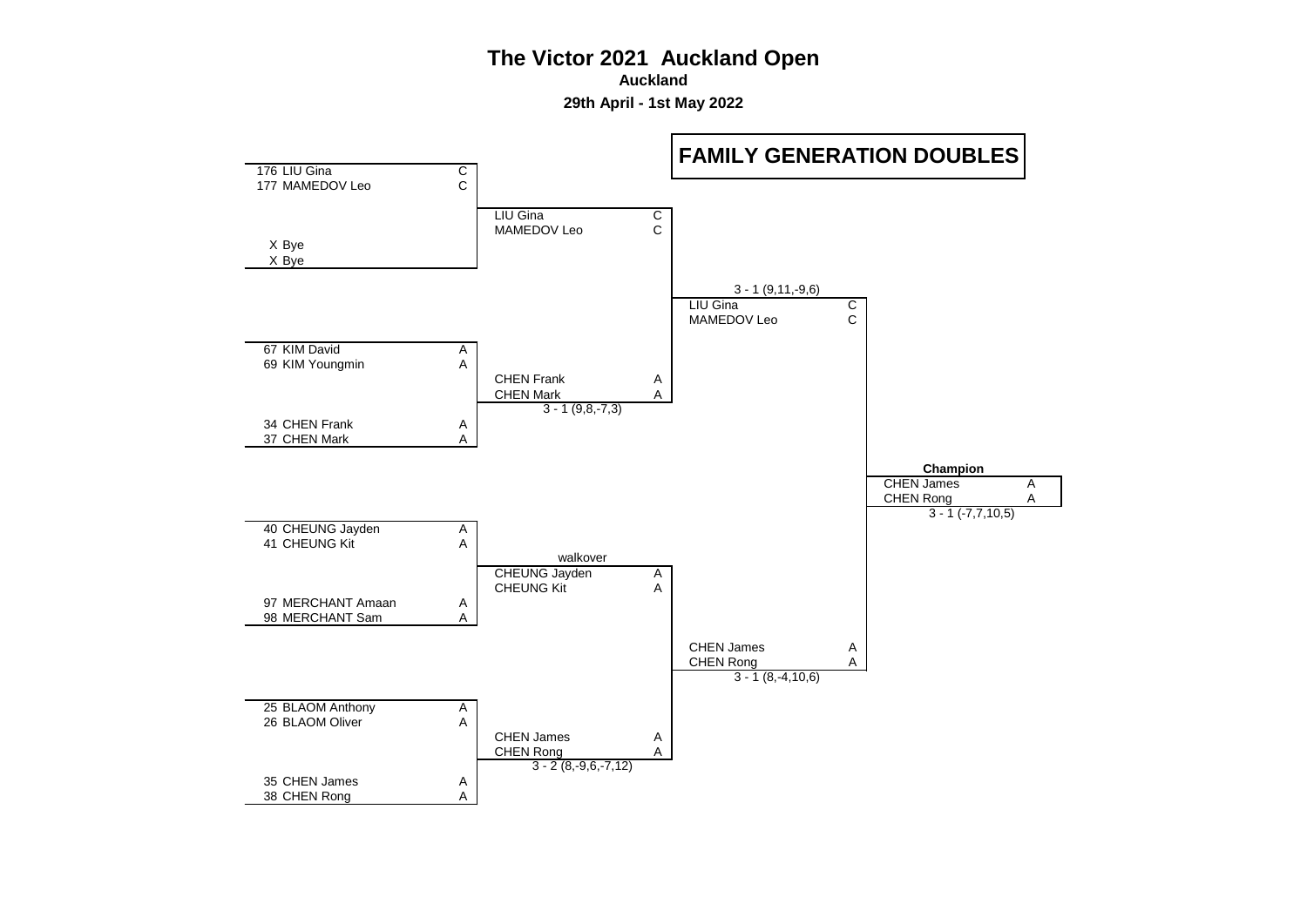# The Victor 2021 Auckland Open

**Auckland**

**29th April - 1st May 2022**

## FAMILY GENERATION DOUBLES

### Round 1

| Pair | Grade |
|---|---|
| 176 LIU Gina / 177 MAMEDOV Leo | C / C |
| X Bye / X Bye | |
| 67 KIM David / 69 KIM Youngmin | A / A |
| 34 CHEN Frank / 37 CHEN Mark | A / A |
| 40 CHEUNG Jayden / 41 CHEUNG Kit | A / A |
| 97 MERCHANT Amaan / 98 MERCHANT Sam | A / A |
| 25 BLAOM Anthony / 26 BLAOM Oliver | A / A |
| 35 CHEN James / 38 CHEN Rong | A / A |

### Round 2

| Winner | Grade | Score |
|---|---|---|
| LIU Gina / MAMEDOV Leo | C / C | |
| CHEN Frank / CHEN Mark | A / A | 3 - 1 (9,8,-7,3) |
| CHEUNG Jayden / CHEUNG Kit | A / A | walkover |
| CHEN James / CHEN Rong | A / A | 3 - 2 (8,-9,6,-7,12) |

### Semi-finals

| Winner | Grade | Score |
|---|---|---|
| LIU Gina / MAMEDOV Leo | C / C | 3 - 1 (9,11,-9,6) |
| CHEN James / CHEN Rong | A / A | 3 - 1 (8,-4,10,6) |

### Champion

| Winner | Grade | Score |
|---|---|---|
| CHEN James / CHEN Rong | A / A | 3 - 1 (-7,7,10,5) |